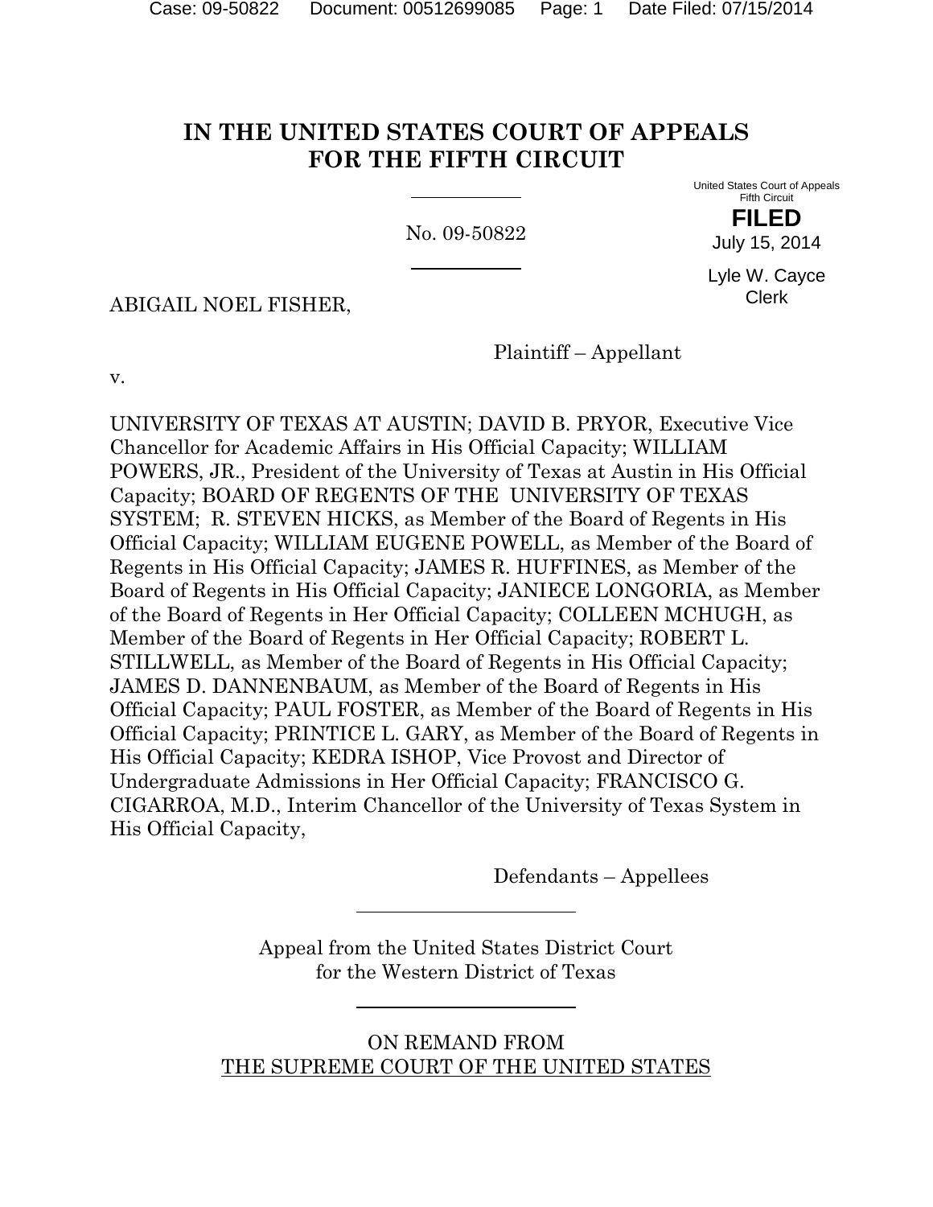# IN THE UNITED STATES COURT OF APPEALS FOR THE FIFTH CIRCUIT

No. 09-50822

United States Court of Appeals
Fifth Circuit

**FILED**

July 15, 2014

Lyle W. Cayce
Clerk

ABIGAIL NOEL FISHER,

Plaintiff – Appellant

v.

UNIVERSITY OF TEXAS AT AUSTIN; DAVID B. PRYOR, Executive Vice Chancellor for Academic Affairs in His Official Capacity; WILLIAM POWERS, JR., President of the University of Texas at Austin in His Official Capacity; BOARD OF REGENTS OF THE UNIVERSITY OF TEXAS SYSTEM; R. STEVEN HICKS, as Member of the Board of Regents in His Official Capacity; WILLIAM EUGENE POWELL, as Member of the Board of Regents in His Official Capacity; JAMES R. HUFFINES, as Member of the Board of Regents in His Official Capacity; JANIECE LONGORIA, as Member of the Board of Regents in Her Official Capacity; COLLEEN MCHUGH, as Member of the Board of Regents in Her Official Capacity; ROBERT L. STILLWELL, as Member of the Board of Regents in His Official Capacity; JAMES D. DANNENBAUM, as Member of the Board of Regents in His Official Capacity; PAUL FOSTER, as Member of the Board of Regents in His Official Capacity; PRINTICE L. GARY, as Member of the Board of Regents in His Official Capacity; KEDRA ISHOP, Vice Provost and Director of Undergraduate Admissions in Her Official Capacity; FRANCISCO G. CIGARROA, M.D., Interim Chancellor of the University of Texas System in His Official Capacity,

Defendants – Appellees

Appeal from the United States District Court
for the Western District of Texas

ON REMAND FROM
THE SUPREME COURT OF THE UNITED STATES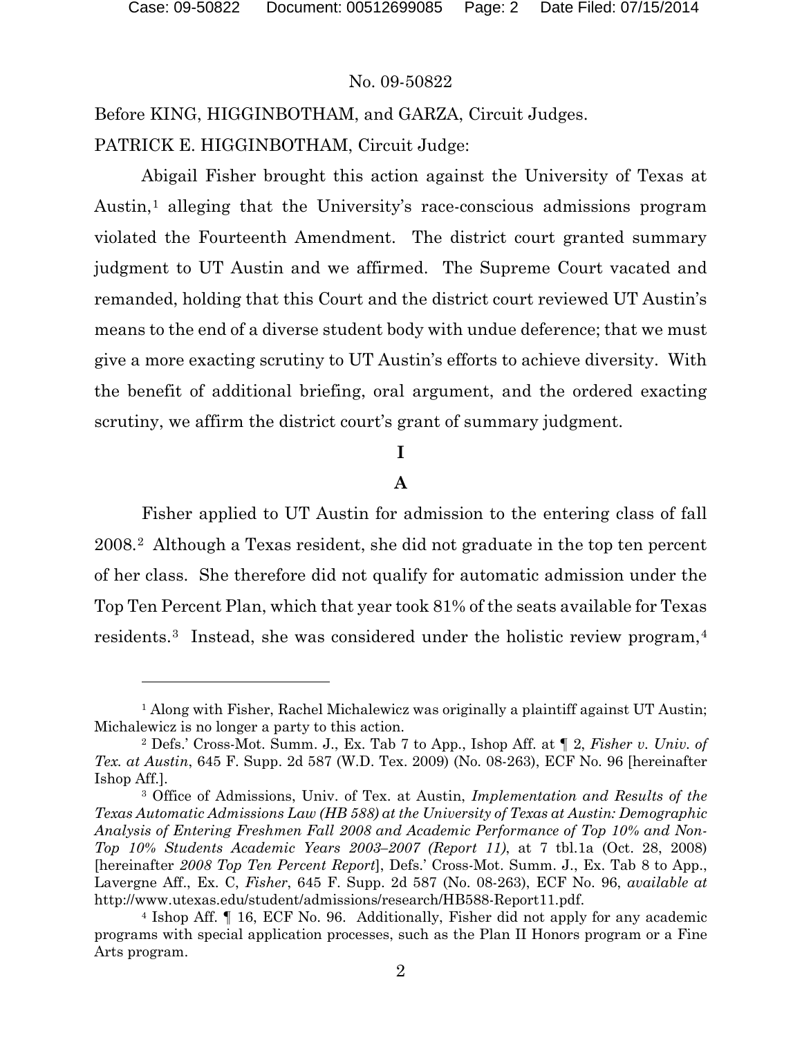No. 09-50822

Before KING, HIGGINBOTHAM, and GARZA, Circuit Judges.

PATRICK E. HIGGINBOTHAM, Circuit Judge:

Abigail Fisher brought this action against the University of Texas at Austin,[1] alleging that the University's race-conscious admissions program violated the Fourteenth Amendment. The district court granted summary judgment to UT Austin and we affirmed. The Supreme Court vacated and remanded, holding that this Court and the district court reviewed UT Austin's means to the end of a diverse student body with undue deference; that we must give a more exacting scrutiny to UT Austin's efforts to achieve diversity. With the benefit of additional briefing, oral argument, and the ordered exacting scrutiny, we affirm the district court's grant of summary judgment.

# I

## A

Fisher applied to UT Austin for admission to the entering class of fall 2008.[2] Although a Texas resident, she did not graduate in the top ten percent of her class. She therefore did not qualify for automatic admission under the Top Ten Percent Plan, which that year took 81% of the seats available for Texas residents.[3] Instead, she was considered under the holistic review program,[4]

---

[1] Along with Fisher, Rachel Michalewicz was originally a plaintiff against UT Austin; Michalewicz is no longer a party to this action.

[2] Defs.' Cross-Mot. Summ. J., Ex. Tab 7 to App., Ishop Aff. at ¶ 2, *Fisher v. Univ. of Tex. at Austin*, 645 F. Supp. 2d 587 (W.D. Tex. 2009) (No. 08-263), ECF No. 96 [hereinafter Ishop Aff.].

[3] Office of Admissions, Univ. of Tex. at Austin, *Implementation and Results of the Texas Automatic Admissions Law (HB 588) at the University of Texas at Austin: Demographic Analysis of Entering Freshmen Fall 2008 and Academic Performance of Top 10% and Non-Top 10% Students Academic Years 2003–2007 (Report 11)*, at 7 tbl.1a (Oct. 28, 2008) [hereinafter *2008 Top Ten Percent Report*], Defs.' Cross-Mot. Summ. J., Ex. Tab 8 to App., Lavergne Aff., Ex. C, *Fisher*, 645 F. Supp. 2d 587 (No. 08-263), ECF No. 96, *available at* http://www.utexas.edu/student/admissions/research/HB588-Report11.pdf.

[4] Ishop Aff. ¶ 16, ECF No. 96. Additionally, Fisher did not apply for any academic programs with special application processes, such as the Plan II Honors program or a Fine Arts program.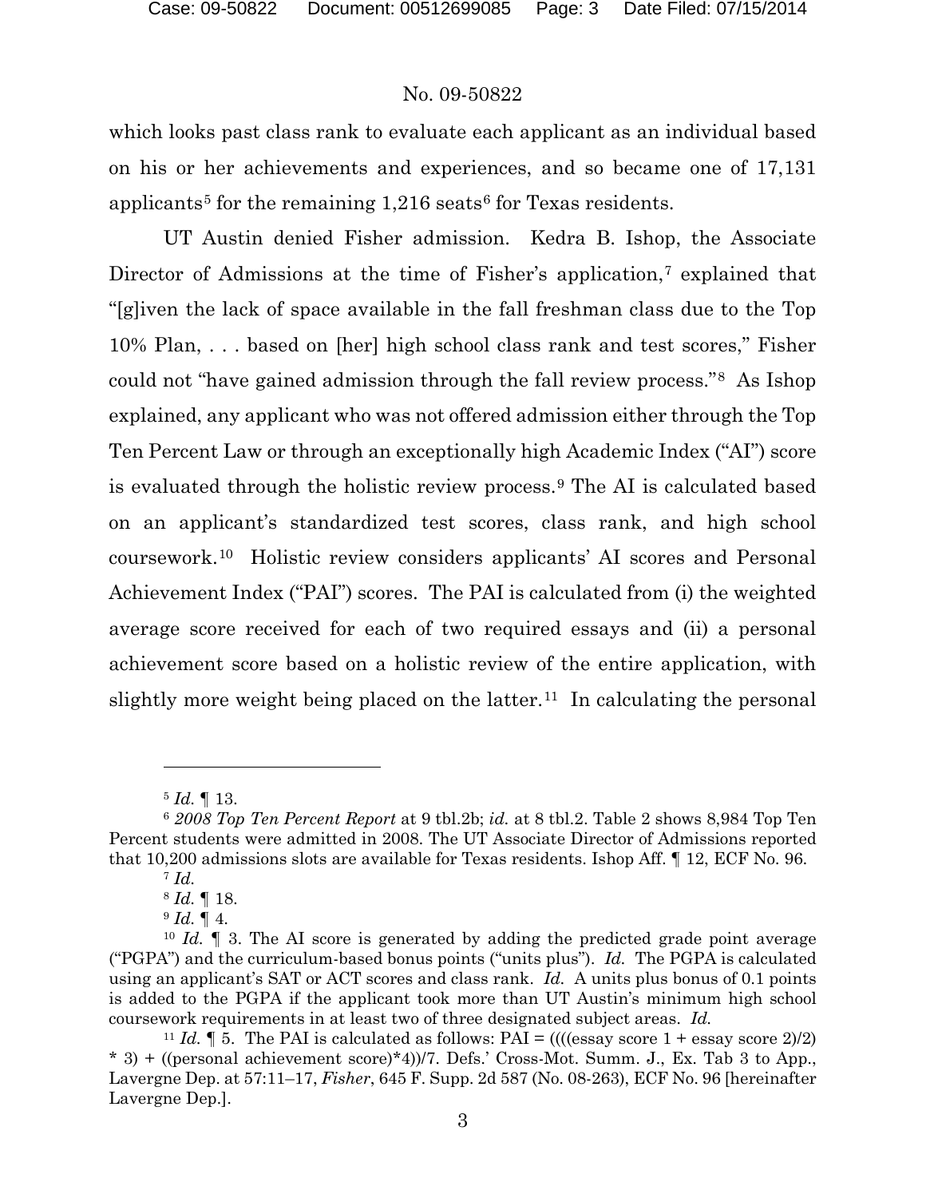which looks past class rank to evaluate each applicant as an individual based on his or her achievements and experiences, and so became one of 17,131 applicants[5] for the remaining 1,216 seats[6] for Texas residents.

UT Austin denied Fisher admission. Kedra B. Ishop, the Associate Director of Admissions at the time of Fisher's application,[7] explained that "[g]iven the lack of space available in the fall freshman class due to the Top 10% Plan, . . . based on [her] high school class rank and test scores," Fisher could not "have gained admission through the fall review process."[8] As Ishop explained, any applicant who was not offered admission either through the Top Ten Percent Law or through an exceptionally high Academic Index ("AI") score is evaluated through the holistic review process.[9] The AI is calculated based on an applicant's standardized test scores, class rank, and high school coursework.[10] Holistic review considers applicants' AI scores and Personal Achievement Index ("PAI") scores. The PAI is calculated from (i) the weighted average score received for each of two required essays and (ii) a personal achievement score based on a holistic review of the entire application, with slightly more weight being placed on the latter.[11] In calculating the personal

---

[5] *Id.* ¶ 13.

[6] *2008 Top Ten Percent Report* at 9 tbl.2b; *id.* at 8 tbl.2. Table 2 shows 8,984 Top Ten Percent students were admitted in 2008. The UT Associate Director of Admissions reported that 10,200 admissions slots are available for Texas residents. Ishop Aff. ¶ 12, ECF No. 96.

[7] *Id.*

[8] *Id.* ¶ 18.

[9] *Id.* ¶ 4.

[10] *Id.* ¶ 3. The AI score is generated by adding the predicted grade point average ("PGPA") and the curriculum-based bonus points ("units plus"). *Id.* The PGPA is calculated using an applicant's SAT or ACT scores and class rank. *Id.* A units plus bonus of 0.1 points is added to the PGPA if the applicant took more than UT Austin's minimum high school coursework requirements in at least two of three designated subject areas. *Id.*

[11] *Id.* ¶ 5. The PAI is calculated as follows: PAI = ((((essay score 1 + essay score 2)/2) * 3) + ((personal achievement score)*4))/7. Defs.' Cross-Mot. Summ. J., Ex. Tab 3 to App., Lavergne Dep. at 57:11–17, *Fisher*, 645 F. Supp. 2d 587 (No. 08-263), ECF No. 96 [hereinafter Lavergne Dep.].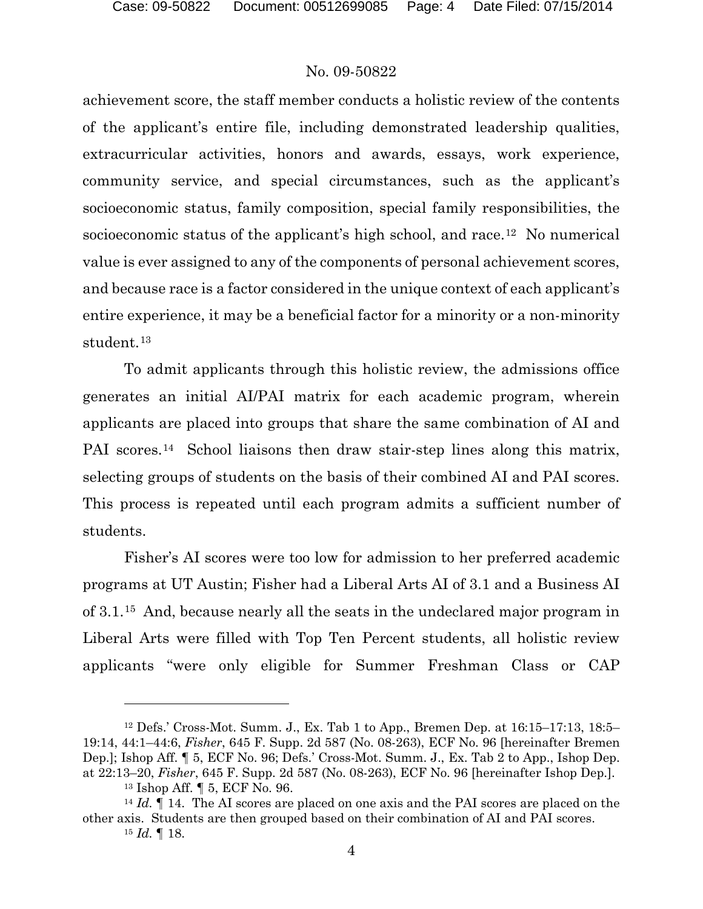achievement score, the staff member conducts a holistic review of the contents of the applicant's entire file, including demonstrated leadership qualities, extracurricular activities, honors and awards, essays, work experience, community service, and special circumstances, such as the applicant's socioeconomic status, family composition, special family responsibilities, the socioeconomic status of the applicant's high school, and race.[12] No numerical value is ever assigned to any of the components of personal achievement scores, and because race is a factor considered in the unique context of each applicant's entire experience, it may be a beneficial factor for a minority or a non-minority student.[13]

To admit applicants through this holistic review, the admissions office generates an initial AI/PAI matrix for each academic program, wherein applicants are placed into groups that share the same combination of AI and PAI scores.[14] School liaisons then draw stair-step lines along this matrix, selecting groups of students on the basis of their combined AI and PAI scores. This process is repeated until each program admits a sufficient number of students.

Fisher's AI scores were too low for admission to her preferred academic programs at UT Austin; Fisher had a Liberal Arts AI of 3.1 and a Business AI of 3.1.[15] And, because nearly all the seats in the undeclared major program in Liberal Arts were filled with Top Ten Percent students, all holistic review applicants "were only eligible for Summer Freshman Class or CAP

---

[12] Defs.' Cross-Mot. Summ. J., Ex. Tab 1 to App., Bremen Dep. at 16:15–17:13, 18:5–19:14, 44:1–44:6, *Fisher*, 645 F. Supp. 2d 587 (No. 08-263), ECF No. 96 [hereinafter Bremen Dep.]; Ishop Aff. ¶ 5, ECF No. 96; Defs.' Cross-Mot. Summ. J., Ex. Tab 2 to App., Ishop Dep. at 22:13–20, *Fisher*, 645 F. Supp. 2d 587 (No. 08-263), ECF No. 96 [hereinafter Ishop Dep.].

[13] Ishop Aff. ¶ 5, ECF No. 96.

[14] *Id.* ¶ 14. The AI scores are placed on one axis and the PAI scores are placed on the other axis. Students are then grouped based on their combination of AI and PAI scores.

[15] *Id.* ¶ 18.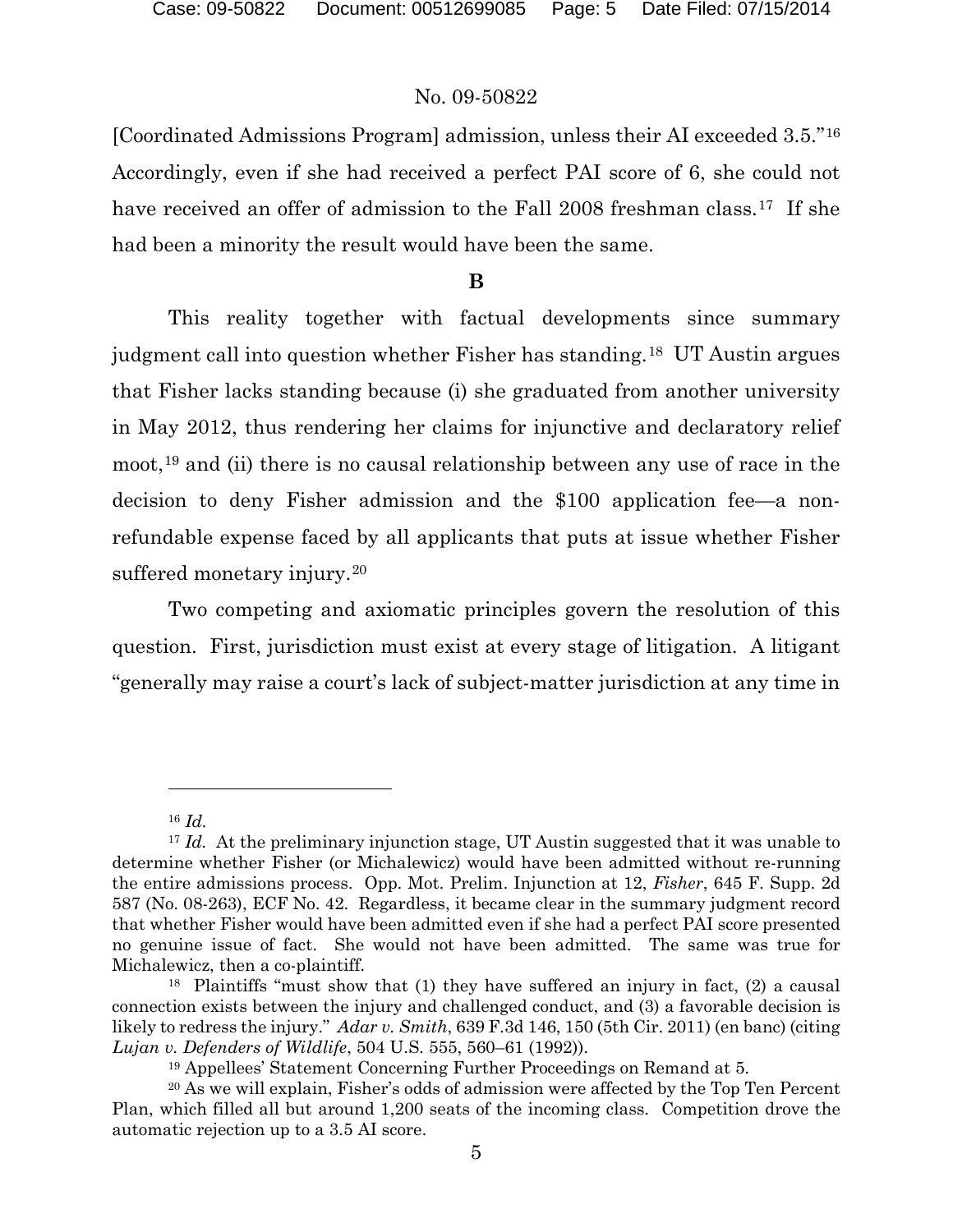[Coordinated Admissions Program] admission, unless their AI exceeded 3.5."[16] Accordingly, even if she had received a perfect PAI score of 6, she could not have received an offer of admission to the Fall 2008 freshman class.[17] If she had been a minority the result would have been the same.

**B**

This reality together with factual developments since summary judgment call into question whether Fisher has standing.[18] UT Austin argues that Fisher lacks standing because (i) she graduated from another university in May 2012, thus rendering her claims for injunctive and declaratory relief moot,[19] and (ii) there is no causal relationship between any use of race in the decision to deny Fisher admission and the $100 application fee—a non-refundable expense faced by all applicants that puts at issue whether Fisher suffered monetary injury.[20]

Two competing and axiomatic principles govern the resolution of this question. First, jurisdiction must exist at every stage of litigation. A litigant "generally may raise a court's lack of subject-matter jurisdiction at any time in

---

[16] *Id.*

[17] *Id.* At the preliminary injunction stage, UT Austin suggested that it was unable to determine whether Fisher (or Michalewicz) would have been admitted without re-running the entire admissions process. Opp. Mot. Prelim. Injunction at 12, *Fisher*, 645 F. Supp. 2d 587 (No. 08-263), ECF No. 42. Regardless, it became clear in the summary judgment record that whether Fisher would have been admitted even if she had a perfect PAI score presented no genuine issue of fact. She would not have been admitted. The same was true for Michalewicz, then a co-plaintiff.

[18] Plaintiffs "must show that (1) they have suffered an injury in fact, (2) a causal connection exists between the injury and challenged conduct, and (3) a favorable decision is likely to redress the injury." *Adar v. Smith*, 639 F.3d 146, 150 (5th Cir. 2011) (en banc) (citing *Lujan v. Defenders of Wildlife*, 504 U.S. 555, 560–61 (1992)).

[19] Appellees' Statement Concerning Further Proceedings on Remand at 5.

[20] As we will explain, Fisher's odds of admission were affected by the Top Ten Percent Plan, which filled all but around 1,200 seats of the incoming class. Competition drove the automatic rejection up to a 3.5 AI score.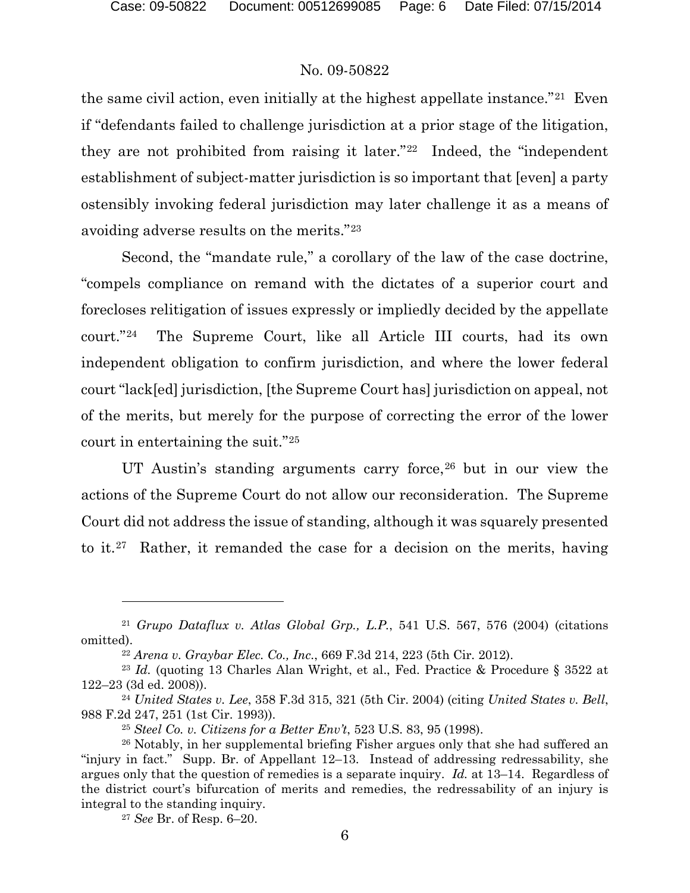the same civil action, even initially at the highest appellate instance."[21] Even if "defendants failed to challenge jurisdiction at a prior stage of the litigation, they are not prohibited from raising it later."[22] Indeed, the "independent establishment of subject-matter jurisdiction is so important that [even] a party ostensibly invoking federal jurisdiction may later challenge it as a means of avoiding adverse results on the merits."[23]

Second, the "mandate rule," a corollary of the law of the case doctrine, "compels compliance on remand with the dictates of a superior court and forecloses relitigation of issues expressly or impliedly decided by the appellate court."[24] The Supreme Court, like all Article III courts, had its own independent obligation to confirm jurisdiction, and where the lower federal court "lack[ed] jurisdiction, [the Supreme Court has] jurisdiction on appeal, not of the merits, but merely for the purpose of correcting the error of the lower court in entertaining the suit."[25]

UT Austin's standing arguments carry force,[26] but in our view the actions of the Supreme Court do not allow our reconsideration. The Supreme Court did not address the issue of standing, although it was squarely presented to it.[27] Rather, it remanded the case for a decision on the merits, having

---

[21] *Grupo Dataflux v. Atlas Global Grp., L.P.*, 541 U.S. 567, 576 (2004) (citations omitted).

[22] *Arena v. Graybar Elec. Co., Inc.*, 669 F.3d 214, 223 (5th Cir. 2012).

[23] *Id.* (quoting 13 Charles Alan Wright, et al., Fed. Practice & Procedure § 3522 at 122–23 (3d ed. 2008)).

[24] *United States v. Lee*, 358 F.3d 315, 321 (5th Cir. 2004) (citing *United States v. Bell*, 988 F.2d 247, 251 (1st Cir. 1993)).

[25] *Steel Co. v. Citizens for a Better Env't*, 523 U.S. 83, 95 (1998).

[26] Notably, in her supplemental briefing Fisher argues only that she had suffered an "injury in fact." Supp. Br. of Appellant 12–13. Instead of addressing redressability, she argues only that the question of remedies is a separate inquiry. *Id.* at 13–14. Regardless of the district court's bifurcation of merits and remedies, the redressability of an injury is integral to the standing inquiry.

[27] *See* Br. of Resp. 6–20.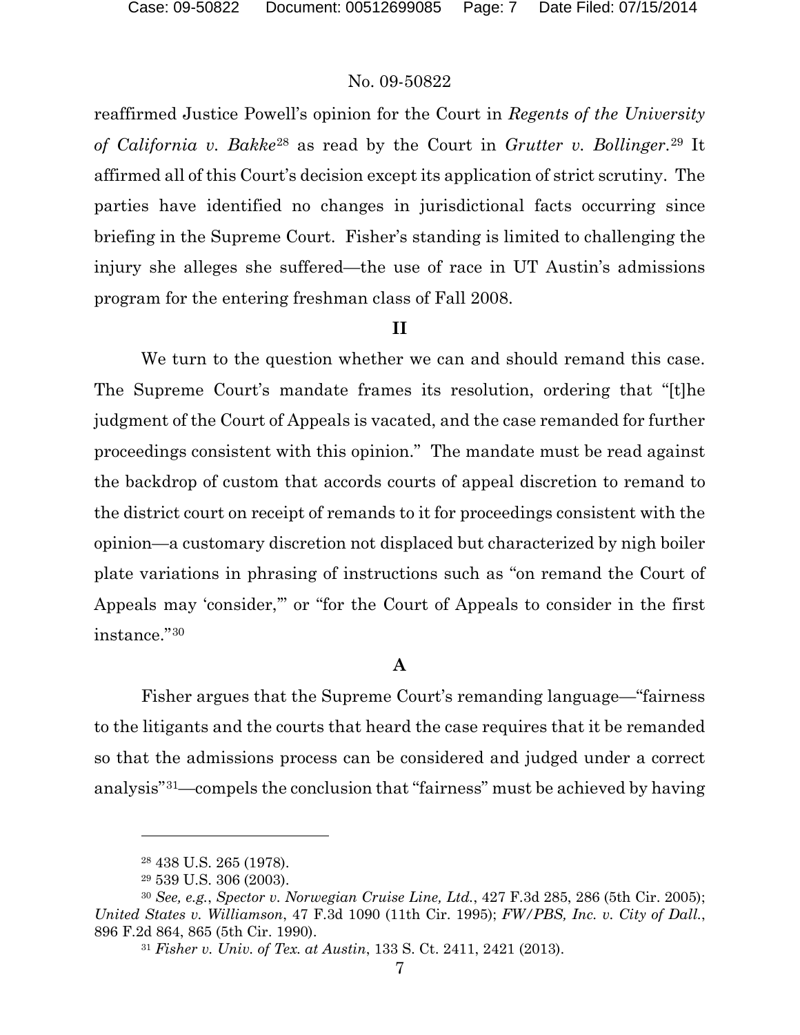reaffirmed Justice Powell's opinion for the Court in *Regents of the University of California v. Bakke*[28] as read by the Court in *Grutter v. Bollinger*.[29] It affirmed all of this Court's decision except its application of strict scrutiny. The parties have identified no changes in jurisdictional facts occurring since briefing in the Supreme Court. Fisher's standing is limited to challenging the injury she alleges she suffered—the use of race in UT Austin's admissions program for the entering freshman class of Fall 2008.

## II

We turn to the question whether we can and should remand this case. The Supreme Court's mandate frames its resolution, ordering that "[t]he judgment of the Court of Appeals is vacated, and the case remanded for further proceedings consistent with this opinion." The mandate must be read against the backdrop of custom that accords courts of appeal discretion to remand to the district court on receipt of remands to it for proceedings consistent with the opinion—a customary discretion not displaced but characterized by nigh boiler plate variations in phrasing of instructions such as "on remand the Court of Appeals may 'consider,'" or "for the Court of Appeals to consider in the first instance."[30]

### A

Fisher argues that the Supreme Court's remanding language—"fairness to the litigants and the courts that heard the case requires that it be remanded so that the admissions process can be considered and judged under a correct analysis"[31]—compels the conclusion that "fairness" must be achieved by having

---

[28] 438 U.S. 265 (1978).

[29] 539 U.S. 306 (2003).

[30] *See, e.g.*, *Spector v. Norwegian Cruise Line, Ltd.*, 427 F.3d 285, 286 (5th Cir. 2005); *United States v. Williamson*, 47 F.3d 1090 (11th Cir. 1995); *FW/PBS, Inc. v. City of Dall.*, 896 F.2d 864, 865 (5th Cir. 1990).

[31] *Fisher v. Univ. of Tex. at Austin*, 133 S. Ct. 2411, 2421 (2013).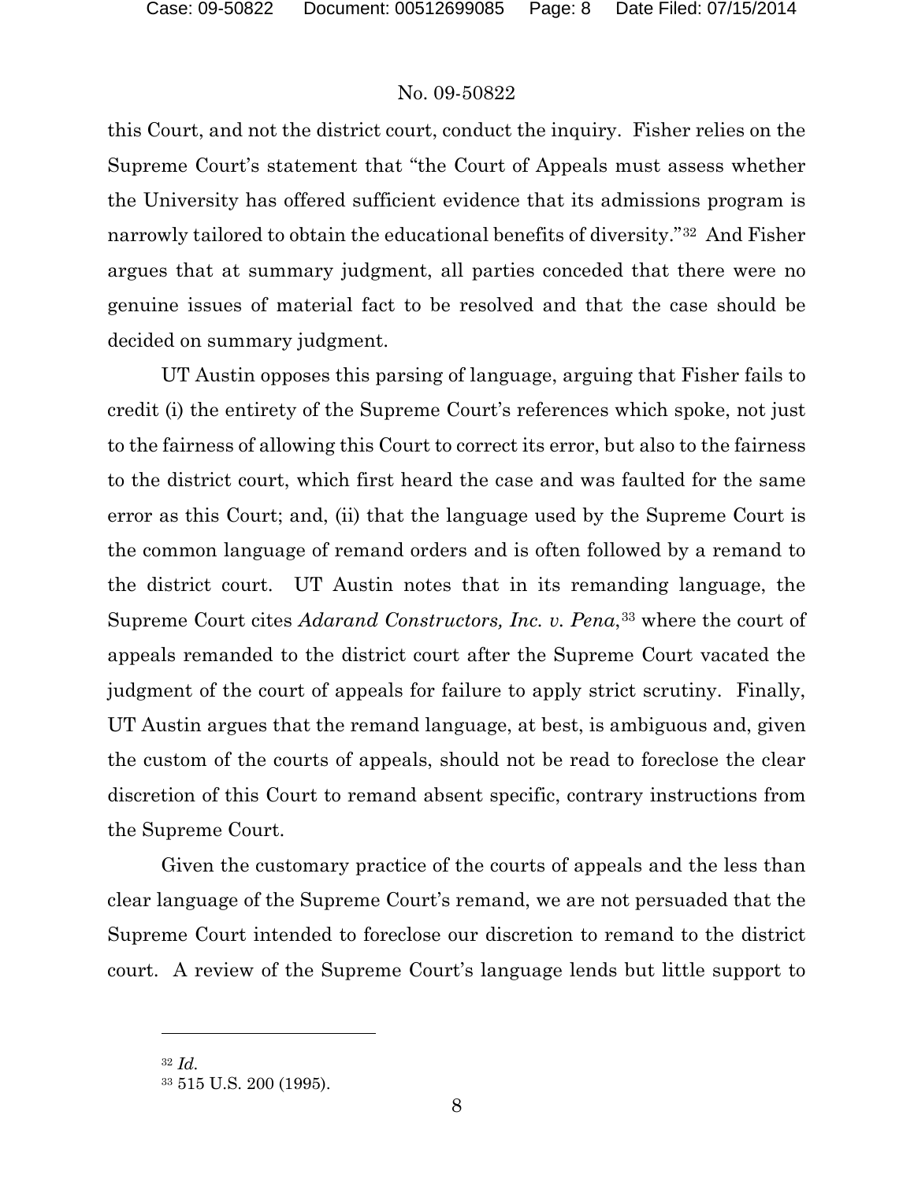this Court, and not the district court, conduct the inquiry. Fisher relies on the Supreme Court's statement that "the Court of Appeals must assess whether the University has offered sufficient evidence that its admissions program is narrowly tailored to obtain the educational benefits of diversity."[32] And Fisher argues that at summary judgment, all parties conceded that there were no genuine issues of material fact to be resolved and that the case should be decided on summary judgment.

UT Austin opposes this parsing of language, arguing that Fisher fails to credit (i) the entirety of the Supreme Court's references which spoke, not just to the fairness of allowing this Court to correct its error, but also to the fairness to the district court, which first heard the case and was faulted for the same error as this Court; and, (ii) that the language used by the Supreme Court is the common language of remand orders and is often followed by a remand to the district court. UT Austin notes that in its remanding language, the Supreme Court cites *Adarand Constructors, Inc. v. Pena*,[33] where the court of appeals remanded to the district court after the Supreme Court vacated the judgment of the court of appeals for failure to apply strict scrutiny. Finally, UT Austin argues that the remand language, at best, is ambiguous and, given the custom of the courts of appeals, should not be read to foreclose the clear discretion of this Court to remand absent specific, contrary instructions from the Supreme Court.

Given the customary practice of the courts of appeals and the less than clear language of the Supreme Court's remand, we are not persuaded that the Supreme Court intended to foreclose our discretion to remand to the district court. A review of the Supreme Court's language lends but little support to

---

[32] *Id.*

[33] 515 U.S. 200 (1995).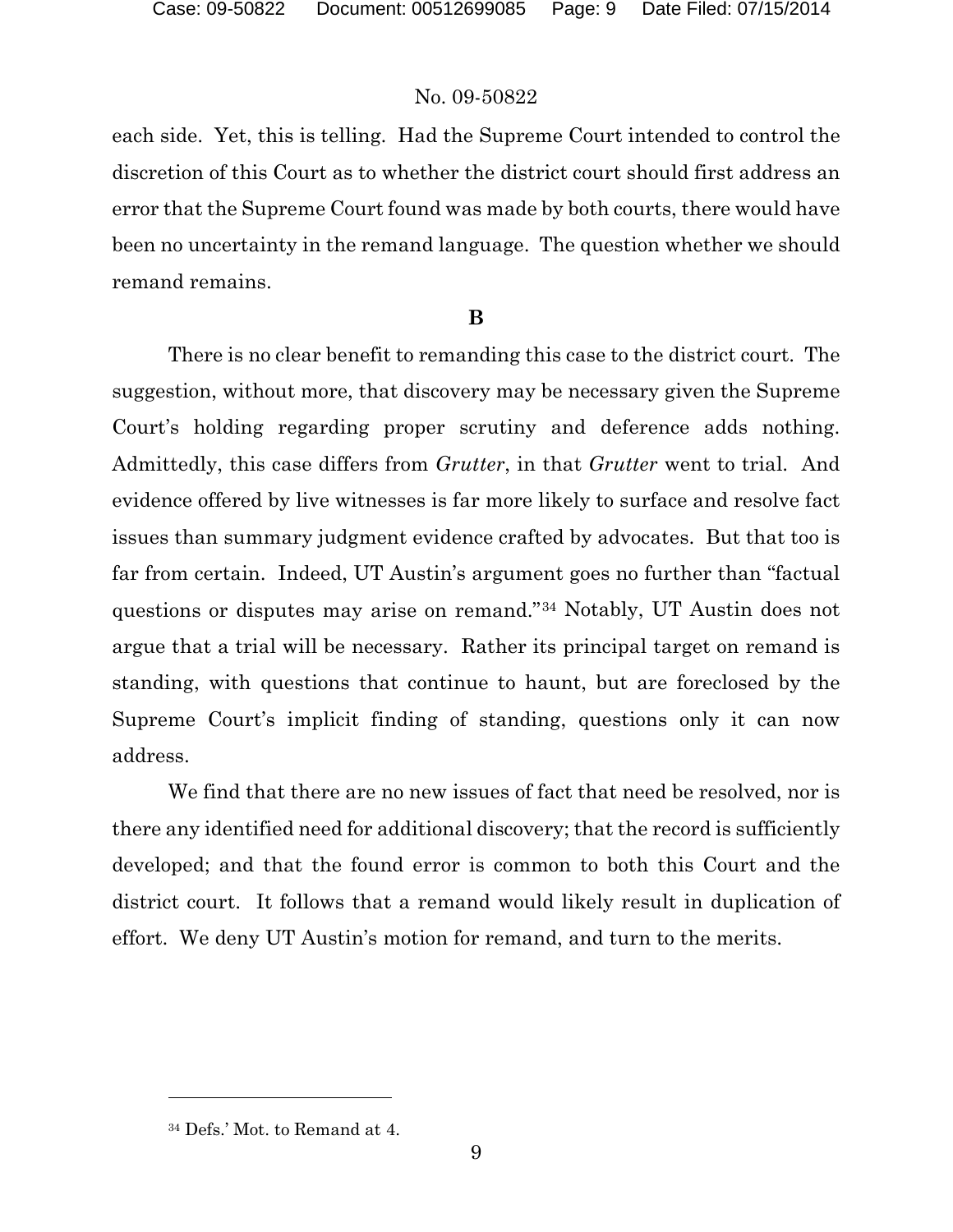each side. Yet, this is telling. Had the Supreme Court intended to control the discretion of this Court as to whether the district court should first address an error that the Supreme Court found was made by both courts, there would have been no uncertainty in the remand language. The question whether we should remand remains.

**B**

There is no clear benefit to remanding this case to the district court. The suggestion, without more, that discovery may be necessary given the Supreme Court's holding regarding proper scrutiny and deference adds nothing. Admittedly, this case differs from *Grutter*, in that *Grutter* went to trial. And evidence offered by live witnesses is far more likely to surface and resolve fact issues than summary judgment evidence crafted by advocates. But that too is far from certain. Indeed, UT Austin's argument goes no further than "factual questions or disputes may arise on remand."[34] Notably, UT Austin does not argue that a trial will be necessary. Rather its principal target on remand is standing, with questions that continue to haunt, but are foreclosed by the Supreme Court's implicit finding of standing, questions only it can now address.

We find that there are no new issues of fact that need be resolved, nor is there any identified need for additional discovery; that the record is sufficiently developed; and that the found error is common to both this Court and the district court. It follows that a remand would likely result in duplication of effort. We deny UT Austin's motion for remand, and turn to the merits.

---

[34] Defs.' Mot. to Remand at 4.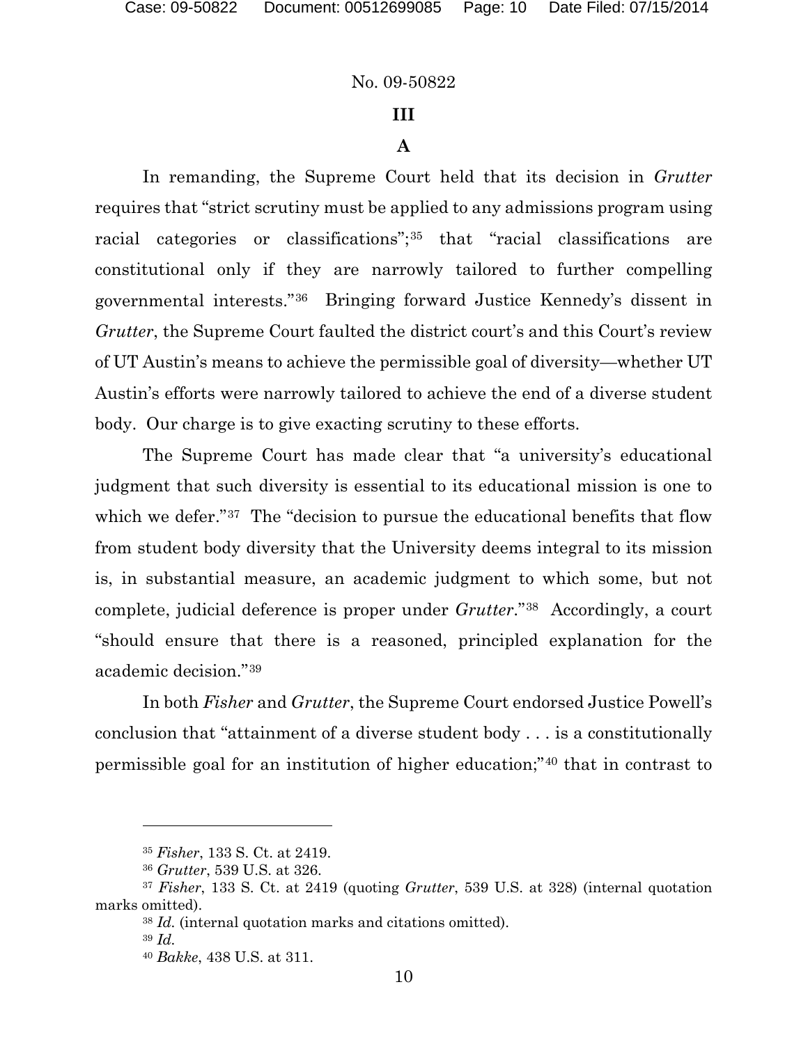## III

### A

In remanding, the Supreme Court held that its decision in *Grutter* requires that "strict scrutiny must be applied to any admissions program using racial categories or classifications";[35] that "racial classifications are constitutional only if they are narrowly tailored to further compelling governmental interests."[36] Bringing forward Justice Kennedy's dissent in *Grutter*, the Supreme Court faulted the district court's and this Court's review of UT Austin's means to achieve the permissible goal of diversity—whether UT Austin's efforts were narrowly tailored to achieve the end of a diverse student body. Our charge is to give exacting scrutiny to these efforts.

The Supreme Court has made clear that "a university's educational judgment that such diversity is essential to its educational mission is one to which we defer."[37] The "decision to pursue the educational benefits that flow from student body diversity that the University deems integral to its mission is, in substantial measure, an academic judgment to which some, but not complete, judicial deference is proper under *Grutter*."[38] Accordingly, a court "should ensure that there is a reasoned, principled explanation for the academic decision."[39]

In both *Fisher* and *Grutter*, the Supreme Court endorsed Justice Powell's conclusion that "attainment of a diverse student body . . . is a constitutionally permissible goal for an institution of higher education;"[40] that in contrast to

---

[35] *Fisher*, 133 S. Ct. at 2419.

[36] *Grutter*, 539 U.S. at 326.

[37] *Fisher*, 133 S. Ct. at 2419 (quoting *Grutter*, 539 U.S. at 328) (internal quotation marks omitted).

[38] *Id.* (internal quotation marks and citations omitted).

[39] *Id.*

[40] *Bakke*, 438 U.S. at 311.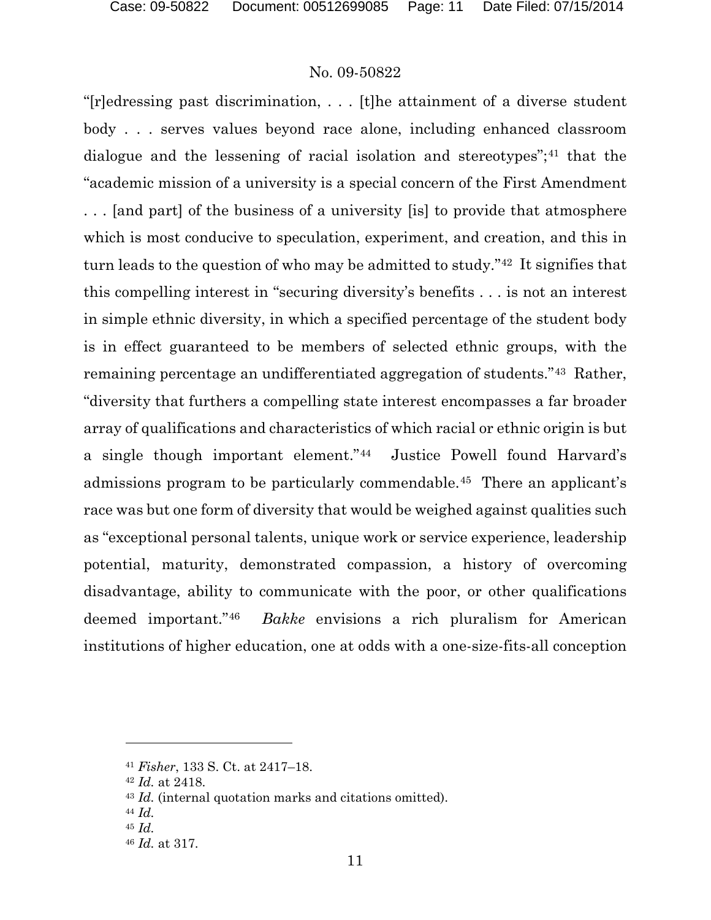"[r]edressing past discrimination, . . . [t]he attainment of a diverse student body . . . serves values beyond race alone, including enhanced classroom dialogue and the lessening of racial isolation and stereotypes";[41] that the "academic mission of a university is a special concern of the First Amendment . . . [and part] of the business of a university [is] to provide that atmosphere which is most conducive to speculation, experiment, and creation, and this in turn leads to the question of who may be admitted to study."[42] It signifies that this compelling interest in "securing diversity's benefits . . . is not an interest in simple ethnic diversity, in which a specified percentage of the student body is in effect guaranteed to be members of selected ethnic groups, with the remaining percentage an undifferentiated aggregation of students."[43] Rather, "diversity that furthers a compelling state interest encompasses a far broader array of qualifications and characteristics of which racial or ethnic origin is but a single though important element."[44] Justice Powell found Harvard's admissions program to be particularly commendable.[45] There an applicant's race was but one form of diversity that would be weighed against qualities such as "exceptional personal talents, unique work or service experience, leadership potential, maturity, demonstrated compassion, a history of overcoming disadvantage, ability to communicate with the poor, or other qualifications deemed important."[46] *Bakke* envisions a rich pluralism for American institutions of higher education, one at odds with a one-size-fits-all conception

---

[41] *Fisher*, 133 S. Ct. at 2417–18.

[42] *Id.* at 2418.

[43] *Id.* (internal quotation marks and citations omitted).

[44] *Id.*

[45] *Id.*

[46] *Id.* at 317.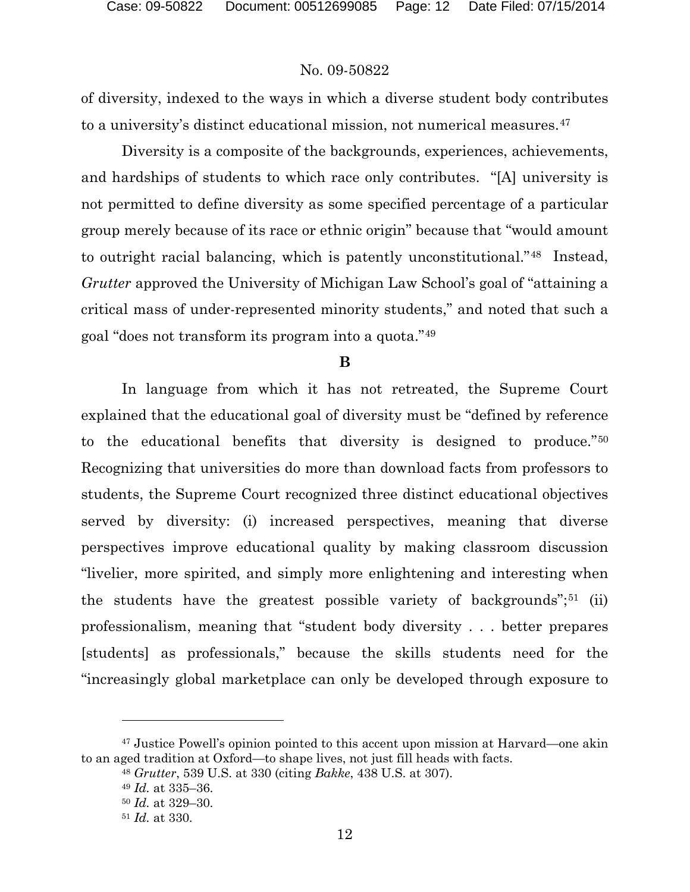of diversity, indexed to the ways in which a diverse student body contributes to a university's distinct educational mission, not numerical measures.[47]

Diversity is a composite of the backgrounds, experiences, achievements, and hardships of students to which race only contributes. "[A] university is not permitted to define diversity as some specified percentage of a particular group merely because of its race or ethnic origin" because that "would amount to outright racial balancing, which is patently unconstitutional."[48] Instead, *Grutter* approved the University of Michigan Law School's goal of "attaining a critical mass of under-represented minority students," and noted that such a goal "does not transform its program into a quota."[49]

**B**

In language from which it has not retreated, the Supreme Court explained that the educational goal of diversity must be "defined by reference to the educational benefits that diversity is designed to produce."[50] Recognizing that universities do more than download facts from professors to students, the Supreme Court recognized three distinct educational objectives served by diversity: (i) increased perspectives, meaning that diverse perspectives improve educational quality by making classroom discussion "livelier, more spirited, and simply more enlightening and interesting when the students have the greatest possible variety of backgrounds";[51] (ii) professionalism, meaning that "student body diversity . . . better prepares [students] as professionals," because the skills students need for the "increasingly global marketplace can only be developed through exposure to

---

[47] Justice Powell's opinion pointed to this accent upon mission at Harvard—one akin to an aged tradition at Oxford—to shape lives, not just fill heads with facts.

[48] *Grutter*, 539 U.S. at 330 (citing *Bakke*, 438 U.S. at 307).

[49] *Id.* at 335–36.

[50] *Id.* at 329–30.

[51] *Id.* at 330.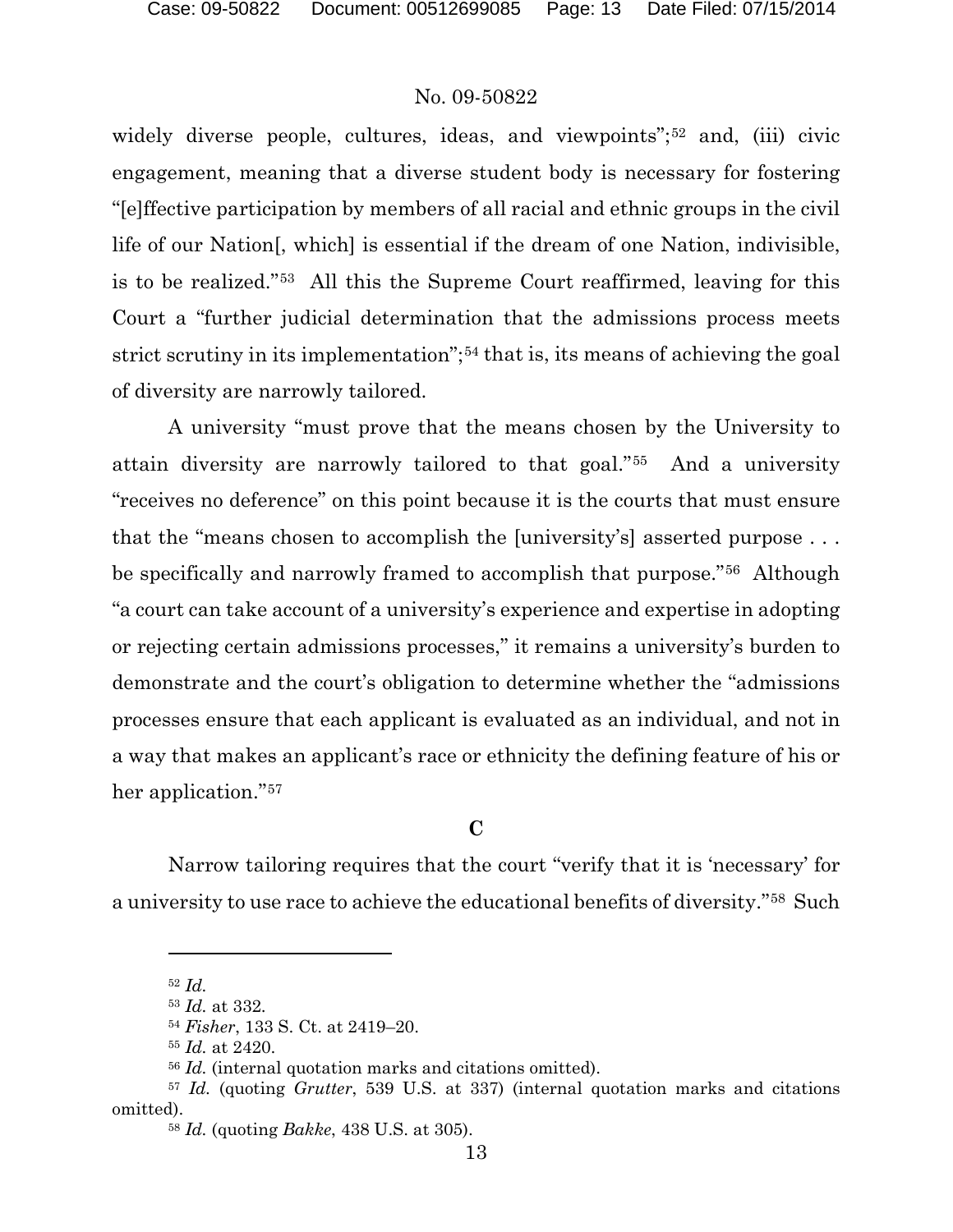widely diverse people, cultures, ideas, and viewpoints";[52] and, (iii) civic engagement, meaning that a diverse student body is necessary for fostering "[e]ffective participation by members of all racial and ethnic groups in the civil life of our Nation[, which] is essential if the dream of one Nation, indivisible, is to be realized."[53] All this the Supreme Court reaffirmed, leaving for this Court a "further judicial determination that the admissions process meets strict scrutiny in its implementation";[54] that is, its means of achieving the goal of diversity are narrowly tailored.

A university "must prove that the means chosen by the University to attain diversity are narrowly tailored to that goal."[55] And a university "receives no deference" on this point because it is the courts that must ensure that the "means chosen to accomplish the [university's] asserted purpose . . . be specifically and narrowly framed to accomplish that purpose."[56] Although "a court can take account of a university's experience and expertise in adopting or rejecting certain admissions processes," it remains a university's burden to demonstrate and the court's obligation to determine whether the "admissions processes ensure that each applicant is evaluated as an individual, and not in a way that makes an applicant's race or ethnicity the defining feature of his or her application."[57]

### C

Narrow tailoring requires that the court "verify that it is 'necessary' for a university to use race to achieve the educational benefits of diversity."[58] Such

---

[52] *Id.*

[53] *Id.* at 332.

[54] *Fisher*, 133 S. Ct. at 2419–20.

[55] *Id.* at 2420.

[56] *Id.* (internal quotation marks and citations omitted).

[57] *Id.* (quoting *Grutter*, 539 U.S. at 337) (internal quotation marks and citations omitted).

[58] *Id.* (quoting *Bakke*, 438 U.S. at 305).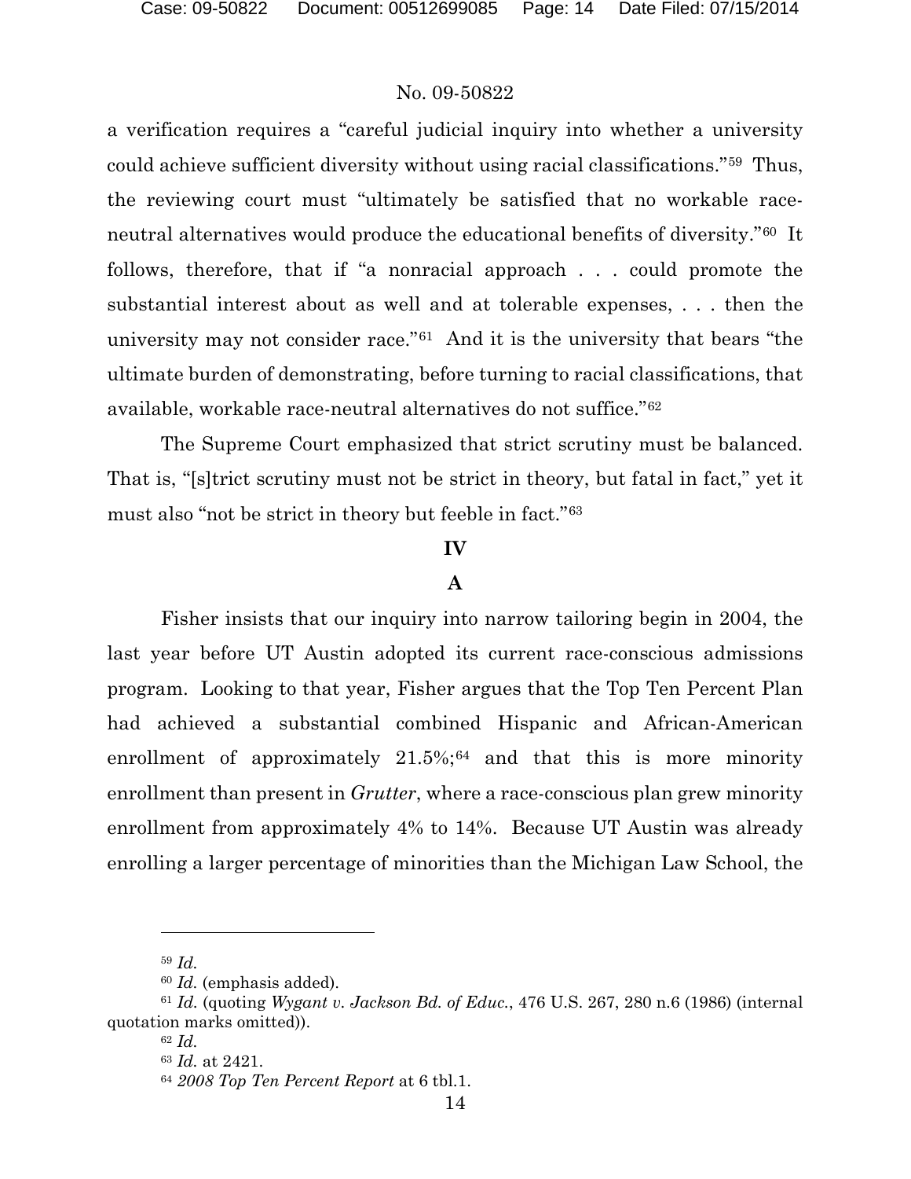a verification requires a "careful judicial inquiry into whether a university could achieve sufficient diversity without using racial classifications."[59] Thus, the reviewing court must "ultimately be satisfied that no workable race-neutral alternatives would produce the educational benefits of diversity."[60] It follows, therefore, that if "a nonracial approach . . . could promote the substantial interest about as well and at tolerable expenses, . . . then the university may not consider race."[61] And it is the university that bears "the ultimate burden of demonstrating, before turning to racial classifications, that available, workable race-neutral alternatives do not suffice."[62]

The Supreme Court emphasized that strict scrutiny must be balanced. That is, "[s]trict scrutiny must not be strict in theory, but fatal in fact," yet it must also "not be strict in theory but feeble in fact."[63]

## IV

### A

Fisher insists that our inquiry into narrow tailoring begin in 2004, the last year before UT Austin adopted its current race-conscious admissions program. Looking to that year, Fisher argues that the Top Ten Percent Plan had achieved a substantial combined Hispanic and African-American enrollment of approximately 21.5%;[64] and that this is more minority enrollment than present in *Grutter*, where a race-conscious plan grew minority enrollment from approximately 4% to 14%. Because UT Austin was already enrolling a larger percentage of minorities than the Michigan Law School, the

---

[59] *Id.*

[60] *Id.* (emphasis added).

[61] *Id.* (quoting *Wygant v. Jackson Bd. of Educ.*, 476 U.S. 267, 280 n.6 (1986) (internal quotation marks omitted)).

[62] *Id.*

[63] *Id.* at 2421.

[64] *2008 Top Ten Percent Report* at 6 tbl.1.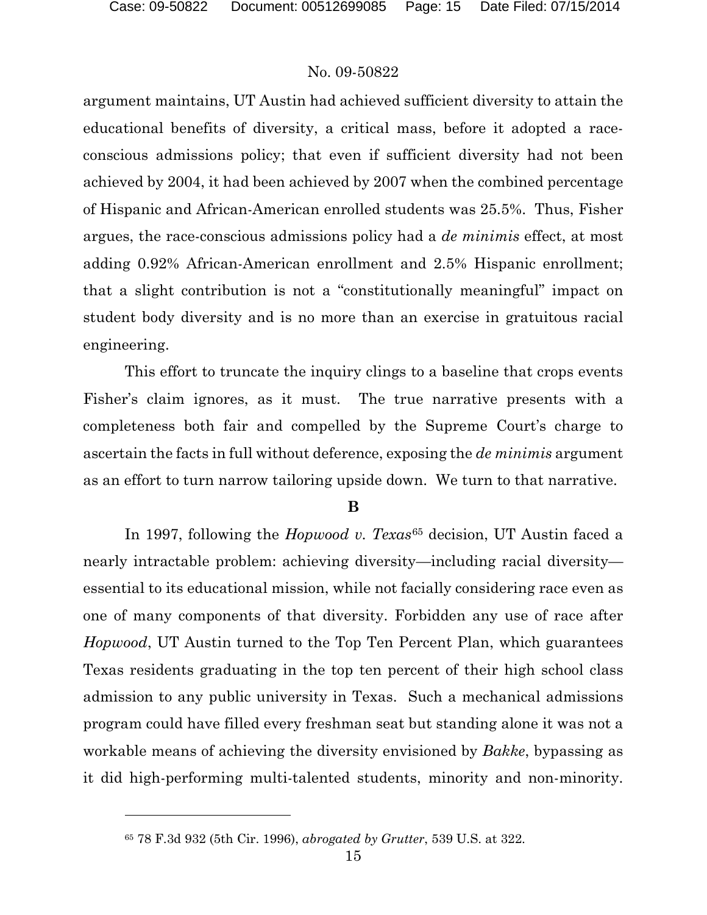argument maintains, UT Austin had achieved sufficient diversity to attain the educational benefits of diversity, a critical mass, before it adopted a race-conscious admissions policy; that even if sufficient diversity had not been achieved by 2004, it had been achieved by 2007 when the combined percentage of Hispanic and African-American enrolled students was 25.5%. Thus, Fisher argues, the race-conscious admissions policy had a *de minimis* effect, at most adding 0.92% African-American enrollment and 2.5% Hispanic enrollment; that a slight contribution is not a "constitutionally meaningful" impact on student body diversity and is no more than an exercise in gratuitous racial engineering.

This effort to truncate the inquiry clings to a baseline that crops events Fisher's claim ignores, as it must. The true narrative presents with a completeness both fair and compelled by the Supreme Court's charge to ascertain the facts in full without deference, exposing the *de minimis* argument as an effort to turn narrow tailoring upside down. We turn to that narrative.

**B**

In 1997, following the *Hopwood v. Texas*[65] decision, UT Austin faced a nearly intractable problem: achieving diversity—including racial diversity—essential to its educational mission, while not facially considering race even as one of many components of that diversity. Forbidden any use of race after *Hopwood*, UT Austin turned to the Top Ten Percent Plan, which guarantees Texas residents graduating in the top ten percent of their high school class admission to any public university in Texas. Such a mechanical admissions program could have filled every freshman seat but standing alone it was not a workable means of achieving the diversity envisioned by *Bakke*, bypassing as it did high-performing multi-talented students, minority and non-minority.

---

[65] 78 F.3d 932 (5th Cir. 1996), *abrogated by Grutter*, 539 U.S. at 322.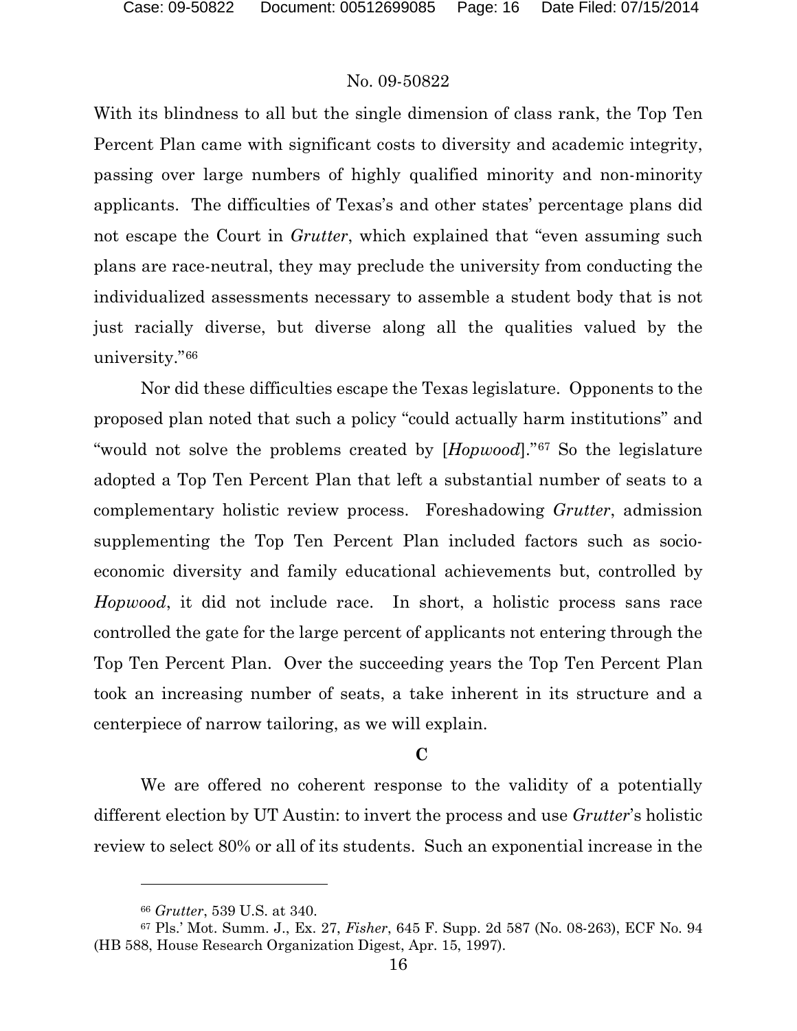With its blindness to all but the single dimension of class rank, the Top Ten Percent Plan came with significant costs to diversity and academic integrity, passing over large numbers of highly qualified minority and non-minority applicants. The difficulties of Texas's and other states' percentage plans did not escape the Court in *Grutter*, which explained that "even assuming such plans are race-neutral, they may preclude the university from conducting the individualized assessments necessary to assemble a student body that is not just racially diverse, but diverse along all the qualities valued by the university."[66]

Nor did these difficulties escape the Texas legislature. Opponents to the proposed plan noted that such a policy "could actually harm institutions" and "would not solve the problems created by [*Hopwood*]."[67] So the legislature adopted a Top Ten Percent Plan that left a substantial number of seats to a complementary holistic review process. Foreshadowing *Grutter*, admission supplementing the Top Ten Percent Plan included factors such as socio-economic diversity and family educational achievements but, controlled by *Hopwood*, it did not include race. In short, a holistic process sans race controlled the gate for the large percent of applicants not entering through the Top Ten Percent Plan. Over the succeeding years the Top Ten Percent Plan took an increasing number of seats, a take inherent in its structure and a centerpiece of narrow tailoring, as we will explain.

**C**

We are offered no coherent response to the validity of a potentially different election by UT Austin: to invert the process and use *Grutter*'s holistic review to select 80% or all of its students. Such an exponential increase in the

---

[66] *Grutter*, 539 U.S. at 340.

[67] Pls.' Mot. Summ. J., Ex. 27, *Fisher*, 645 F. Supp. 2d 587 (No. 08-263), ECF No. 94 (HB 588, House Research Organization Digest, Apr. 15, 1997).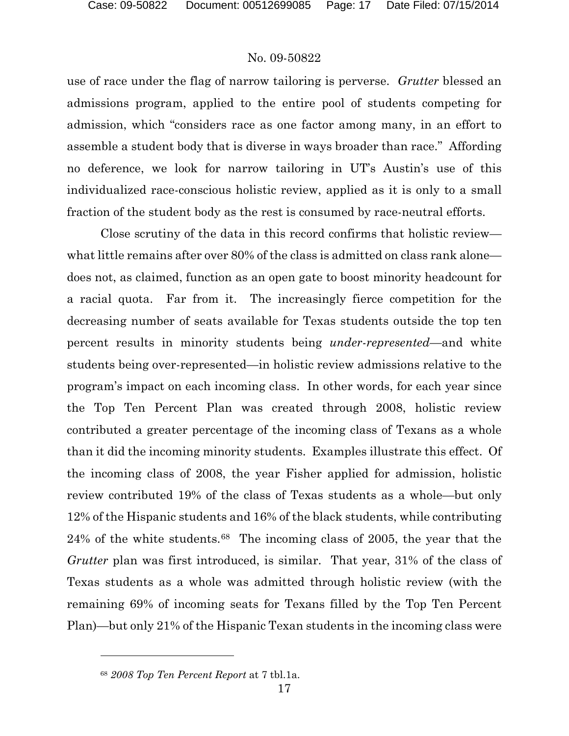use of race under the flag of narrow tailoring is perverse. *Grutter* blessed an admissions program, applied to the entire pool of students competing for admission, which "considers race as one factor among many, in an effort to assemble a student body that is diverse in ways broader than race." Affording no deference, we look for narrow tailoring in UT's Austin's use of this individualized race-conscious holistic review, applied as it is only to a small fraction of the student body as the rest is consumed by race-neutral efforts.

Close scrutiny of the data in this record confirms that holistic review—what little remains after over 80% of the class is admitted on class rank alone—does not, as claimed, function as an open gate to boost minority headcount for a racial quota. Far from it. The increasingly fierce competition for the decreasing number of seats available for Texas students outside the top ten percent results in minority students being *under-represented*—and white students being over-represented—in holistic review admissions relative to the program's impact on each incoming class. In other words, for each year since the Top Ten Percent Plan was created through 2008, holistic review contributed a greater percentage of the incoming class of Texans as a whole than it did the incoming minority students. Examples illustrate this effect. Of the incoming class of 2008, the year Fisher applied for admission, holistic review contributed 19% of the class of Texas students as a whole—but only 12% of the Hispanic students and 16% of the black students, while contributing 24% of the white students.[68] The incoming class of 2005, the year that the *Grutter* plan was first introduced, is similar. That year, 31% of the class of Texas students as a whole was admitted through holistic review (with the remaining 69% of incoming seats for Texans filled by the Top Ten Percent Plan)—but only 21% of the Hispanic Texan students in the incoming class were

---

[68] *2008 Top Ten Percent Report* at 7 tbl.1a.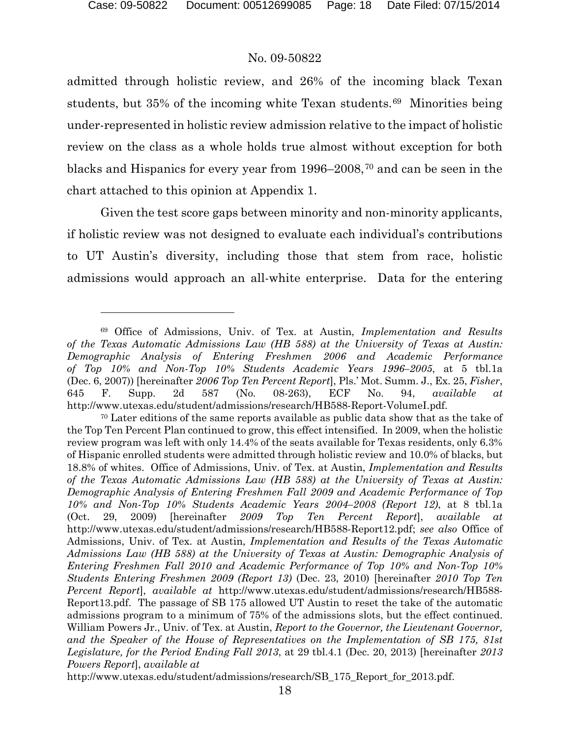admitted through holistic review, and 26% of the incoming black Texan students, but 35% of the incoming white Texan students.[69] Minorities being under-represented in holistic review admission relative to the impact of holistic review on the class as a whole holds true almost without exception for both blacks and Hispanics for every year from 1996–2008,[70] and can be seen in the chart attached to this opinion at Appendix 1.

Given the test score gaps between minority and non-minority applicants, if holistic review was not designed to evaluate each individual's contributions to UT Austin's diversity, including those that stem from race, holistic admissions would approach an all-white enterprise. Data for the entering

---

[69] Office of Admissions, Univ. of Tex. at Austin, *Implementation and Results of the Texas Automatic Admissions Law (HB 588) at the University of Texas at Austin: Demographic Analysis of Entering Freshmen 2006 and Academic Performance of Top 10% and Non-Top 10% Students Academic Years 1996–2005*, at 5 tbl.1a (Dec. 6, 2007)) [hereinafter *2006 Top Ten Percent Report*], Pls.' Mot. Summ. J., Ex. 25, *Fisher*, 645 F. Supp. 2d 587 (No. 08-263), ECF No. 94, *available at* http://www.utexas.edu/student/admissions/research/HB588-Report-VolumeI.pdf.

[70] Later editions of the same reports available as public data show that as the take of the Top Ten Percent Plan continued to grow, this effect intensified. In 2009, when the holistic review program was left with only 14.4% of the seats available for Texas residents, only 6.3% of Hispanic enrolled students were admitted through holistic review and 10.0% of blacks, but 18.8% of whites. Office of Admissions, Univ. of Tex. at Austin, *Implementation and Results of the Texas Automatic Admissions Law (HB 588) at the University of Texas at Austin: Demographic Analysis of Entering Freshmen Fall 2009 and Academic Performance of Top 10% and Non-Top 10% Students Academic Years 2004–2008 (Report 12)*, at 8 tbl.1a (Oct. 29, 2009) [hereinafter *2009 Top Ten Percent Report*], *available at* http://www.utexas.edu/student/admissions/research/HB588-Report12.pdf; *see also* Office of Admissions, Univ. of Tex. at Austin, *Implementation and Results of the Texas Automatic Admissions Law (HB 588) at the University of Texas at Austin: Demographic Analysis of Entering Freshmen Fall 2010 and Academic Performance of Top 10% and Non-Top 10% Students Entering Freshmen 2009 (Report 13)* (Dec. 23, 2010) [hereinafter *2010 Top Ten Percent Report*], *available at* http://www.utexas.edu/student/admissions/research/HB588-Report13.pdf. The passage of SB 175 allowed UT Austin to reset the take of the automatic admissions program to a minimum of 75% of the admissions slots, but the effect continued. William Powers Jr., Univ. of Tex. at Austin, *Report to the Governor, the Lieutenant Governor, and the Speaker of the House of Representatives on the Implementation of SB 175, 81st Legislature, for the Period Ending Fall 2013*, at 29 tbl.4.1 (Dec. 20, 2013) [hereinafter *2013 Powers Report*], *available at* http://www.utexas.edu/student/admissions/research/SB_175_Report_for_2013.pdf.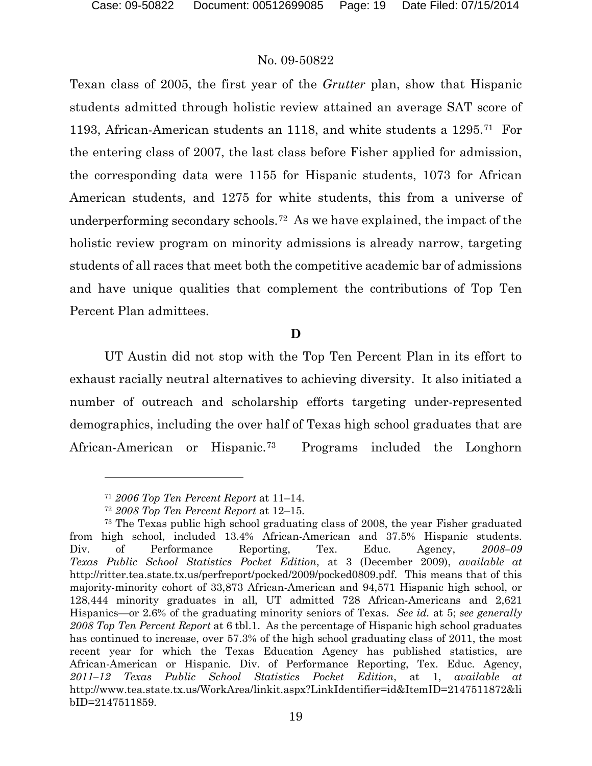Texan class of 2005, the first year of the *Grutter* plan, show that Hispanic students admitted through holistic review attained an average SAT score of 1193, African-American students an 1118, and white students a 1295.[71] For the entering class of 2007, the last class before Fisher applied for admission, the corresponding data were 1155 for Hispanic students, 1073 for African American students, and 1275 for white students, this from a universe of underperforming secondary schools.[72] As we have explained, the impact of the holistic review program on minority admissions is already narrow, targeting students of all races that meet both the competitive academic bar of admissions and have unique qualities that complement the contributions of Top Ten Percent Plan admittees.

**D**

UT Austin did not stop with the Top Ten Percent Plan in its effort to exhaust racially neutral alternatives to achieving diversity. It also initiated a number of outreach and scholarship efforts targeting under-represented demographics, including the over half of Texas high school graduates that are African-American or Hispanic.[73] Programs included the Longhorn

---

[71] *2006 Top Ten Percent Report* at 11–14.

[72] *2008 Top Ten Percent Report* at 12–15.

[73] The Texas public high school graduating class of 2008, the year Fisher graduated from high school, included 13.4% African-American and 37.5% Hispanic students. Div. of Performance Reporting, Tex. Educ. Agency, *2008–09 Texas Public School Statistics Pocket Edition*, at 3 (December 2009), *available at* http://ritter.tea.state.tx.us/perfreport/pocked/2009/pocked0809.pdf. This means that of this majority-minority cohort of 33,873 African-American and 94,571 Hispanic high school, or 128,444 minority graduates in all, UT admitted 728 African-Americans and 2,621 Hispanics—or 2.6% of the graduating minority seniors of Texas. *See id.* at 5; *see generally 2008 Top Ten Percent Report* at 6 tbl.1. As the percentage of Hispanic high school graduates has continued to increase, over 57.3% of the high school graduating class of 2011, the most recent year for which the Texas Education Agency has published statistics, are African-American or Hispanic. Div. of Performance Reporting, Tex. Educ. Agency, *2011–12 Texas Public School Statistics Pocket Edition*, at 1, *available at* http://www.tea.state.tx.us/WorkArea/linkit.aspx?LinkIdentifier=id&ItemID=2147511872&libID=2147511859.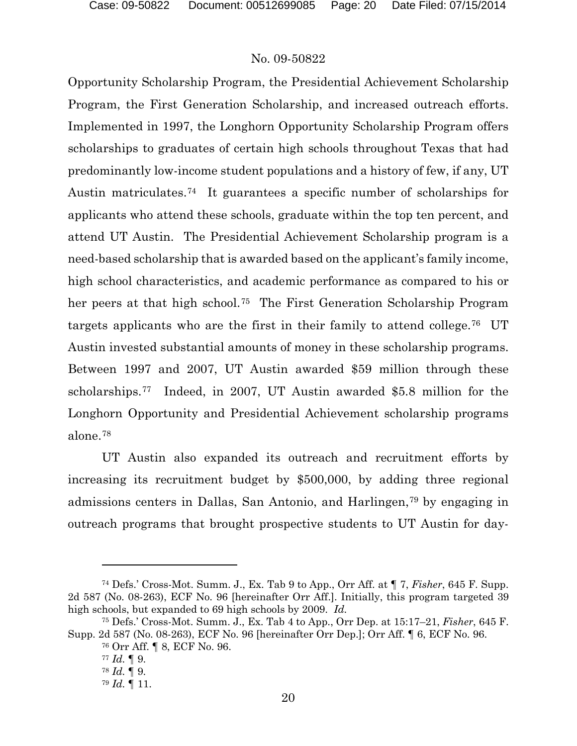Opportunity Scholarship Program, the Presidential Achievement Scholarship Program, the First Generation Scholarship, and increased outreach efforts. Implemented in 1997, the Longhorn Opportunity Scholarship Program offers scholarships to graduates of certain high schools throughout Texas that had predominantly low-income student populations and a history of few, if any, UT Austin matriculates.[74] It guarantees a specific number of scholarships for applicants who attend these schools, graduate within the top ten percent, and attend UT Austin. The Presidential Achievement Scholarship program is a need-based scholarship that is awarded based on the applicant's family income, high school characteristics, and academic performance as compared to his or her peers at that high school.[75] The First Generation Scholarship Program targets applicants who are the first in their family to attend college.[76] UT Austin invested substantial amounts of money in these scholarship programs. Between 1997 and 2007, UT Austin awarded $59 million through these scholarships.[77] Indeed, in 2007, UT Austin awarded $5.8 million for the Longhorn Opportunity and Presidential Achievement scholarship programs alone.[78]

UT Austin also expanded its outreach and recruitment efforts by increasing its recruitment budget by $500,000, by adding three regional admissions centers in Dallas, San Antonio, and Harlingen,[79] by engaging in outreach programs that brought prospective students to UT Austin for day-

---

[74] Defs.' Cross-Mot. Summ. J., Ex. Tab 9 to App., Orr Aff. at ¶ 7, *Fisher*, 645 F. Supp. 2d 587 (No. 08-263), ECF No. 96 [hereinafter Orr Aff.]. Initially, this program targeted 39 high schools, but expanded to 69 high schools by 2009. *Id.*

[75] Defs.' Cross-Mot. Summ. J., Ex. Tab 4 to App., Orr Dep. at 15:17–21, *Fisher*, 645 F. Supp. 2d 587 (No. 08-263), ECF No. 96 [hereinafter Orr Dep.]; Orr Aff. ¶ 6, ECF No. 96.

[76] Orr Aff. ¶ 8, ECF No. 96.

[77] *Id.* ¶ 9.

[78] *Id.* ¶ 9.

[79] *Id.* ¶ 11.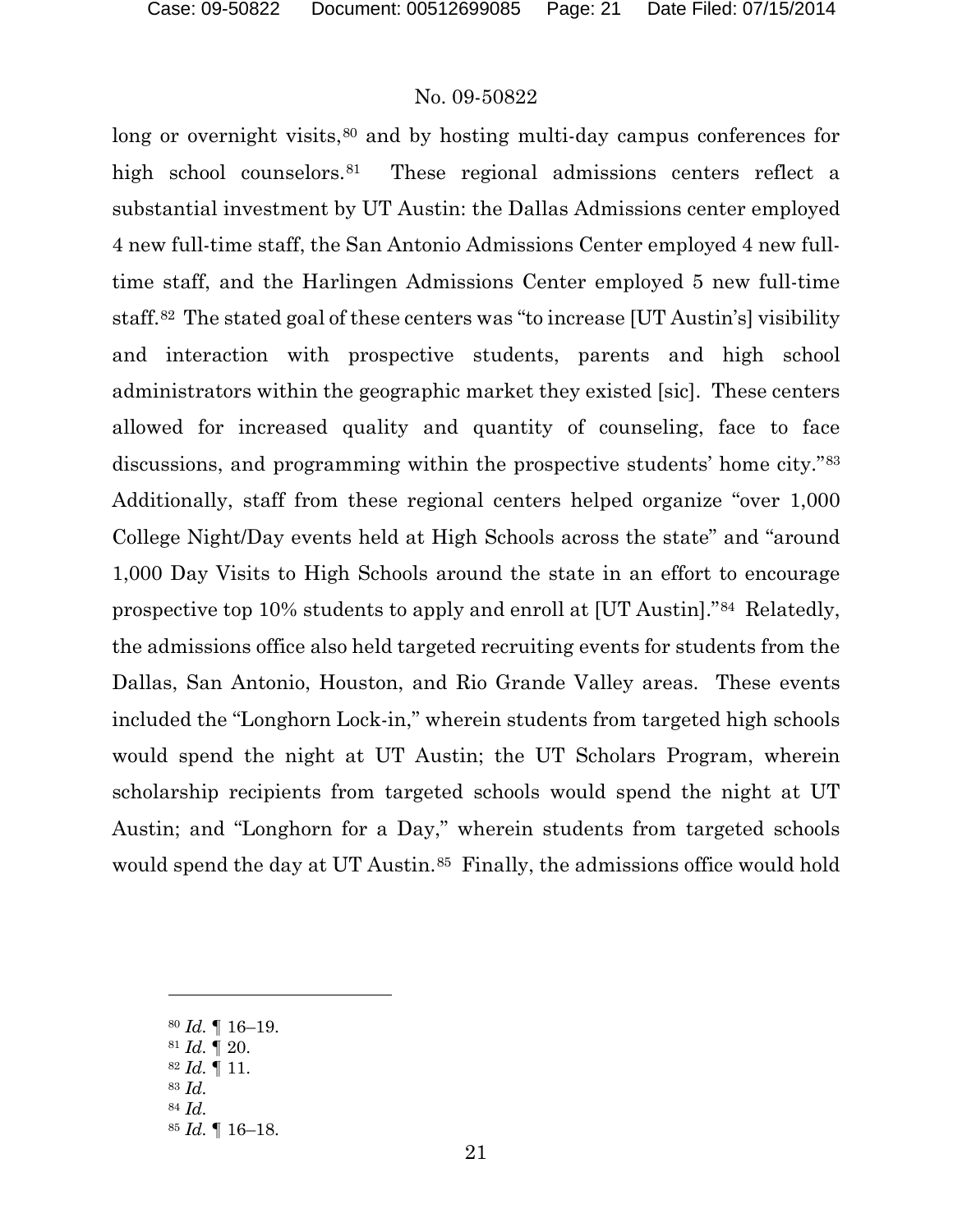long or overnight visits,[80] and by hosting multi-day campus conferences for high school counselors.[81] These regional admissions centers reflect a substantial investment by UT Austin: the Dallas Admissions center employed 4 new full-time staff, the San Antonio Admissions Center employed 4 new full-time staff, and the Harlingen Admissions Center employed 5 new full-time staff.[82] The stated goal of these centers was "to increase [UT Austin's] visibility and interaction with prospective students, parents and high school administrators within the geographic market they existed [sic]. These centers allowed for increased quality and quantity of counseling, face to face discussions, and programming within the prospective students' home city."[83] Additionally, staff from these regional centers helped organize "over 1,000 College Night/Day events held at High Schools across the state" and "around 1,000 Day Visits to High Schools around the state in an effort to encourage prospective top 10% students to apply and enroll at [UT Austin]."[84] Relatedly, the admissions office also held targeted recruiting events for students from the Dallas, San Antonio, Houston, and Rio Grande Valley areas. These events included the "Longhorn Lock-in," wherein students from targeted high schools would spend the night at UT Austin; the UT Scholars Program, wherein scholarship recipients from targeted schools would spend the night at UT Austin; and "Longhorn for a Day," wherein students from targeted schools would spend the day at UT Austin.[85] Finally, the admissions office would hold

---

[80] *Id.* ¶ 16–19.

[81] *Id.* ¶ 20.

[82] *Id.* ¶ 11.

[83] *Id.*

[84] *Id.*

[85] *Id.* ¶ 16–18.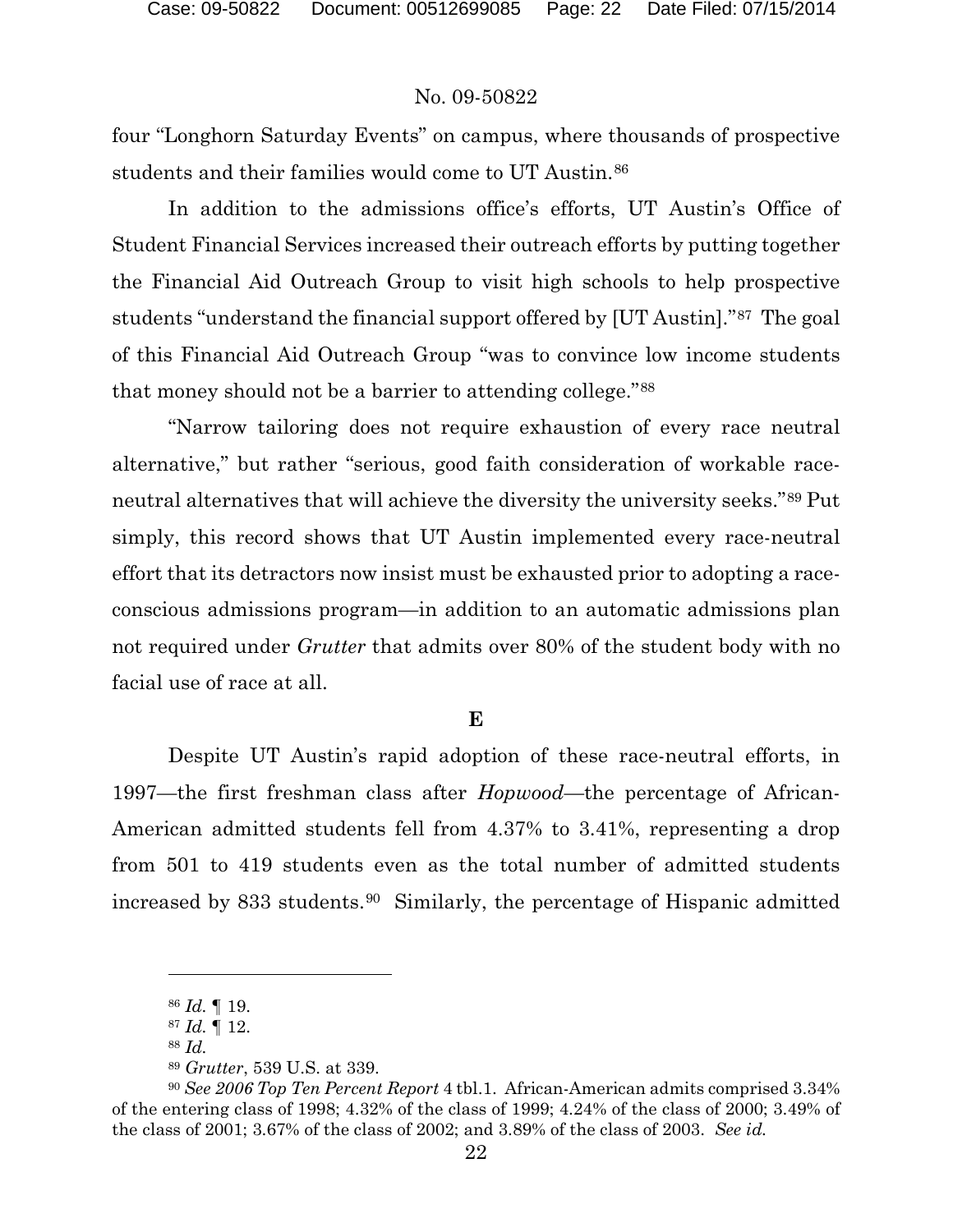four "Longhorn Saturday Events" on campus, where thousands of prospective students and their families would come to UT Austin.[86]

In addition to the admissions office's efforts, UT Austin's Office of Student Financial Services increased their outreach efforts by putting together the Financial Aid Outreach Group to visit high schools to help prospective students "understand the financial support offered by [UT Austin]."[87] The goal of this Financial Aid Outreach Group "was to convince low income students that money should not be a barrier to attending college."[88]

"Narrow tailoring does not require exhaustion of every race neutral alternative," but rather "serious, good faith consideration of workable race-neutral alternatives that will achieve the diversity the university seeks."[89] Put simply, this record shows that UT Austin implemented every race-neutral effort that its detractors now insist must be exhausted prior to adopting a race-conscious admissions program—in addition to an automatic admissions plan not required under *Grutter* that admits over 80% of the student body with no facial use of race at all.

**E**

Despite UT Austin's rapid adoption of these race-neutral efforts, in 1997—the first freshman class after *Hopwood*—the percentage of African-American admitted students fell from 4.37% to 3.41%, representing a drop from 501 to 419 students even as the total number of admitted students increased by 833 students.[90] Similarly, the percentage of Hispanic admitted

---

[86] *Id.* ¶ 19.

[87] *Id.* ¶ 12.

[88] *Id.*

[89] *Grutter*, 539 U.S. at 339.

[90] *See 2006 Top Ten Percent Report* 4 tbl.1. African-American admits comprised 3.34% of the entering class of 1998; 4.32% of the class of 1999; 4.24% of the class of 2000; 3.49% of the class of 2001; 3.67% of the class of 2002; and 3.89% of the class of 2003. *See id.*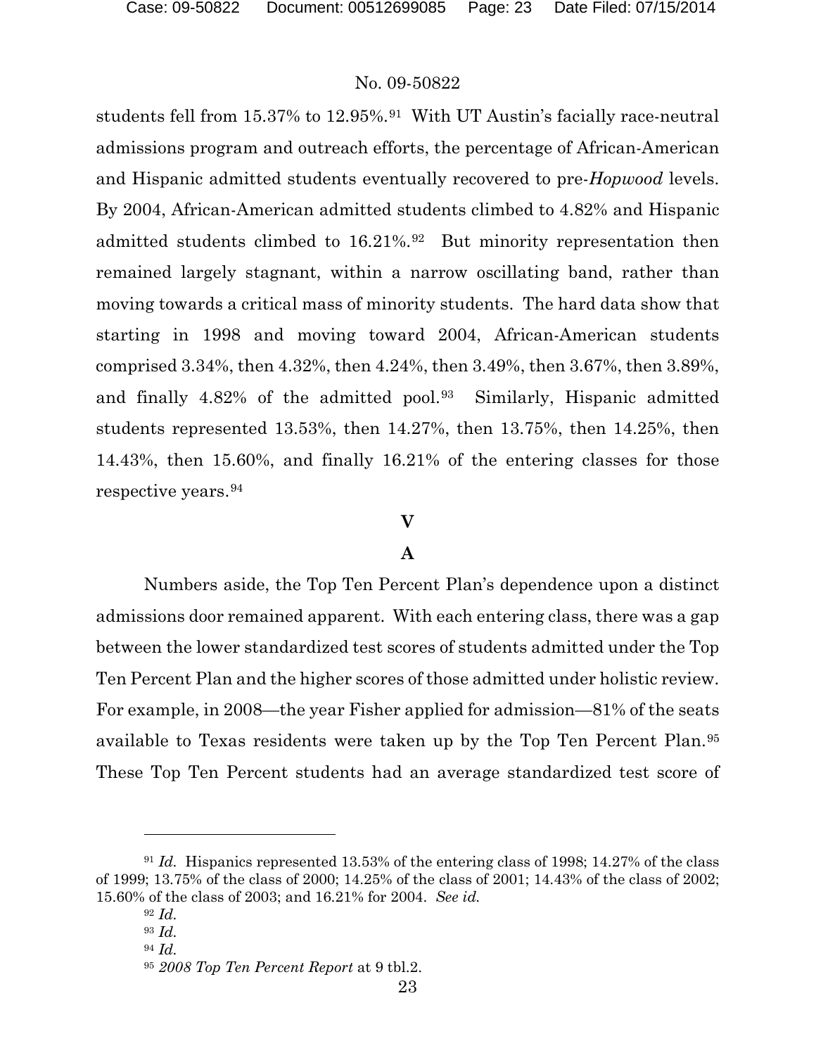students fell from 15.37% to 12.95%.[91] With UT Austin's facially race-neutral admissions program and outreach efforts, the percentage of African-American and Hispanic admitted students eventually recovered to pre-*Hopwood* levels. By 2004, African-American admitted students climbed to 4.82% and Hispanic admitted students climbed to 16.21%.[92] But minority representation then remained largely stagnant, within a narrow oscillating band, rather than moving towards a critical mass of minority students. The hard data show that starting in 1998 and moving toward 2004, African-American students comprised 3.34%, then 4.32%, then 4.24%, then 3.49%, then 3.67%, then 3.89%, and finally 4.82% of the admitted pool.[93] Similarly, Hispanic admitted students represented 13.53%, then 14.27%, then 13.75%, then 14.25%, then 14.43%, then 15.60%, and finally 16.21% of the entering classes for those respective years.[94]

## V

### A

Numbers aside, the Top Ten Percent Plan's dependence upon a distinct admissions door remained apparent. With each entering class, there was a gap between the lower standardized test scores of students admitted under the Top Ten Percent Plan and the higher scores of those admitted under holistic review. For example, in 2008—the year Fisher applied for admission—81% of the seats available to Texas residents were taken up by the Top Ten Percent Plan.[95] These Top Ten Percent students had an average standardized test score of

---

[91] *Id.* Hispanics represented 13.53% of the entering class of 1998; 14.27% of the class of 1999; 13.75% of the class of 2000; 14.25% of the class of 2001; 14.43% of the class of 2002; 15.60% of the class of 2003; and 16.21% for 2004. *See id.*

[92] *Id.*

[93] *Id.*

[94] *Id.*

[95] *2008 Top Ten Percent Report* at 9 tbl.2.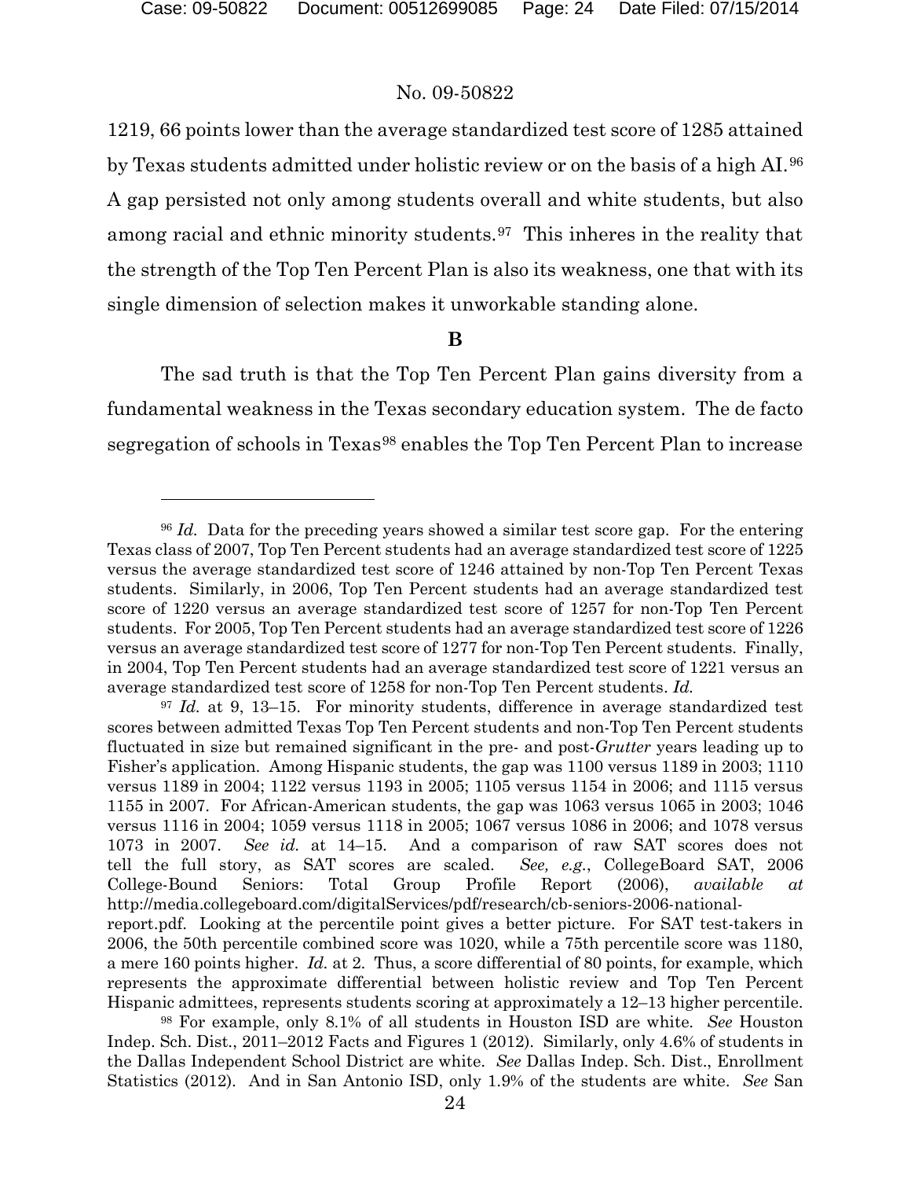1219, 66 points lower than the average standardized test score of 1285 attained by Texas students admitted under holistic review or on the basis of a high AI.[96] A gap persisted not only among students overall and white students, but also among racial and ethnic minority students.[97] This inheres in the reality that the strength of the Top Ten Percent Plan is also its weakness, one that with its single dimension of selection makes it unworkable standing alone.

**B**

The sad truth is that the Top Ten Percent Plan gains diversity from a fundamental weakness in the Texas secondary education system. The de facto segregation of schools in Texas[98] enables the Top Ten Percent Plan to increase

---

[96] *Id.* Data for the preceding years showed a similar test score gap. For the entering Texas class of 2007, Top Ten Percent students had an average standardized test score of 1225 versus the average standardized test score of 1246 attained by non-Top Ten Percent Texas students. Similarly, in 2006, Top Ten Percent students had an average standardized test score of 1220 versus an average standardized test score of 1257 for non-Top Ten Percent students. For 2005, Top Ten Percent students had an average standardized test score of 1226 versus an average standardized test score of 1277 for non-Top Ten Percent students. Finally, in 2004, Top Ten Percent students had an average standardized test score of 1221 versus an average standardized test score of 1258 for non-Top Ten Percent students. *Id.*

[97] *Id.* at 9, 13–15. For minority students, difference in average standardized test scores between admitted Texas Top Ten Percent students and non-Top Ten Percent students fluctuated in size but remained significant in the pre- and post-*Grutter* years leading up to Fisher's application. Among Hispanic students, the gap was 1100 versus 1189 in 2003; 1110 versus 1189 in 2004; 1122 versus 1193 in 2005; 1105 versus 1154 in 2006; and 1115 versus 1155 in 2007. For African-American students, the gap was 1063 versus 1065 in 2003; 1046 versus 1116 in 2004; 1059 versus 1118 in 2005; 1067 versus 1086 in 2006; and 1078 versus 1073 in 2007. *See id.* at 14–15. And a comparison of raw SAT scores does not tell the full story, as SAT scores are scaled. *See, e.g.*, CollegeBoard SAT, 2006 College-Bound Seniors: Total Group Profile Report (2006), *available at* http://media.collegeboard.com/digitalServices/pdf/research/cb-seniors-2006-national-report.pdf. Looking at the percentile point gives a better picture. For SAT test-takers in 2006, the 50th percentile combined score was 1020, while a 75th percentile score was 1180, a mere 160 points higher. *Id.* at 2. Thus, a score differential of 80 points, for example, which represents the approximate differential between holistic review and Top Ten Percent Hispanic admittees, represents students scoring at approximately a 12–13 higher percentile.

[98] For example, only 8.1% of all students in Houston ISD are white. *See* Houston Indep. Sch. Dist., 2011–2012 Facts and Figures 1 (2012). Similarly, only 4.6% of students in the Dallas Independent School District are white. *See* Dallas Indep. Sch. Dist., Enrollment Statistics (2012). And in San Antonio ISD, only 1.9% of the students are white. *See* San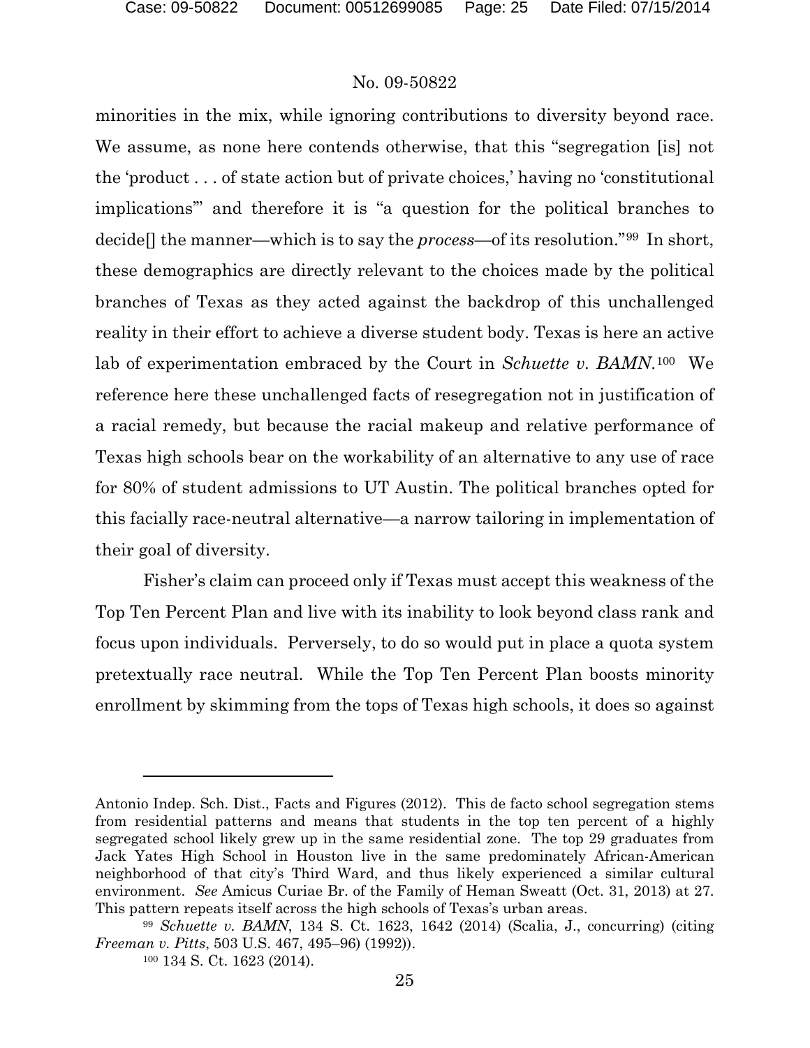minorities in the mix, while ignoring contributions to diversity beyond race. We assume, as none here contends otherwise, that this "segregation [is] not the 'product . . . of state action but of private choices,' having no 'constitutional implications'" and therefore it is "a question for the political branches to decide[] the manner—which is to say the *process*—of its resolution."[99] In short, these demographics are directly relevant to the choices made by the political branches of Texas as they acted against the backdrop of this unchallenged reality in their effort to achieve a diverse student body. Texas is here an active lab of experimentation embraced by the Court in *Schuette v. BAMN*.[100] We reference here these unchallenged facts of resegregation not in justification of a racial remedy, but because the racial makeup and relative performance of Texas high schools bear on the workability of an alternative to any use of race for 80% of student admissions to UT Austin. The political branches opted for this facially race-neutral alternative—a narrow tailoring in implementation of their goal of diversity.

Fisher's claim can proceed only if Texas must accept this weakness of the Top Ten Percent Plan and live with its inability to look beyond class rank and focus upon individuals. Perversely, to do so would put in place a quota system pretextually race neutral. While the Top Ten Percent Plan boosts minority enrollment by skimming from the tops of Texas high schools, it does so against

---

Antonio Indep. Sch. Dist., Facts and Figures (2012). This de facto school segregation stems from residential patterns and means that students in the top ten percent of a highly segregated school likely grew up in the same residential zone. The top 29 graduates from Jack Yates High School in Houston live in the same predominately African-American neighborhood of that city's Third Ward, and thus likely experienced a similar cultural environment. *See* Amicus Curiae Br. of the Family of Heman Sweatt (Oct. 31, 2013) at 27. This pattern repeats itself across the high schools of Texas's urban areas.

[99] *Schuette v. BAMN*, 134 S. Ct. 1623, 1642 (2014) (Scalia, J., concurring) (citing *Freeman v. Pitts*, 503 U.S. 467, 495–96) (1992)).

[100] 134 S. Ct. 1623 (2014).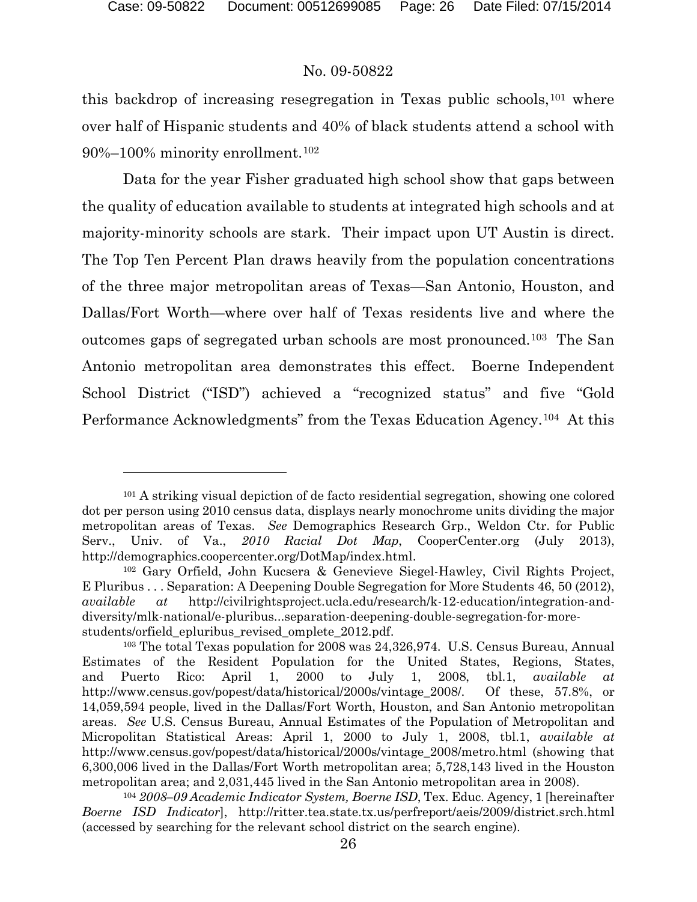this backdrop of increasing resegregation in Texas public schools,[101] where over half of Hispanic students and 40% of black students attend a school with 90%–100% minority enrollment.[102]

Data for the year Fisher graduated high school show that gaps between the quality of education available to students at integrated high schools and at majority-minority schools are stark. Their impact upon UT Austin is direct. The Top Ten Percent Plan draws heavily from the population concentrations of the three major metropolitan areas of Texas—San Antonio, Houston, and Dallas/Fort Worth—where over half of Texas residents live and where the outcomes gaps of segregated urban schools are most pronounced.[103] The San Antonio metropolitan area demonstrates this effect. Boerne Independent School District ("ISD") achieved a "recognized status" and five "Gold Performance Acknowledgments" from the Texas Education Agency.[104] At this

---

[101] A striking visual depiction of de facto residential segregation, showing one colored dot per person using 2010 census data, displays nearly monochrome units dividing the major metropolitan areas of Texas. *See* Demographics Research Grp., Weldon Ctr. for Public Serv., Univ. of Va., *2010 Racial Dot Map*, CooperCenter.org (July 2013), http://demographics.coopercenter.org/DotMap/index.html.

[102] Gary Orfield, John Kucsera & Genevieve Siegel-Hawley, Civil Rights Project, E Pluribus . . . Separation: A Deepening Double Segregation for More Students 46, 50 (2012), *available at* http://civilrightsproject.ucla.edu/research/k-12-education/integration-and-diversity/mlk-national/e-pluribus...separation-deepening-double-segregation-for-more-students/orfield_epluribus_revised_omplete_2012.pdf.

[103] The total Texas population for 2008 was 24,326,974. U.S. Census Bureau, Annual Estimates of the Resident Population for the United States, Regions, States, and Puerto Rico: April 1, 2000 to July 1, 2008, tbl.1, *available at* http://www.census.gov/popest/data/historical/2000s/vintage_2008/. Of these, 57.8%, or 14,059,594 people, lived in the Dallas/Fort Worth, Houston, and San Antonio metropolitan areas. *See* U.S. Census Bureau, Annual Estimates of the Population of Metropolitan and Micropolitan Statistical Areas: April 1, 2000 to July 1, 2008, tbl.1, *available at* http://www.census.gov/popest/data/historical/2000s/vintage_2008/metro.html (showing that 6,300,006 lived in the Dallas/Fort Worth metropolitan area; 5,728,143 lived in the Houston metropolitan area; and 2,031,445 lived in the San Antonio metropolitan area in 2008).

[104] *2008–09 Academic Indicator System, Boerne ISD*, Tex. Educ. Agency, 1 [hereinafter *Boerne ISD Indicator*], http://ritter.tea.state.tx.us/perfreport/aeis/2009/district.srch.html (accessed by searching for the relevant school district on the search engine).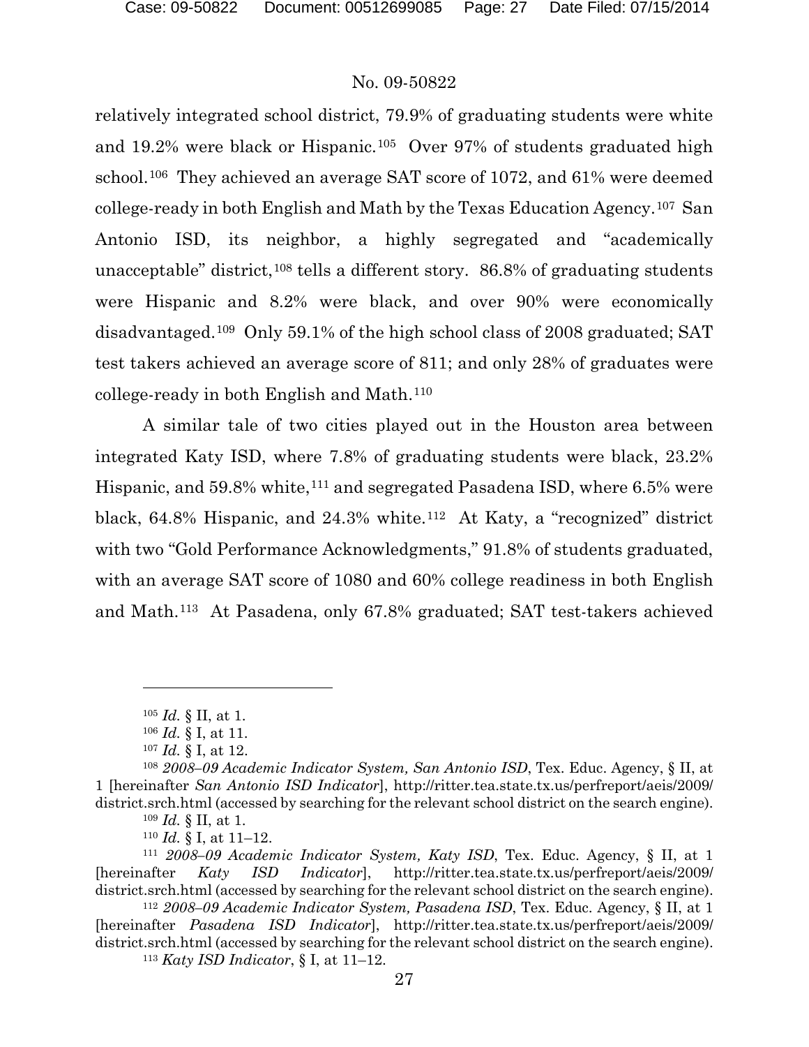relatively integrated school district, 79.9% of graduating students were white and 19.2% were black or Hispanic.[105] Over 97% of students graduated high school.[106] They achieved an average SAT score of 1072, and 61% were deemed college-ready in both English and Math by the Texas Education Agency.[107] San Antonio ISD, its neighbor, a highly segregated and "academically unacceptable" district,[108] tells a different story. 86.8% of graduating students were Hispanic and 8.2% were black, and over 90% were economically disadvantaged.[109] Only 59.1% of the high school class of 2008 graduated; SAT test takers achieved an average score of 811; and only 28% of graduates were college-ready in both English and Math.[110]

A similar tale of two cities played out in the Houston area between integrated Katy ISD, where 7.8% of graduating students were black, 23.2% Hispanic, and 59.8% white,[111] and segregated Pasadena ISD, where 6.5% were black, 64.8% Hispanic, and 24.3% white.[112] At Katy, a "recognized" district with two "Gold Performance Acknowledgments," 91.8% of students graduated, with an average SAT score of 1080 and 60% college readiness in both English and Math.[113] At Pasadena, only 67.8% graduated; SAT test-takers achieved

---

[105] *Id.* § II, at 1.

[106] *Id.* § I, at 11.

[107] *Id.* § I, at 12.

[108] *2008–09 Academic Indicator System, San Antonio ISD*, Tex. Educ. Agency, § II, at 1 [hereinafter *San Antonio ISD Indicator*], http://ritter.tea.state.tx.us/perfreport/aeis/2009/district.srch.html (accessed by searching for the relevant school district on the search engine).

[109] *Id.* § II, at 1.

[110] *Id.* § I, at 11–12.

[111] *2008–09 Academic Indicator System, Katy ISD*, Tex. Educ. Agency, § II, at 1 [hereinafter *Katy ISD Indicator*], http://ritter.tea.state.tx.us/perfreport/aeis/2009/district.srch.html (accessed by searching for the relevant school district on the search engine).

[112] *2008–09 Academic Indicator System, Pasadena ISD*, Tex. Educ. Agency, § II, at 1 [hereinafter *Pasadena ISD Indicator*], http://ritter.tea.state.tx.us/perfreport/aeis/2009/district.srch.html (accessed by searching for the relevant school district on the search engine).

[113] *Katy ISD Indicator*, § I, at 11–12.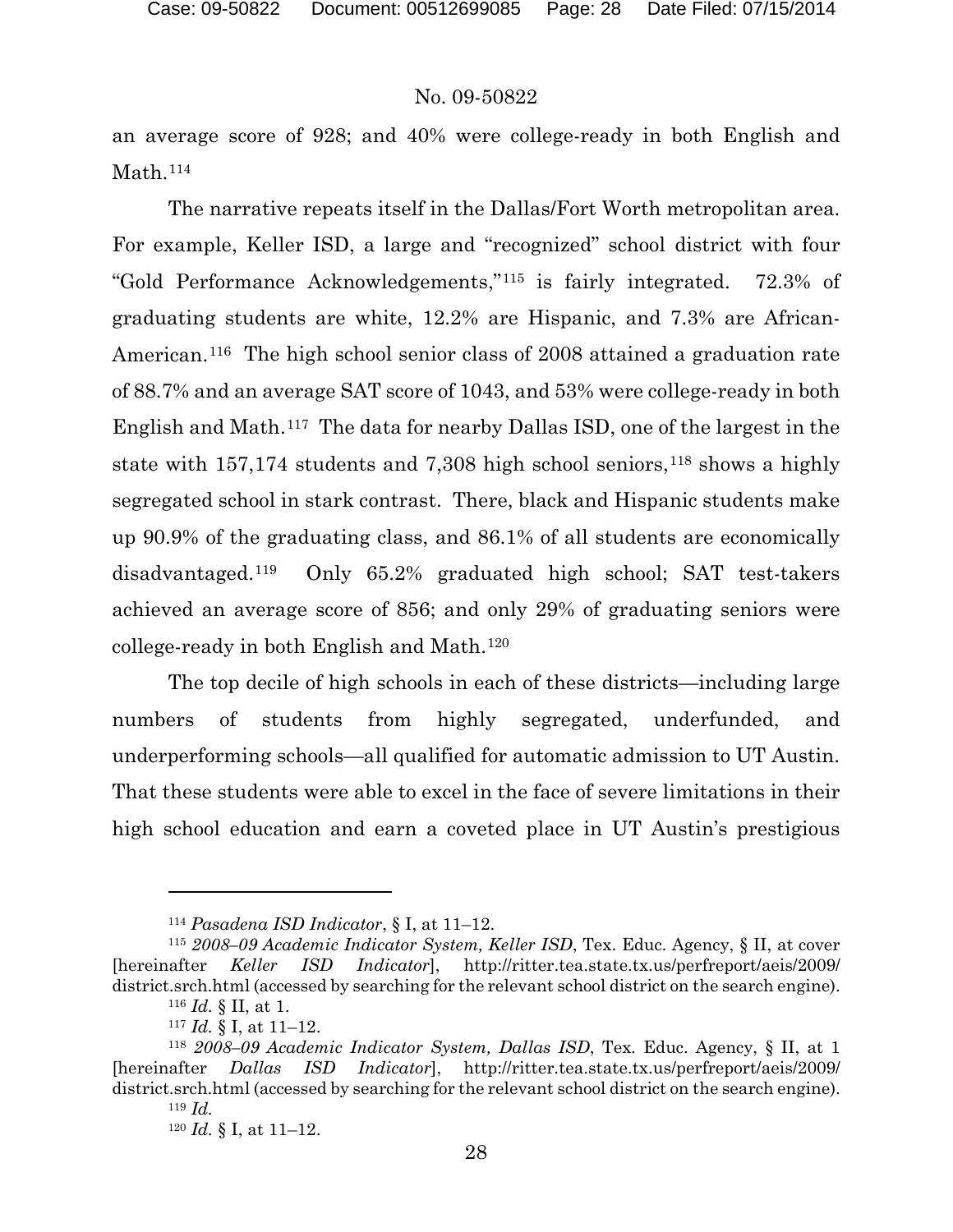an average score of 928; and 40% were college-ready in both English and Math.[114]

The narrative repeats itself in the Dallas/Fort Worth metropolitan area. For example, Keller ISD, a large and "recognized" school district with four "Gold Performance Acknowledgements,"[115] is fairly integrated. 72.3% of graduating students are white, 12.2% are Hispanic, and 7.3% are African-American.[116] The high school senior class of 2008 attained a graduation rate of 88.7% and an average SAT score of 1043, and 53% were college-ready in both English and Math.[117] The data for nearby Dallas ISD, one of the largest in the state with 157,174 students and 7,308 high school seniors,[118] shows a highly segregated school in stark contrast. There, black and Hispanic students make up 90.9% of the graduating class, and 86.1% of all students are economically disadvantaged.[119] Only 65.2% graduated high school; SAT test-takers achieved an average score of 856; and only 29% of graduating seniors were college-ready in both English and Math.[120]

The top decile of high schools in each of these districts—including large numbers of students from highly segregated, underfunded, and underperforming schools—all qualified for automatic admission to UT Austin. That these students were able to excel in the face of severe limitations in their high school education and earn a coveted place in UT Austin's prestigious

---

[114] *Pasadena ISD Indicator*, § I, at 11–12.

[115] *2008–09 Academic Indicator System, Keller ISD*, Tex. Educ. Agency, § II, at cover [hereinafter *Keller ISD Indicator*], http://ritter.tea.state.tx.us/perfreport/aeis/2009/district.srch.html (accessed by searching for the relevant school district on the search engine).

[116] *Id.* § II, at 1.

[117] *Id.* § I, at 11–12.

[118] *2008–09 Academic Indicator System, Dallas ISD*, Tex. Educ. Agency, § II, at 1 [hereinafter *Dallas ISD Indicator*], http://ritter.tea.state.tx.us/perfreport/aeis/2009/district.srch.html (accessed by searching for the relevant school district on the search engine).

[119] *Id.*

[120] *Id.* § I, at 11–12.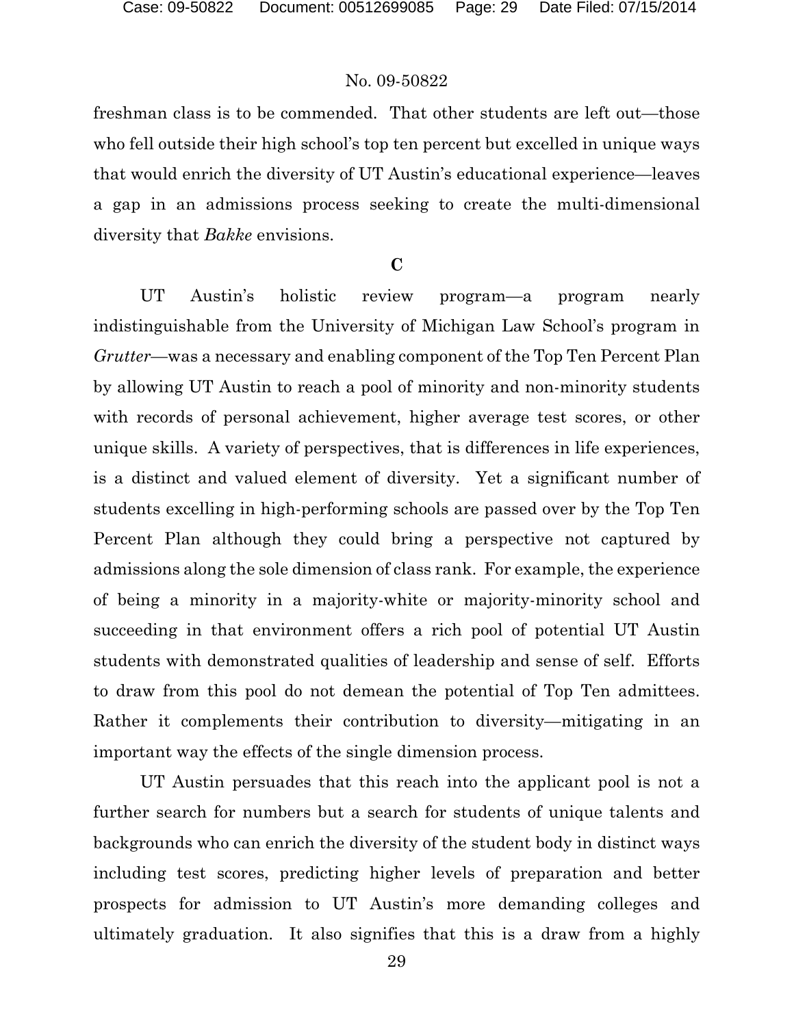freshman class is to be commended. That other students are left out—those who fell outside their high school's top ten percent but excelled in unique ways that would enrich the diversity of UT Austin's educational experience—leaves a gap in an admissions process seeking to create the multi-dimensional diversity that *Bakke* envisions.

**C**

UT Austin's holistic review program—a program nearly indistinguishable from the University of Michigan Law School's program in *Grutter*—was a necessary and enabling component of the Top Ten Percent Plan by allowing UT Austin to reach a pool of minority and non-minority students with records of personal achievement, higher average test scores, or other unique skills. A variety of perspectives, that is differences in life experiences, is a distinct and valued element of diversity. Yet a significant number of students excelling in high-performing schools are passed over by the Top Ten Percent Plan although they could bring a perspective not captured by admissions along the sole dimension of class rank. For example, the experience of being a minority in a majority-white or majority-minority school and succeeding in that environment offers a rich pool of potential UT Austin students with demonstrated qualities of leadership and sense of self. Efforts to draw from this pool do not demean the potential of Top Ten admittees. Rather it complements their contribution to diversity—mitigating in an important way the effects of the single dimension process.

UT Austin persuades that this reach into the applicant pool is not a further search for numbers but a search for students of unique talents and backgrounds who can enrich the diversity of the student body in distinct ways including test scores, predicting higher levels of preparation and better prospects for admission to UT Austin's more demanding colleges and ultimately graduation. It also signifies that this is a draw from a highly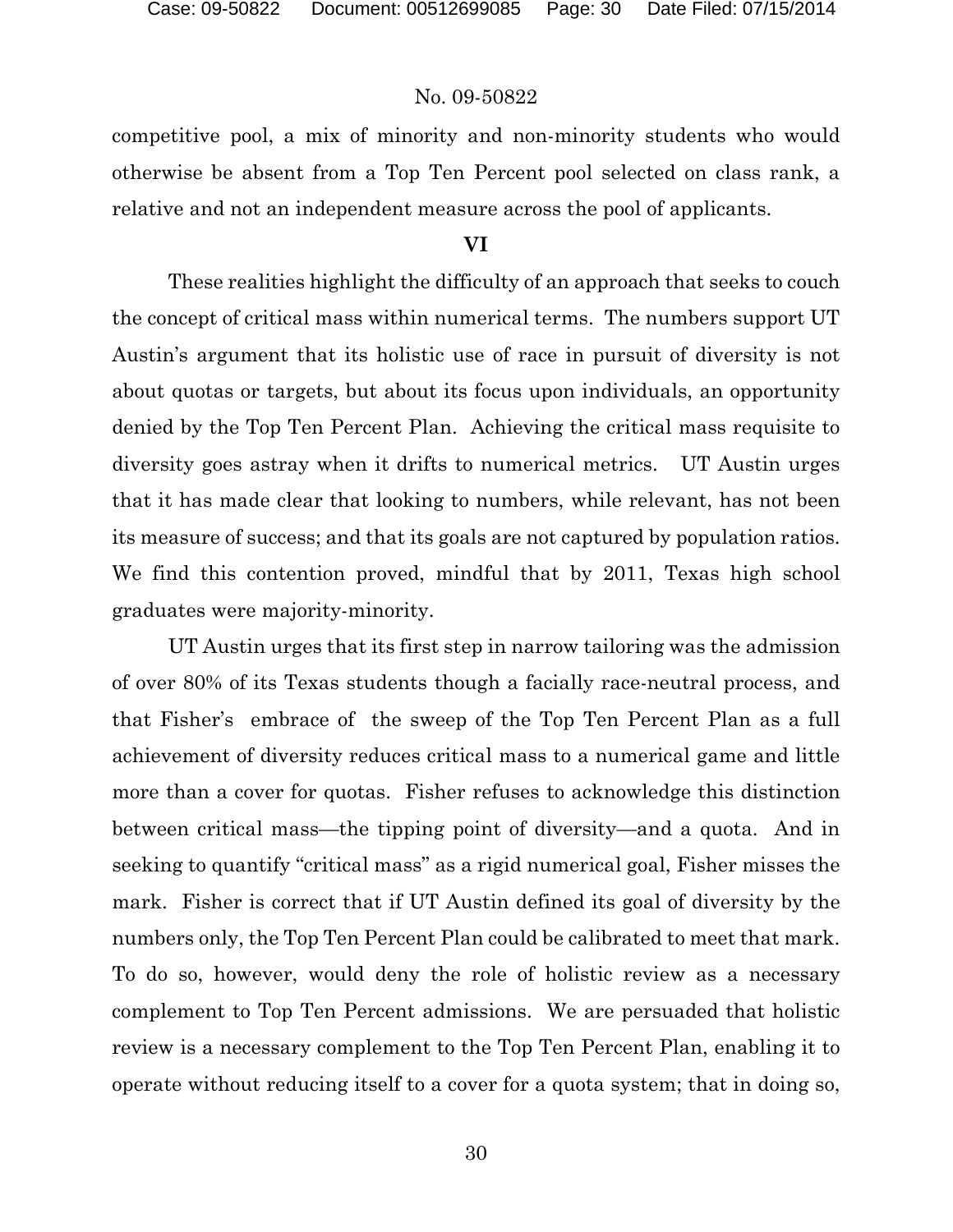competitive pool, a mix of minority and non-minority students who would otherwise be absent from a Top Ten Percent pool selected on class rank, a relative and not an independent measure across the pool of applicants.

## VI

These realities highlight the difficulty of an approach that seeks to couch the concept of critical mass within numerical terms. The numbers support UT Austin's argument that its holistic use of race in pursuit of diversity is not about quotas or targets, but about its focus upon individuals, an opportunity denied by the Top Ten Percent Plan. Achieving the critical mass requisite to diversity goes astray when it drifts to numerical metrics. UT Austin urges that it has made clear that looking to numbers, while relevant, has not been its measure of success; and that its goals are not captured by population ratios. We find this contention proved, mindful that by 2011, Texas high school graduates were majority-minority.

UT Austin urges that its first step in narrow tailoring was the admission of over 80% of its Texas students though a facially race-neutral process, and that Fisher's embrace of the sweep of the Top Ten Percent Plan as a full achievement of diversity reduces critical mass to a numerical game and little more than a cover for quotas. Fisher refuses to acknowledge this distinction between critical mass—the tipping point of diversity—and a quota. And in seeking to quantify "critical mass" as a rigid numerical goal, Fisher misses the mark. Fisher is correct that if UT Austin defined its goal of diversity by the numbers only, the Top Ten Percent Plan could be calibrated to meet that mark. To do so, however, would deny the role of holistic review as a necessary complement to Top Ten Percent admissions. We are persuaded that holistic review is a necessary complement to the Top Ten Percent Plan, enabling it to operate without reducing itself to a cover for a quota system; that in doing so,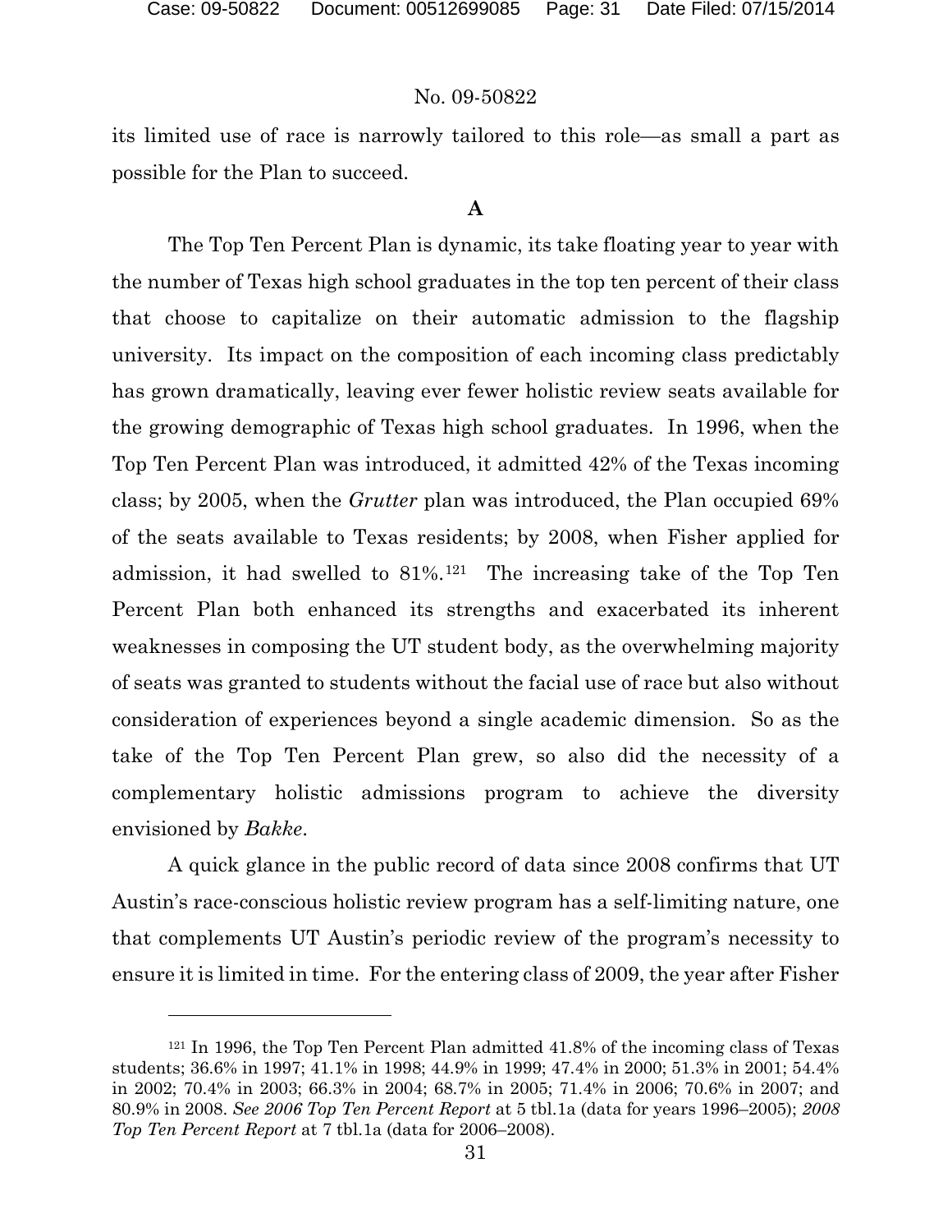its limited use of race is narrowly tailored to this role—as small a part as possible for the Plan to succeed.

**A**

The Top Ten Percent Plan is dynamic, its take floating year to year with the number of Texas high school graduates in the top ten percent of their class that choose to capitalize on their automatic admission to the flagship university. Its impact on the composition of each incoming class predictably has grown dramatically, leaving ever fewer holistic review seats available for the growing demographic of Texas high school graduates. In 1996, when the Top Ten Percent Plan was introduced, it admitted 42% of the Texas incoming class; by 2005, when the *Grutter* plan was introduced, the Plan occupied 69% of the seats available to Texas residents; by 2008, when Fisher applied for admission, it had swelled to 81%.[121] The increasing take of the Top Ten Percent Plan both enhanced its strengths and exacerbated its inherent weaknesses in composing the UT student body, as the overwhelming majority of seats was granted to students without the facial use of race but also without consideration of experiences beyond a single academic dimension. So as the take of the Top Ten Percent Plan grew, so also did the necessity of a complementary holistic admissions program to achieve the diversity envisioned by *Bakke*.

A quick glance in the public record of data since 2008 confirms that UT Austin's race-conscious holistic review program has a self-limiting nature, one that complements UT Austin's periodic review of the program's necessity to ensure it is limited in time. For the entering class of 2009, the year after Fisher

---

[121] In 1996, the Top Ten Percent Plan admitted 41.8% of the incoming class of Texas students; 36.6% in 1997; 41.1% in 1998; 44.9% in 1999; 47.4% in 2000; 51.3% in 2001; 54.4% in 2002; 70.4% in 2003; 66.3% in 2004; 68.7% in 2005; 71.4% in 2006; 70.6% in 2007; and 80.9% in 2008. *See 2006 Top Ten Percent Report* at 5 tbl.1a (data for years 1996–2005); *2008 Top Ten Percent Report* at 7 tbl.1a (data for 2006–2008).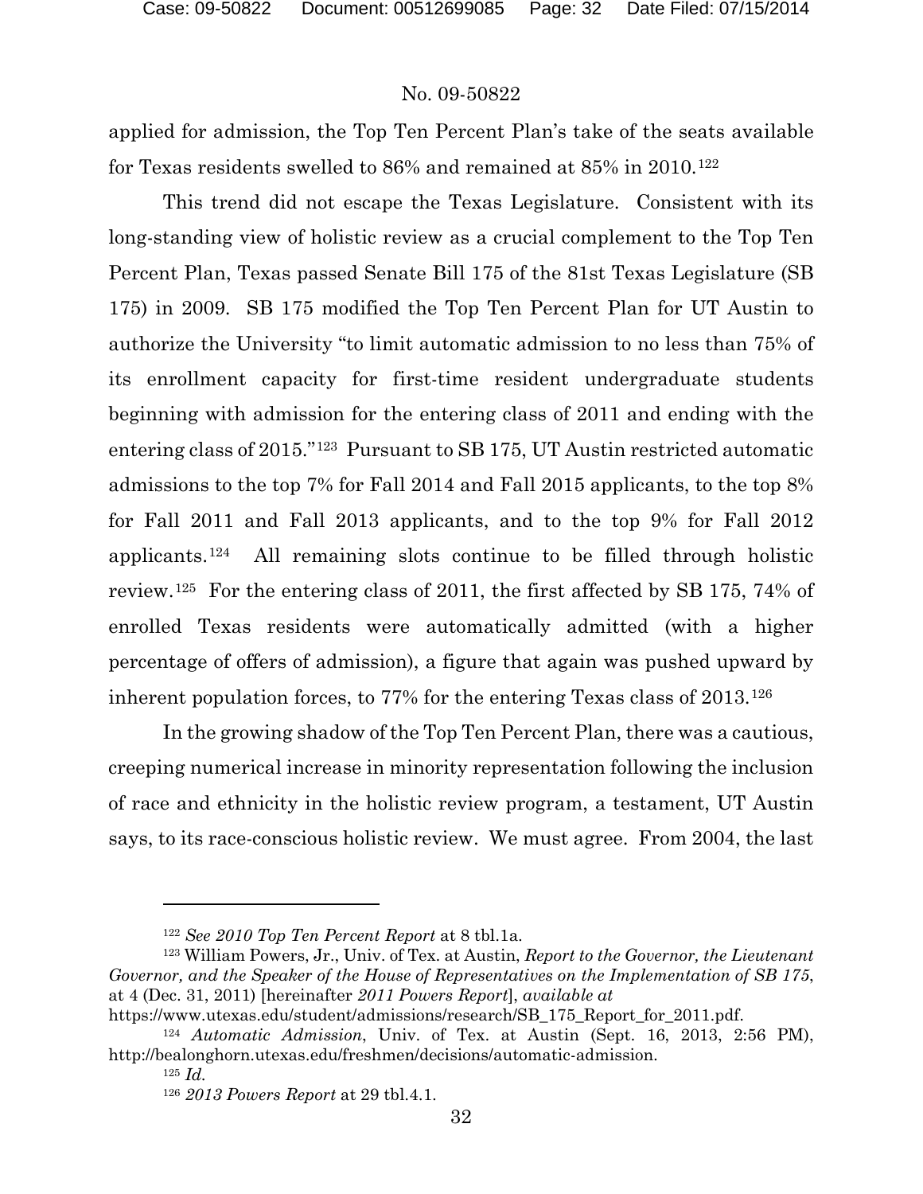applied for admission, the Top Ten Percent Plan's take of the seats available for Texas residents swelled to 86% and remained at 85% in 2010.[122]

This trend did not escape the Texas Legislature. Consistent with its long-standing view of holistic review as a crucial complement to the Top Ten Percent Plan, Texas passed Senate Bill 175 of the 81st Texas Legislature (SB 175) in 2009. SB 175 modified the Top Ten Percent Plan for UT Austin to authorize the University "to limit automatic admission to no less than 75% of its enrollment capacity for first-time resident undergraduate students beginning with admission for the entering class of 2011 and ending with the entering class of 2015."[123] Pursuant to SB 175, UT Austin restricted automatic admissions to the top 7% for Fall 2014 and Fall 2015 applicants, to the top 8% for Fall 2011 and Fall 2013 applicants, and to the top 9% for Fall 2012 applicants.[124] All remaining slots continue to be filled through holistic review.[125] For the entering class of 2011, the first affected by SB 175, 74% of enrolled Texas residents were automatically admitted (with a higher percentage of offers of admission), a figure that again was pushed upward by inherent population forces, to 77% for the entering Texas class of 2013.[126]

In the growing shadow of the Top Ten Percent Plan, there was a cautious, creeping numerical increase in minority representation following the inclusion of race and ethnicity in the holistic review program, a testament, UT Austin says, to its race-conscious holistic review. We must agree. From 2004, the last

---

[122] *See 2010 Top Ten Percent Report* at 8 tbl.1a.

[123] William Powers, Jr., Univ. of Tex. at Austin, *Report to the Governor, the Lieutenant Governor, and the Speaker of the House of Representatives on the Implementation of SB 175*, at 4 (Dec. 31, 2011) [hereinafter *2011 Powers Report*], *available at* https://www.utexas.edu/student/admissions/research/SB_175_Report_for_2011.pdf.

[124] *Automatic Admission*, Univ. of Tex. at Austin (Sept. 16, 2013, 2:56 PM), http://bealonghorn.utexas.edu/freshmen/decisions/automatic-admission.

[125] *Id.*

[126] *2013 Powers Report* at 29 tbl.4.1.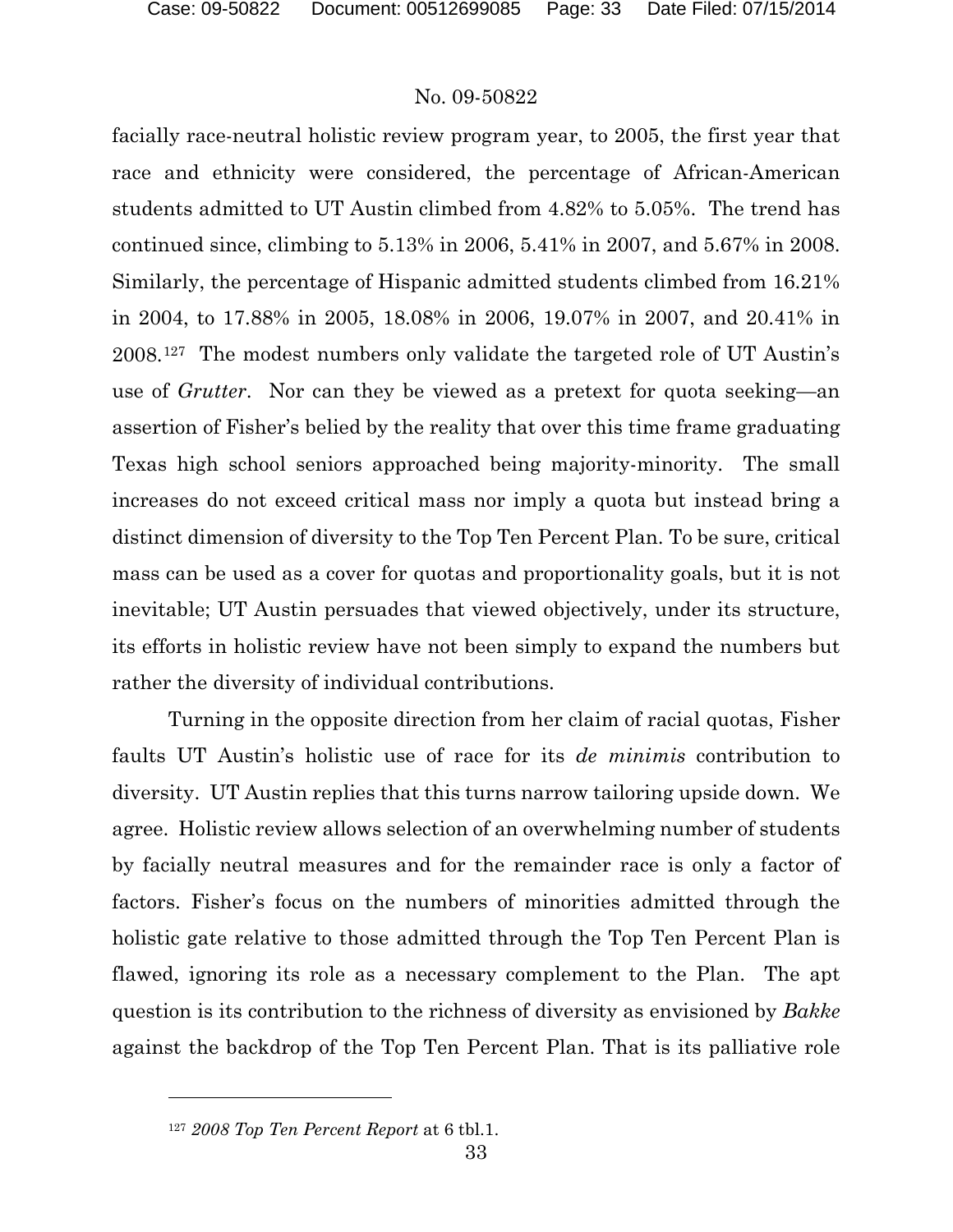facially race-neutral holistic review program year, to 2005, the first year that race and ethnicity were considered, the percentage of African-American students admitted to UT Austin climbed from 4.82% to 5.05%. The trend has continued since, climbing to 5.13% in 2006, 5.41% in 2007, and 5.67% in 2008. Similarly, the percentage of Hispanic admitted students climbed from 16.21% in 2004, to 17.88% in 2005, 18.08% in 2006, 19.07% in 2007, and 20.41% in 2008.[127] The modest numbers only validate the targeted role of UT Austin's use of *Grutter*. Nor can they be viewed as a pretext for quota seeking—an assertion of Fisher's belied by the reality that over this time frame graduating Texas high school seniors approached being majority-minority. The small increases do not exceed critical mass nor imply a quota but instead bring a distinct dimension of diversity to the Top Ten Percent Plan. To be sure, critical mass can be used as a cover for quotas and proportionality goals, but it is not inevitable; UT Austin persuades that viewed objectively, under its structure, its efforts in holistic review have not been simply to expand the numbers but rather the diversity of individual contributions.

Turning in the opposite direction from her claim of racial quotas, Fisher faults UT Austin's holistic use of race for its *de minimis* contribution to diversity. UT Austin replies that this turns narrow tailoring upside down. We agree. Holistic review allows selection of an overwhelming number of students by facially neutral measures and for the remainder race is only a factor of factors. Fisher's focus on the numbers of minorities admitted through the holistic gate relative to those admitted through the Top Ten Percent Plan is flawed, ignoring its role as a necessary complement to the Plan. The apt question is its contribution to the richness of diversity as envisioned by *Bakke* against the backdrop of the Top Ten Percent Plan. That is its palliative role

[127] *2008 Top Ten Percent Report* at 6 tbl.1.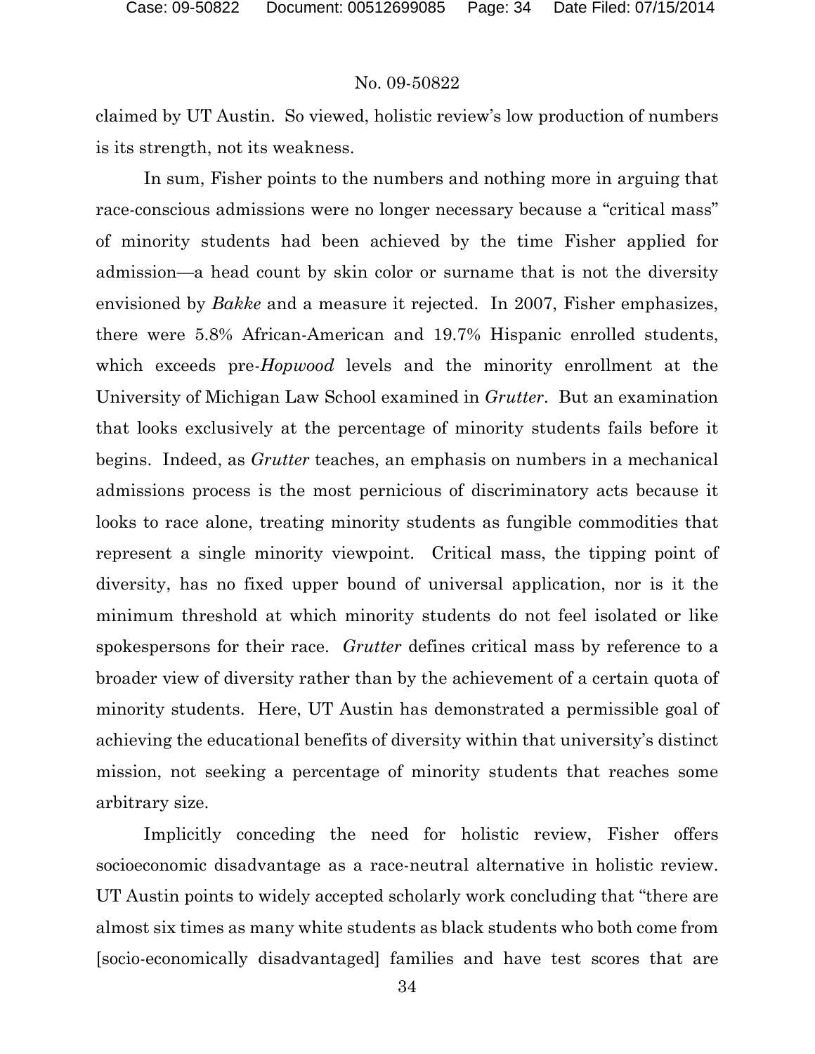claimed by UT Austin. So viewed, holistic review's low production of numbers is its strength, not its weakness.

In sum, Fisher points to the numbers and nothing more in arguing that race-conscious admissions were no longer necessary because a "critical mass" of minority students had been achieved by the time Fisher applied for admission—a head count by skin color or surname that is not the diversity envisioned by *Bakke* and a measure it rejected. In 2007, Fisher emphasizes, there were 5.8% African-American and 19.7% Hispanic enrolled students, which exceeds pre-*Hopwood* levels and the minority enrollment at the University of Michigan Law School examined in *Grutter*. But an examination that looks exclusively at the percentage of minority students fails before it begins. Indeed, as *Grutter* teaches, an emphasis on numbers in a mechanical admissions process is the most pernicious of discriminatory acts because it looks to race alone, treating minority students as fungible commodities that represent a single minority viewpoint. Critical mass, the tipping point of diversity, has no fixed upper bound of universal application, nor is it the minimum threshold at which minority students do not feel isolated or like spokespersons for their race. *Grutter* defines critical mass by reference to a broader view of diversity rather than by the achievement of a certain quota of minority students. Here, UT Austin has demonstrated a permissible goal of achieving the educational benefits of diversity within that university's distinct mission, not seeking a percentage of minority students that reaches some arbitrary size.

Implicitly conceding the need for holistic review, Fisher offers socioeconomic disadvantage as a race-neutral alternative in holistic review. UT Austin points to widely accepted scholarly work concluding that "there are almost six times as many white students as black students who both come from [socio-economically disadvantaged] families and have test scores that are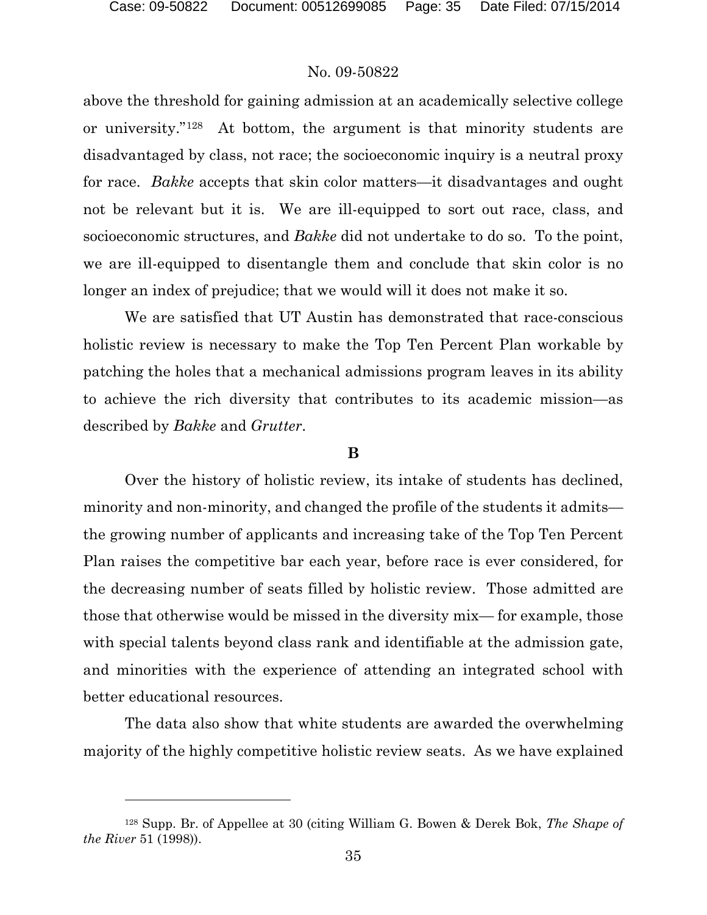above the threshold for gaining admission at an academically selective college or university."[128] At bottom, the argument is that minority students are disadvantaged by class, not race; the socioeconomic inquiry is a neutral proxy for race. *Bakke* accepts that skin color matters—it disadvantages and ought not be relevant but it is. We are ill-equipped to sort out race, class, and socioeconomic structures, and *Bakke* did not undertake to do so. To the point, we are ill-equipped to disentangle them and conclude that skin color is no longer an index of prejudice; that we would will it does not make it so.

We are satisfied that UT Austin has demonstrated that race-conscious holistic review is necessary to make the Top Ten Percent Plan workable by patching the holes that a mechanical admissions program leaves in its ability to achieve the rich diversity that contributes to its academic mission—as described by *Bakke* and *Grutter*.

**B**

Over the history of holistic review, its intake of students has declined, minority and non-minority, and changed the profile of the students it admits—the growing number of applicants and increasing take of the Top Ten Percent Plan raises the competitive bar each year, before race is ever considered, for the decreasing number of seats filled by holistic review. Those admitted are those that otherwise would be missed in the diversity mix— for example, those with special talents beyond class rank and identifiable at the admission gate, and minorities with the experience of attending an integrated school with better educational resources.

The data also show that white students are awarded the overwhelming majority of the highly competitive holistic review seats. As we have explained

[128] Supp. Br. of Appellee at 30 (citing William G. Bowen & Derek Bok, *The Shape of the River* 51 (1998)).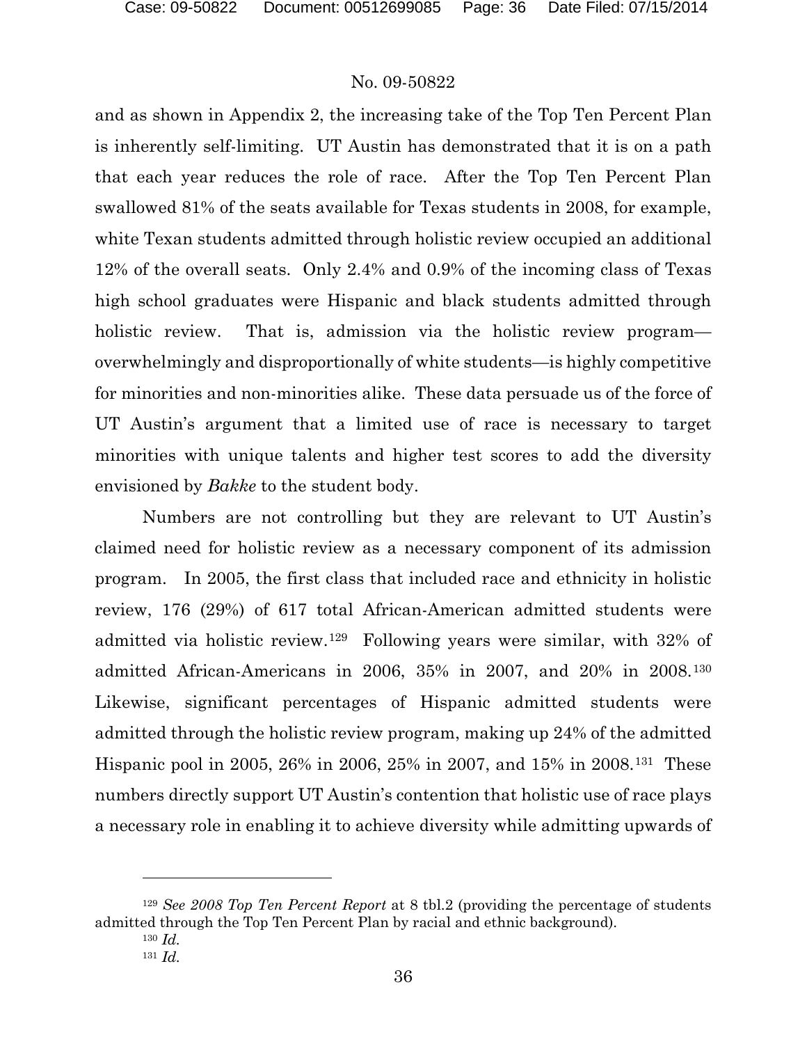and as shown in Appendix 2, the increasing take of the Top Ten Percent Plan is inherently self-limiting. UT Austin has demonstrated that it is on a path that each year reduces the role of race. After the Top Ten Percent Plan swallowed 81% of the seats available for Texas students in 2008, for example, white Texan students admitted through holistic review occupied an additional 12% of the overall seats. Only 2.4% and 0.9% of the incoming class of Texas high school graduates were Hispanic and black students admitted through holistic review. That is, admission via the holistic review program—overwhelmingly and disproportionally of white students—is highly competitive for minorities and non-minorities alike. These data persuade us of the force of UT Austin's argument that a limited use of race is necessary to target minorities with unique talents and higher test scores to add the diversity envisioned by *Bakke* to the student body.

Numbers are not controlling but they are relevant to UT Austin's claimed need for holistic review as a necessary component of its admission program. In 2005, the first class that included race and ethnicity in holistic review, 176 (29%) of 617 total African-American admitted students were admitted via holistic review.[129] Following years were similar, with 32% of admitted African-Americans in 2006, 35% in 2007, and 20% in 2008.[130] Likewise, significant percentages of Hispanic admitted students were admitted through the holistic review program, making up 24% of the admitted Hispanic pool in 2005, 26% in 2006, 25% in 2007, and 15% in 2008.[131] These numbers directly support UT Austin's contention that holistic use of race plays a necessary role in enabling it to achieve diversity while admitting upwards of

---

[129] *See 2008 Top Ten Percent Report* at 8 tbl.2 (providing the percentage of students admitted through the Top Ten Percent Plan by racial and ethnic background).

[130] *Id.*

[131] *Id.*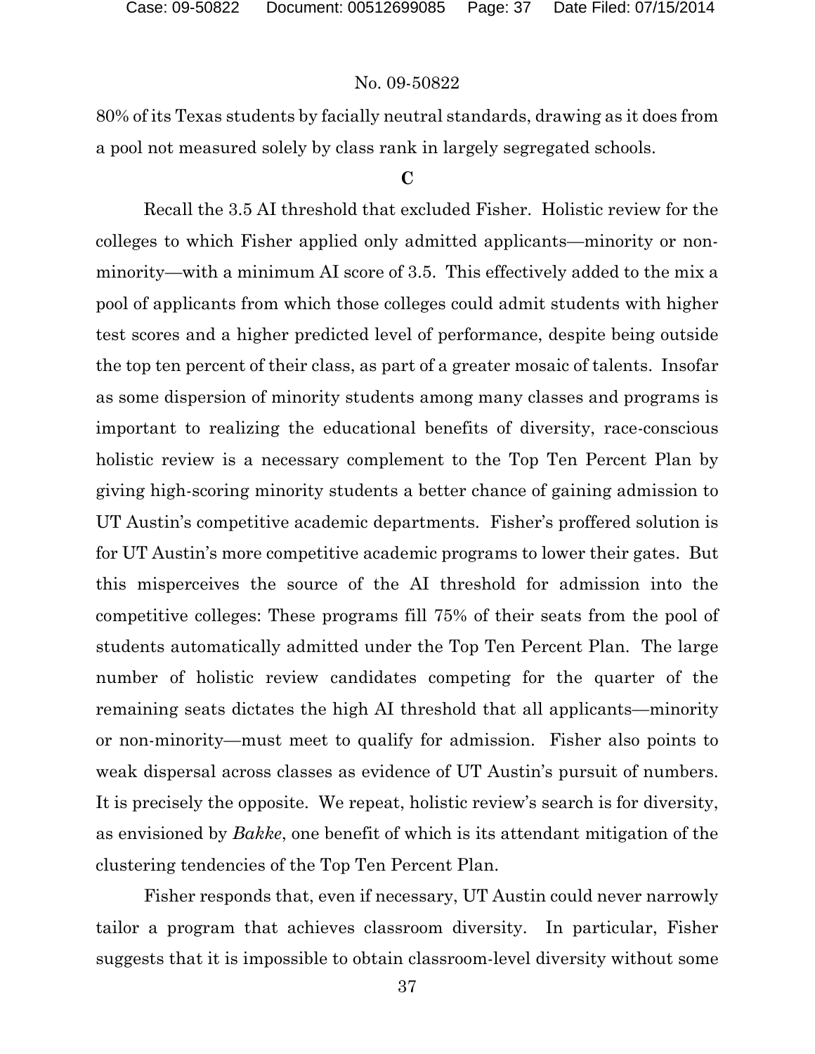80% of its Texas students by facially neutral standards, drawing as it does from a pool not measured solely by class rank in largely segregated schools.

**C**

Recall the 3.5 AI threshold that excluded Fisher. Holistic review for the colleges to which Fisher applied only admitted applicants—minority or non-minority—with a minimum AI score of 3.5. This effectively added to the mix a pool of applicants from which those colleges could admit students with higher test scores and a higher predicted level of performance, despite being outside the top ten percent of their class, as part of a greater mosaic of talents. Insofar as some dispersion of minority students among many classes and programs is important to realizing the educational benefits of diversity, race-conscious holistic review is a necessary complement to the Top Ten Percent Plan by giving high-scoring minority students a better chance of gaining admission to UT Austin's competitive academic departments. Fisher's proffered solution is for UT Austin's more competitive academic programs to lower their gates. But this misperceives the source of the AI threshold for admission into the competitive colleges: These programs fill 75% of their seats from the pool of students automatically admitted under the Top Ten Percent Plan. The large number of holistic review candidates competing for the quarter of the remaining seats dictates the high AI threshold that all applicants—minority or non-minority—must meet to qualify for admission. Fisher also points to weak dispersal across classes as evidence of UT Austin's pursuit of numbers. It is precisely the opposite. We repeat, holistic review's search is for diversity, as envisioned by *Bakke*, one benefit of which is its attendant mitigation of the clustering tendencies of the Top Ten Percent Plan.

Fisher responds that, even if necessary, UT Austin could never narrowly tailor a program that achieves classroom diversity. In particular, Fisher suggests that it is impossible to obtain classroom-level diversity without some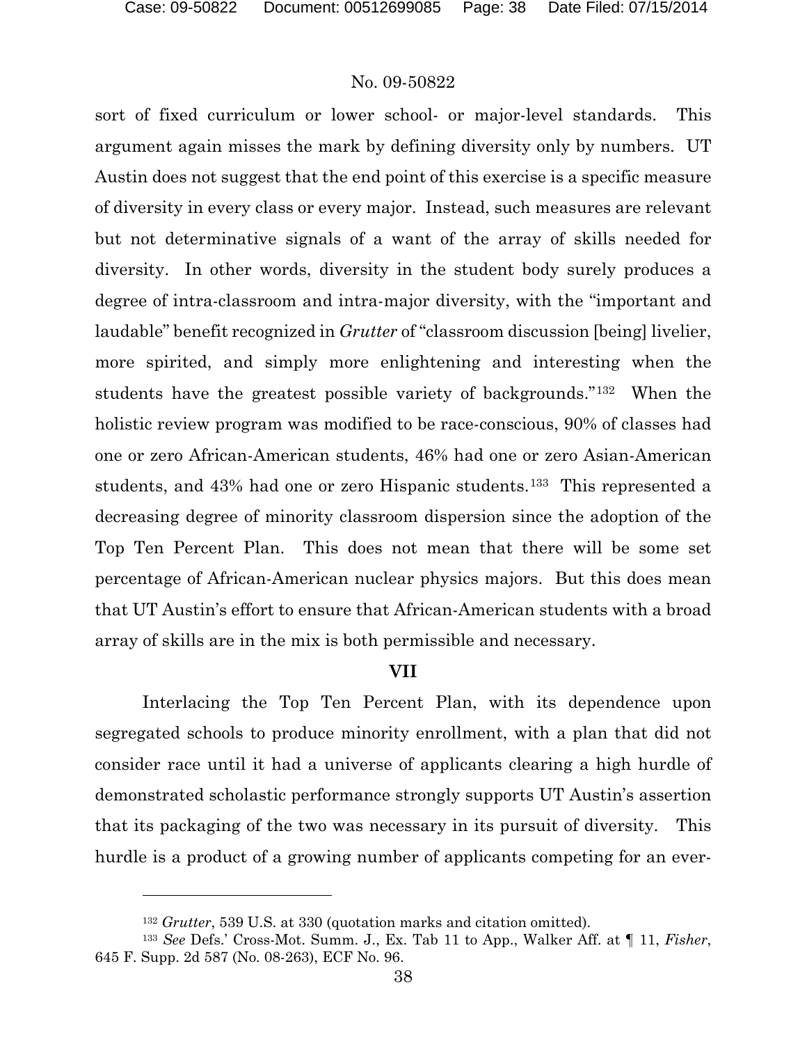sort of fixed curriculum or lower school- or major-level standards. This argument again misses the mark by defining diversity only by numbers. UT Austin does not suggest that the end point of this exercise is a specific measure of diversity in every class or every major. Instead, such measures are relevant but not determinative signals of a want of the array of skills needed for diversity. In other words, diversity in the student body surely produces a degree of intra-classroom and intra-major diversity, with the "important and laudable" benefit recognized in *Grutter* of "classroom discussion [being] livelier, more spirited, and simply more enlightening and interesting when the students have the greatest possible variety of backgrounds."[132] When the holistic review program was modified to be race-conscious, 90% of classes had one or zero African-American students, 46% had one or zero Asian-American students, and 43% had one or zero Hispanic students.[133] This represented a decreasing degree of minority classroom dispersion since the adoption of the Top Ten Percent Plan. This does not mean that there will be some set percentage of African-American nuclear physics majors. But this does mean that UT Austin's effort to ensure that African-American students with a broad array of skills are in the mix is both permissible and necessary.

## VII

Interlacing the Top Ten Percent Plan, with its dependence upon segregated schools to produce minority enrollment, with a plan that did not consider race until it had a universe of applicants clearing a high hurdle of demonstrated scholastic performance strongly supports UT Austin's assertion that its packaging of the two was necessary in its pursuit of diversity. This hurdle is a product of a growing number of applicants competing for an ever-

---

[132] *Grutter*, 539 U.S. at 330 (quotation marks and citation omitted).

[133] *See* Defs.' Cross-Mot. Summ. J., Ex. Tab 11 to App., Walker Aff. at ¶ 11, *Fisher*, 645 F. Supp. 2d 587 (No. 08-263), ECF No. 96.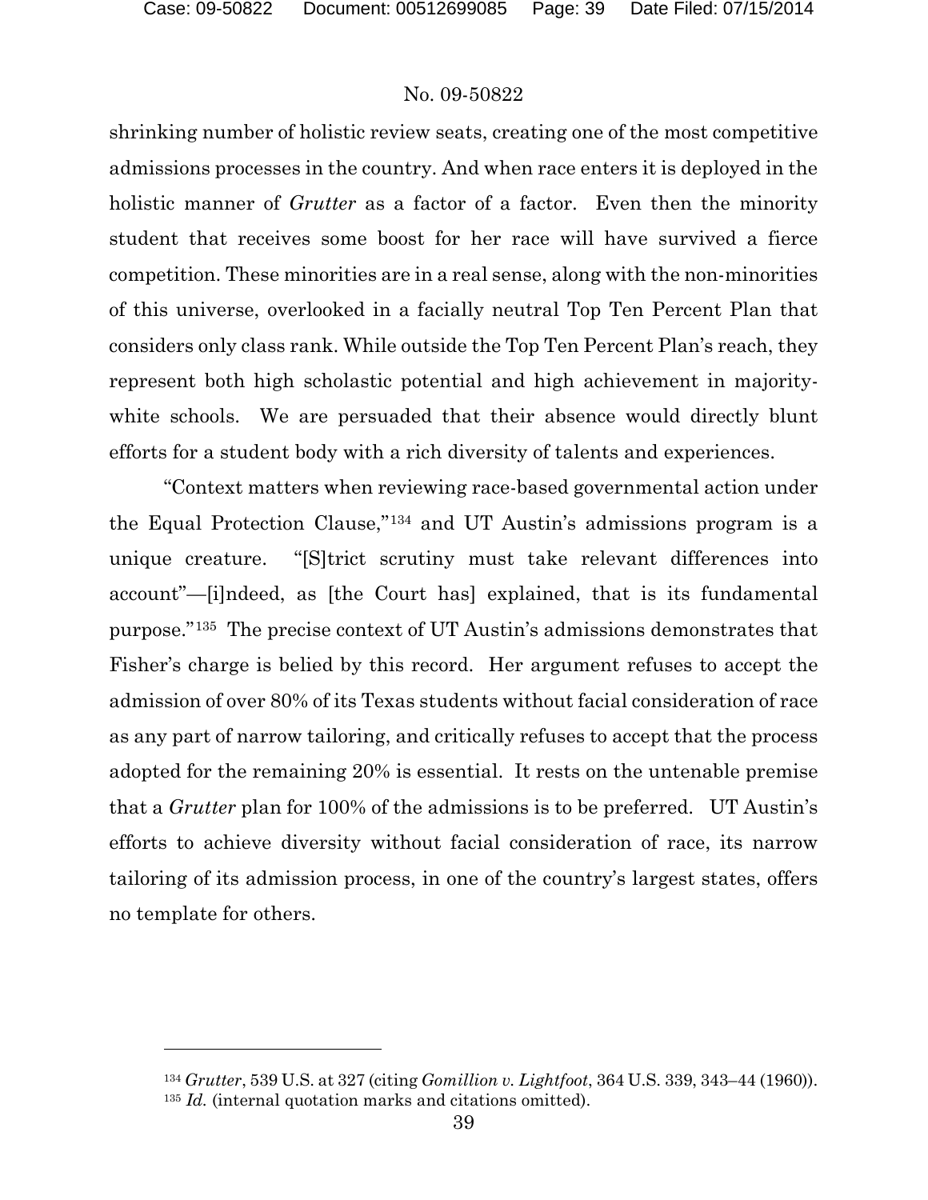shrinking number of holistic review seats, creating one of the most competitive admissions processes in the country. And when race enters it is deployed in the holistic manner of *Grutter* as a factor of a factor. Even then the minority student that receives some boost for her race will have survived a fierce competition. These minorities are in a real sense, along with the non-minorities of this universe, overlooked in a facially neutral Top Ten Percent Plan that considers only class rank. While outside the Top Ten Percent Plan's reach, they represent both high scholastic potential and high achievement in majority-white schools. We are persuaded that their absence would directly blunt efforts for a student body with a rich diversity of talents and experiences.

"Context matters when reviewing race-based governmental action under the Equal Protection Clause,"[134] and UT Austin's admissions program is a unique creature. "[S]trict scrutiny must take relevant differences into account"—[i]ndeed, as [the Court has] explained, that is its fundamental purpose."[135] The precise context of UT Austin's admissions demonstrates that Fisher's charge is belied by this record. Her argument refuses to accept the admission of over 80% of its Texas students without facial consideration of race as any part of narrow tailoring, and critically refuses to accept that the process adopted for the remaining 20% is essential. It rests on the untenable premise that a *Grutter* plan for 100% of the admissions is to be preferred. UT Austin's efforts to achieve diversity without facial consideration of race, its narrow tailoring of its admission process, in one of the country's largest states, offers no template for others.

---

[134] *Grutter*, 539 U.S. at 327 (citing *Gomillion v. Lightfoot*, 364 U.S. 339, 343–44 (1960)).

[135] *Id.* (internal quotation marks and citations omitted).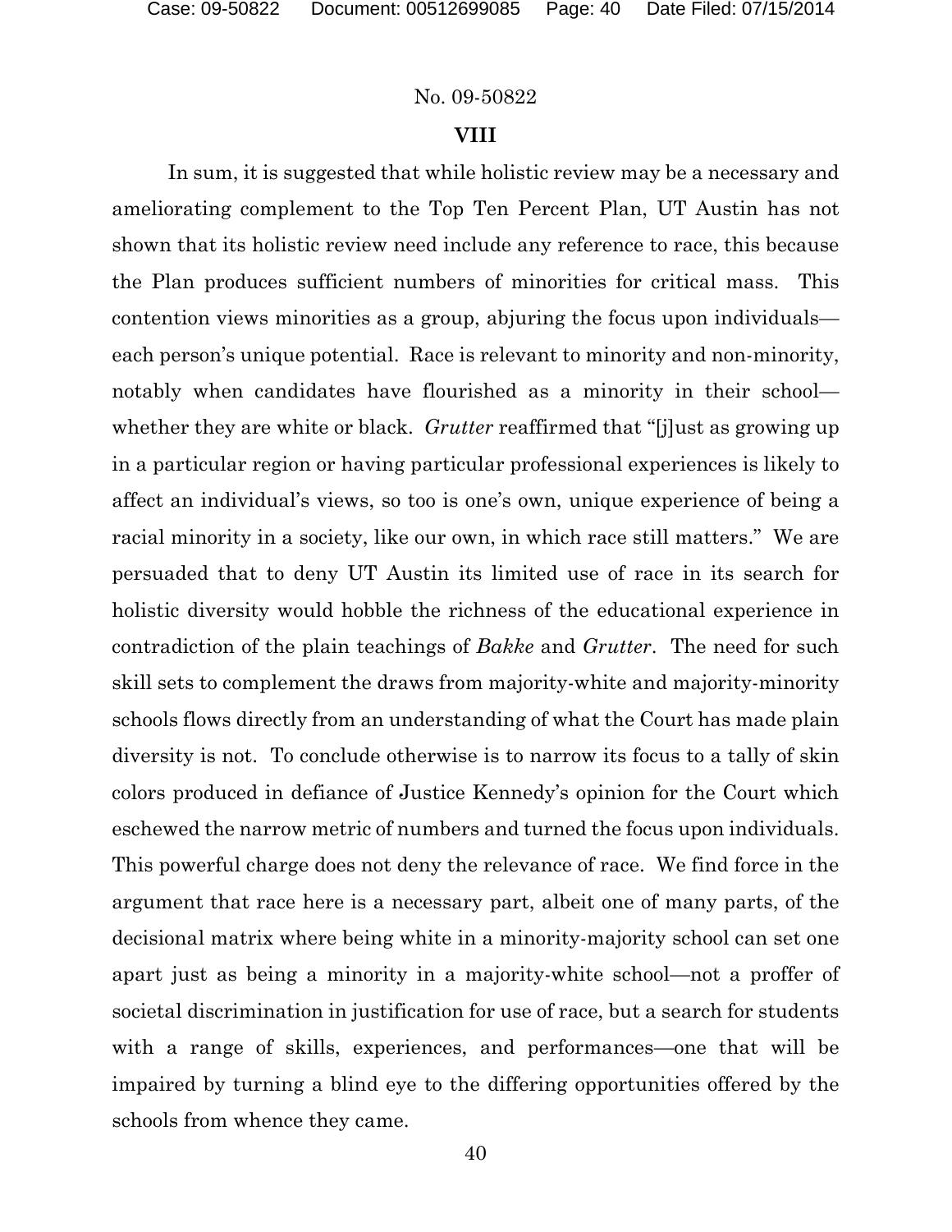## VIII

In sum, it is suggested that while holistic review may be a necessary and ameliorating complement to the Top Ten Percent Plan, UT Austin has not shown that its holistic review need include any reference to race, this because the Plan produces sufficient numbers of minorities for critical mass. This contention views minorities as a group, abjuring the focus upon individuals—each person's unique potential. Race is relevant to minority and non-minority, notably when candidates have flourished as a minority in their school—whether they are white or black. *Grutter* reaffirmed that "[j]ust as growing up in a particular region or having particular professional experiences is likely to affect an individual's views, so too is one's own, unique experience of being a racial minority in a society, like our own, in which race still matters." We are persuaded that to deny UT Austin its limited use of race in its search for holistic diversity would hobble the richness of the educational experience in contradiction of the plain teachings of *Bakke* and *Grutter*. The need for such skill sets to complement the draws from majority-white and majority-minority schools flows directly from an understanding of what the Court has made plain diversity is not. To conclude otherwise is to narrow its focus to a tally of skin colors produced in defiance of Justice Kennedy's opinion for the Court which eschewed the narrow metric of numbers and turned the focus upon individuals. This powerful charge does not deny the relevance of race. We find force in the argument that race here is a necessary part, albeit one of many parts, of the decisional matrix where being white in a minority-majority school can set one apart just as being a minority in a majority-white school—not a proffer of societal discrimination in justification for use of race, but a search for students with a range of skills, experiences, and performances—one that will be impaired by turning a blind eye to the differing opportunities offered by the schools from whence they came.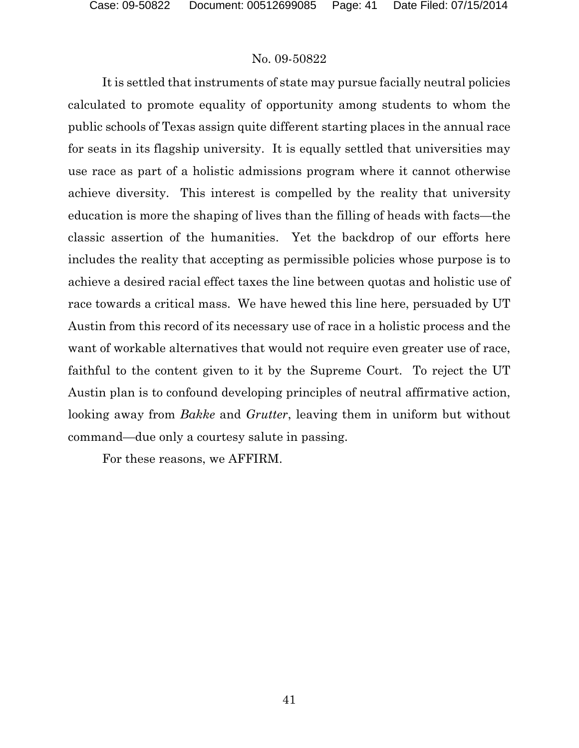It is settled that instruments of state may pursue facially neutral policies calculated to promote equality of opportunity among students to whom the public schools of Texas assign quite different starting places in the annual race for seats in its flagship university. It is equally settled that universities may use race as part of a holistic admissions program where it cannot otherwise achieve diversity. This interest is compelled by the reality that university education is more the shaping of lives than the filling of heads with facts—the classic assertion of the humanities. Yet the backdrop of our efforts here includes the reality that accepting as permissible policies whose purpose is to achieve a desired racial effect taxes the line between quotas and holistic use of race towards a critical mass. We have hewed this line here, persuaded by UT Austin from this record of its necessary use of race in a holistic process and the want of workable alternatives that would not require even greater use of race, faithful to the content given to it by the Supreme Court. To reject the UT Austin plan is to confound developing principles of neutral affirmative action, looking away from *Bakke* and *Grutter*, leaving them in uniform but without command—due only a courtesy salute in passing.

For these reasons, we AFFIRM.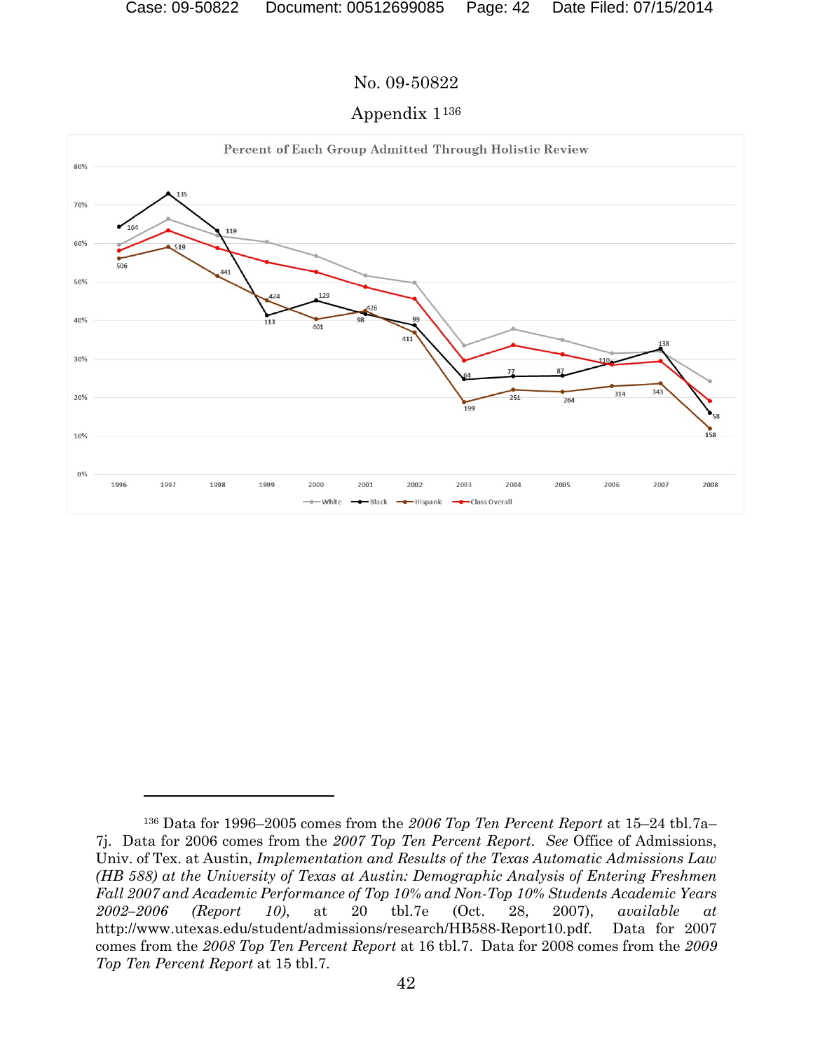No. 09-50822

Appendix 1[136]

Percent of Each Group Admitted Through Holistic Review

80%
70%
60%
50%
40%
30%
20%
10%
0%

1996 1997 1998 1999 2000 2001 2002 2003 2004 2005 2006 2007 2008

164
135
119
113
129
98
99
64
77
87
110
138
58

506
519
441
424
401
426
411
199
251
264
314
343
158

White Black Hispanic Class Overall

[136] Data for 1996–2005 comes from the *2006 Top Ten Percent Report* at 15–24 tbl.7a–7j. Data for 2006 comes from the *2007 Top Ten Percent Report*. *See* Office of Admissions, Univ. of Tex. at Austin, *Implementation and Results of the Texas Automatic Admissions Law (HB 588) at the University of Texas at Austin: Demographic Analysis of Entering Freshmen Fall 2007 and Academic Performance of Top 10% and Non-Top 10% Students Academic Years 2002–2006 (Report 10)*, at 20 tbl.7e (Oct. 28, 2007), *available at* http://www.utexas.edu/student/admissions/research/HB588-Report10.pdf. Data for 2007 comes from the *2008 Top Ten Percent Report* at 16 tbl.7. Data for 2008 comes from the *2009 Top Ten Percent Report* at 15 tbl.7.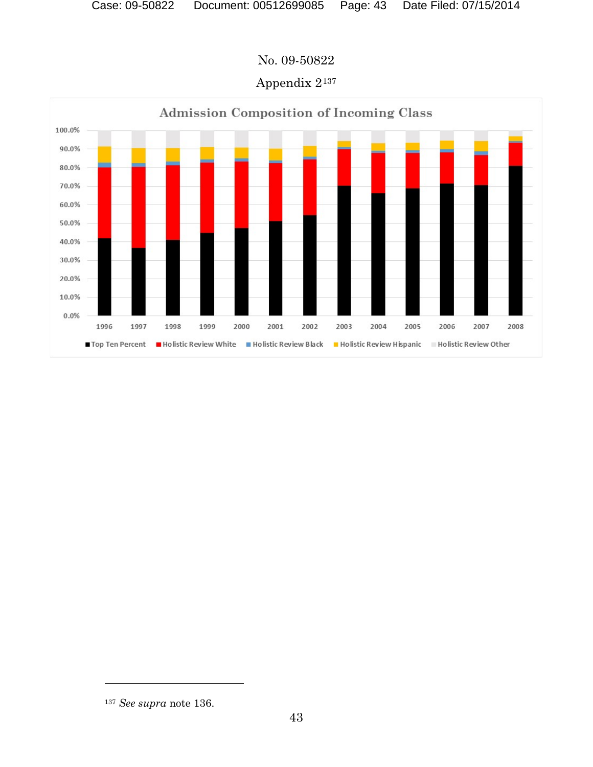No. 09-50822

Appendix 2[137]

Admission Composition of Incoming Class

100.0%
90.0%
80.0%
70.0%
60.0%
50.0%
40.0%
30.0%
20.0%
10.0%
0.0%

1996 1997 1998 1999 2000 2001 2002 2003 2004 2005 2006 2007 2008

Top Ten Percent | Holistic Review White | Holistic Review Black | Holistic Review Hispanic | Holistic Review Other

---

[137] *See supra* note 136.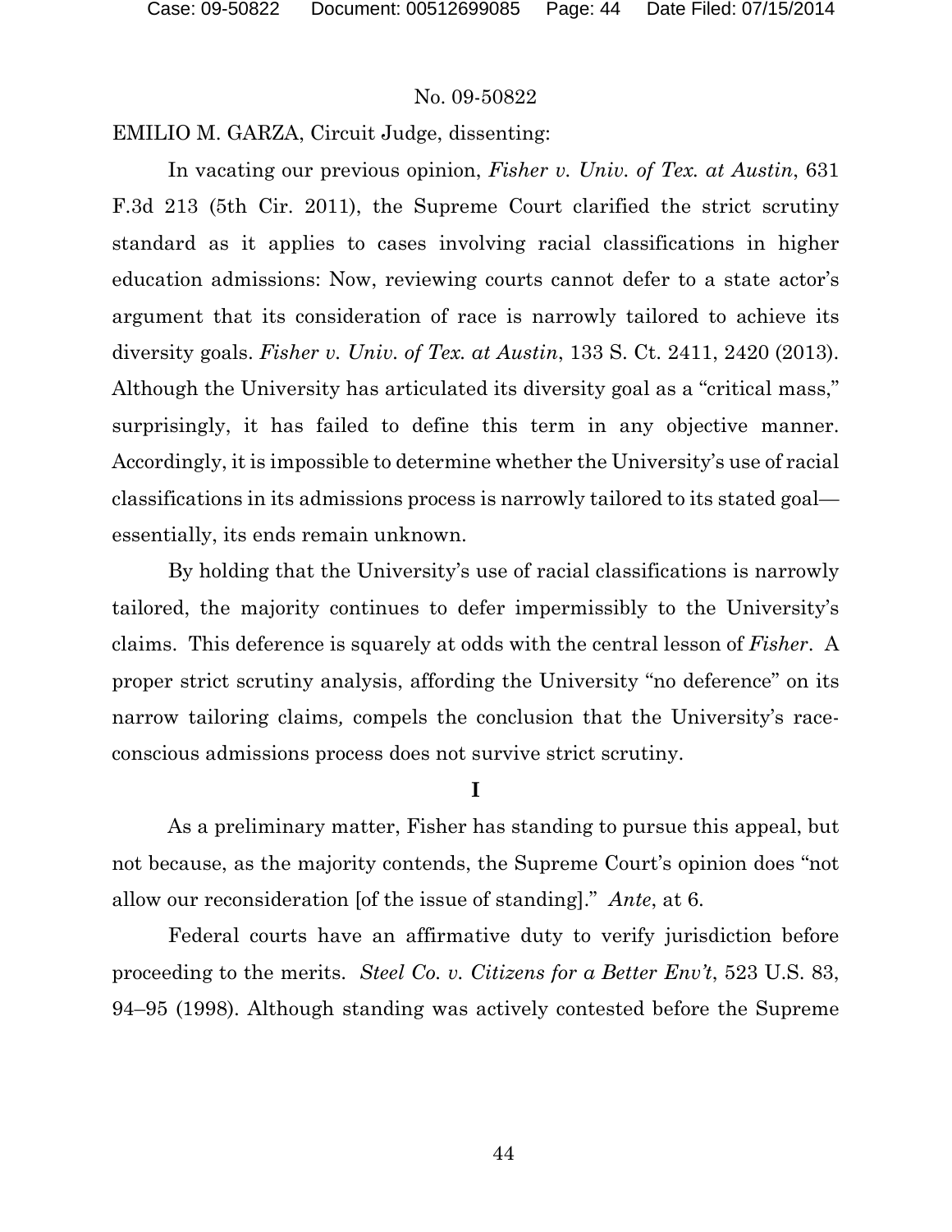No. 09-50822

EMILIO M. GARZA, Circuit Judge, dissenting:

In vacating our previous opinion, *Fisher v. Univ. of Tex. at Austin*, 631 F.3d 213 (5th Cir. 2011), the Supreme Court clarified the strict scrutiny standard as it applies to cases involving racial classifications in higher education admissions: Now, reviewing courts cannot defer to a state actor's argument that its consideration of race is narrowly tailored to achieve its diversity goals. *Fisher v. Univ. of Tex. at Austin*, 133 S. Ct. 2411, 2420 (2013). Although the University has articulated its diversity goal as a "critical mass," surprisingly, it has failed to define this term in any objective manner. Accordingly, it is impossible to determine whether the University's use of racial classifications in its admissions process is narrowly tailored to its stated goal—essentially, its ends remain unknown.

By holding that the University's use of racial classifications is narrowly tailored, the majority continues to defer impermissibly to the University's claims. This deference is squarely at odds with the central lesson of *Fisher*. A proper strict scrutiny analysis, affording the University "no deference" on its narrow tailoring claims*,* compels the conclusion that the University's race-conscious admissions process does not survive strict scrutiny.

**I**

As a preliminary matter, Fisher has standing to pursue this appeal, but not because, as the majority contends, the Supreme Court's opinion does "not allow our reconsideration [of the issue of standing]." *Ante*, at 6.

Federal courts have an affirmative duty to verify jurisdiction before proceeding to the merits. *Steel Co. v. Citizens for a Better Env't*, 523 U.S. 83, 94–95 (1998). Although standing was actively contested before the Supreme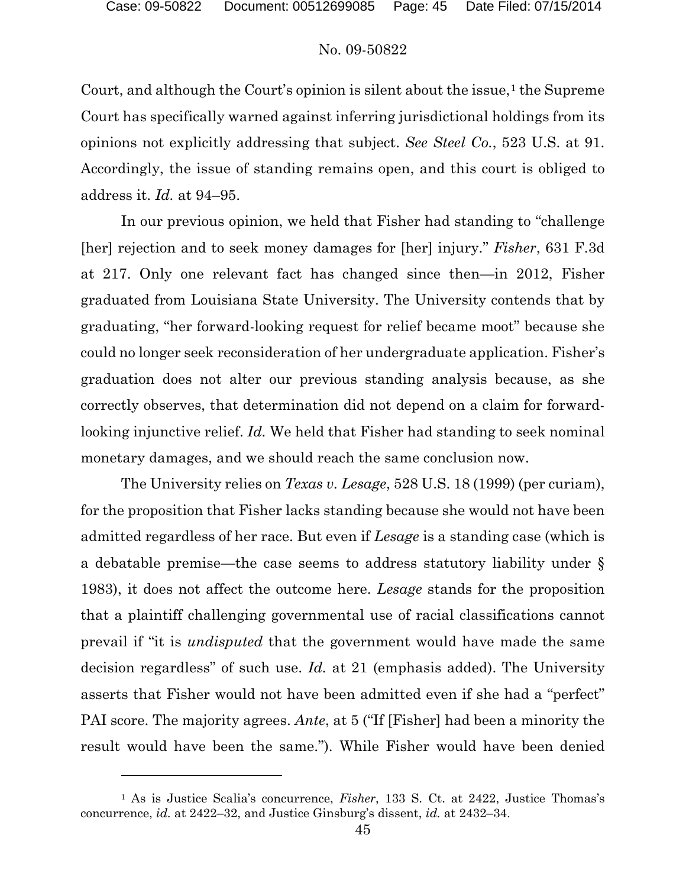Court, and although the Court's opinion is silent about the issue,[1] the Supreme Court has specifically warned against inferring jurisdictional holdings from its opinions not explicitly addressing that subject. *See Steel Co.*, 523 U.S. at 91. Accordingly, the issue of standing remains open, and this court is obliged to address it. *Id.* at 94–95.

In our previous opinion, we held that Fisher had standing to "challenge [her] rejection and to seek money damages for [her] injury." *Fisher*, 631 F.3d at 217. Only one relevant fact has changed since then—in 2012, Fisher graduated from Louisiana State University. The University contends that by graduating, "her forward-looking request for relief became moot" because she could no longer seek reconsideration of her undergraduate application. Fisher's graduation does not alter our previous standing analysis because, as she correctly observes, that determination did not depend on a claim for forward-looking injunctive relief. *Id.* We held that Fisher had standing to seek nominal monetary damages, and we should reach the same conclusion now.

The University relies on *Texas v. Lesage*, 528 U.S. 18 (1999) (per curiam), for the proposition that Fisher lacks standing because she would not have been admitted regardless of her race. But even if *Lesage* is a standing case (which is a debatable premise—the case seems to address statutory liability under § 1983), it does not affect the outcome here. *Lesage* stands for the proposition that a plaintiff challenging governmental use of racial classifications cannot prevail if "it is *undisputed* that the government would have made the same decision regardless" of such use. *Id.* at 21 (emphasis added). The University asserts that Fisher would not have been admitted even if she had a "perfect" PAI score. The majority agrees. *Ante*, at 5 ("If [Fisher] had been a minority the result would have been the same."). While Fisher would have been denied

[1] As is Justice Scalia's concurrence, *Fisher*, 133 S. Ct. at 2422, Justice Thomas's concurrence, *id.* at 2422–32, and Justice Ginsburg's dissent, *id.* at 2432–34.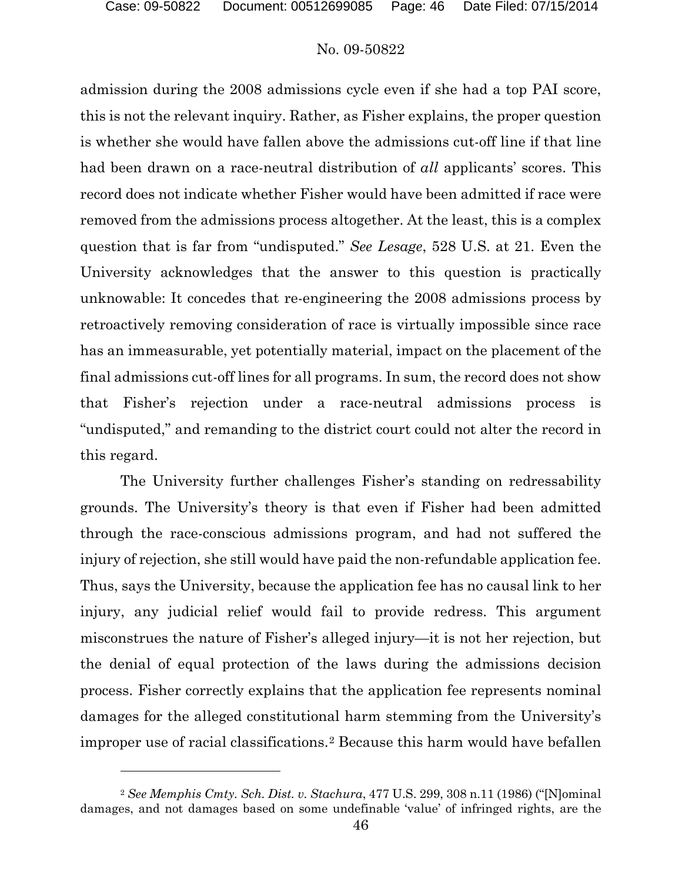admission during the 2008 admissions cycle even if she had a top PAI score, this is not the relevant inquiry. Rather, as Fisher explains, the proper question is whether she would have fallen above the admissions cut-off line if that line had been drawn on a race-neutral distribution of *all* applicants' scores. This record does not indicate whether Fisher would have been admitted if race were removed from the admissions process altogether. At the least, this is a complex question that is far from "undisputed." *See Lesage*, 528 U.S. at 21. Even the University acknowledges that the answer to this question is practically unknowable: It concedes that re-engineering the 2008 admissions process by retroactively removing consideration of race is virtually impossible since race has an immeasurable, yet potentially material, impact on the placement of the final admissions cut-off lines for all programs. In sum, the record does not show that Fisher's rejection under a race-neutral admissions process is "undisputed," and remanding to the district court could not alter the record in this regard.

The University further challenges Fisher's standing on redressability grounds. The University's theory is that even if Fisher had been admitted through the race-conscious admissions program, and had not suffered the injury of rejection, she still would have paid the non-refundable application fee. Thus, says the University, because the application fee has no causal link to her injury, any judicial relief would fail to provide redress. This argument misconstrues the nature of Fisher's alleged injury—it is not her rejection, but the denial of equal protection of the laws during the admissions decision process. Fisher correctly explains that the application fee represents nominal damages for the alleged constitutional harm stemming from the University's improper use of racial classifications.[2] Because this harm would have befallen

[2] *See Memphis Cmty. Sch. Dist. v. Stachura*, 477 U.S. 299, 308 n.11 (1986) ("[N]ominal damages, and not damages based on some undefinable 'value' of infringed rights, are the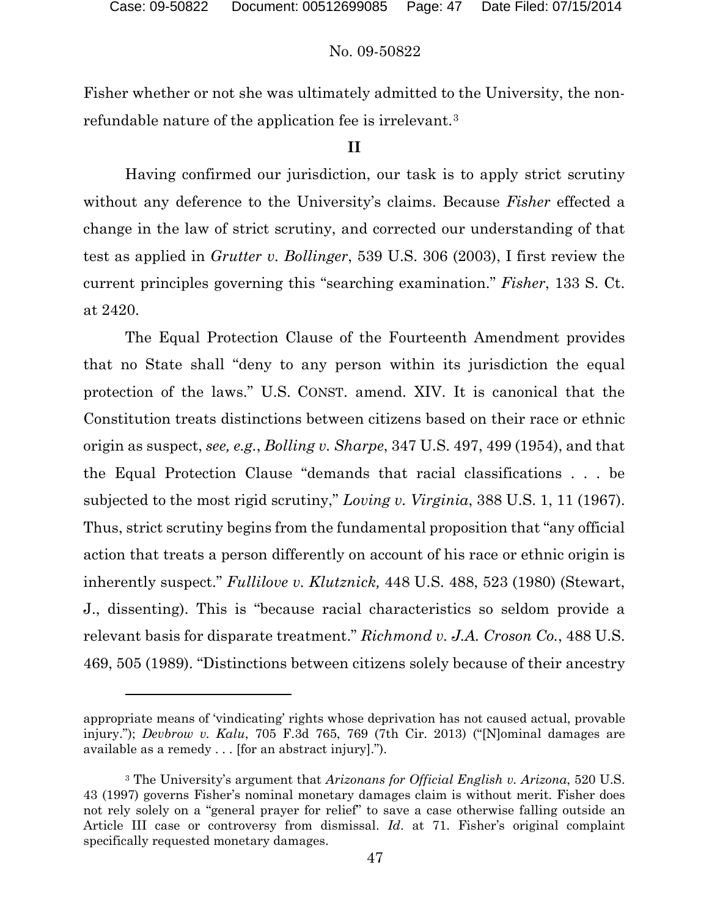Fisher whether or not she was ultimately admitted to the University, the non-refundable nature of the application fee is irrelevant.[3]

## II

Having confirmed our jurisdiction, our task is to apply strict scrutiny without any deference to the University's claims. Because *Fisher* effected a change in the law of strict scrutiny, and corrected our understanding of that test as applied in *Grutter v. Bollinger*, 539 U.S. 306 (2003), I first review the current principles governing this "searching examination." *Fisher*, 133 S. Ct. at 2420.

The Equal Protection Clause of the Fourteenth Amendment provides that no State shall "deny to any person within its jurisdiction the equal protection of the laws." U.S. CONST. amend. XIV. It is canonical that the Constitution treats distinctions between citizens based on their race or ethnic origin as suspect, *see, e.g.*, *Bolling v. Sharpe*, 347 U.S. 497, 499 (1954), and that the Equal Protection Clause "demands that racial classifications . . . be subjected to the most rigid scrutiny," *Loving v. Virginia*, 388 U.S. 1, 11 (1967). Thus, strict scrutiny begins from the fundamental proposition that "any official action that treats a person differently on account of his race or ethnic origin is inherently suspect." *Fullilove v. Klutznick,* 448 U.S. 488, 523 (1980) (Stewart, J., dissenting). This is "because racial characteristics so seldom provide a relevant basis for disparate treatment." *Richmond v. J.A. Croson Co.*, 488 U.S. 469, 505 (1989). "Distinctions between citizens solely because of their ancestry

---

appropriate means of 'vindicating' rights whose deprivation has not caused actual, provable injury."); *Devbrow v. Kalu*, 705 F.3d 765, 769 (7th Cir. 2013) ("[N]ominal damages are available as a remedy . . . [for an abstract injury].").

[3] The University's argument that *Arizonans for Official English v. Arizona*, 520 U.S. 43 (1997) governs Fisher's nominal monetary damages claim is without merit. Fisher does not rely solely on a "general prayer for relief" to save a case otherwise falling outside an Article III case or controversy from dismissal. *Id*. at 71. Fisher's original complaint specifically requested monetary damages.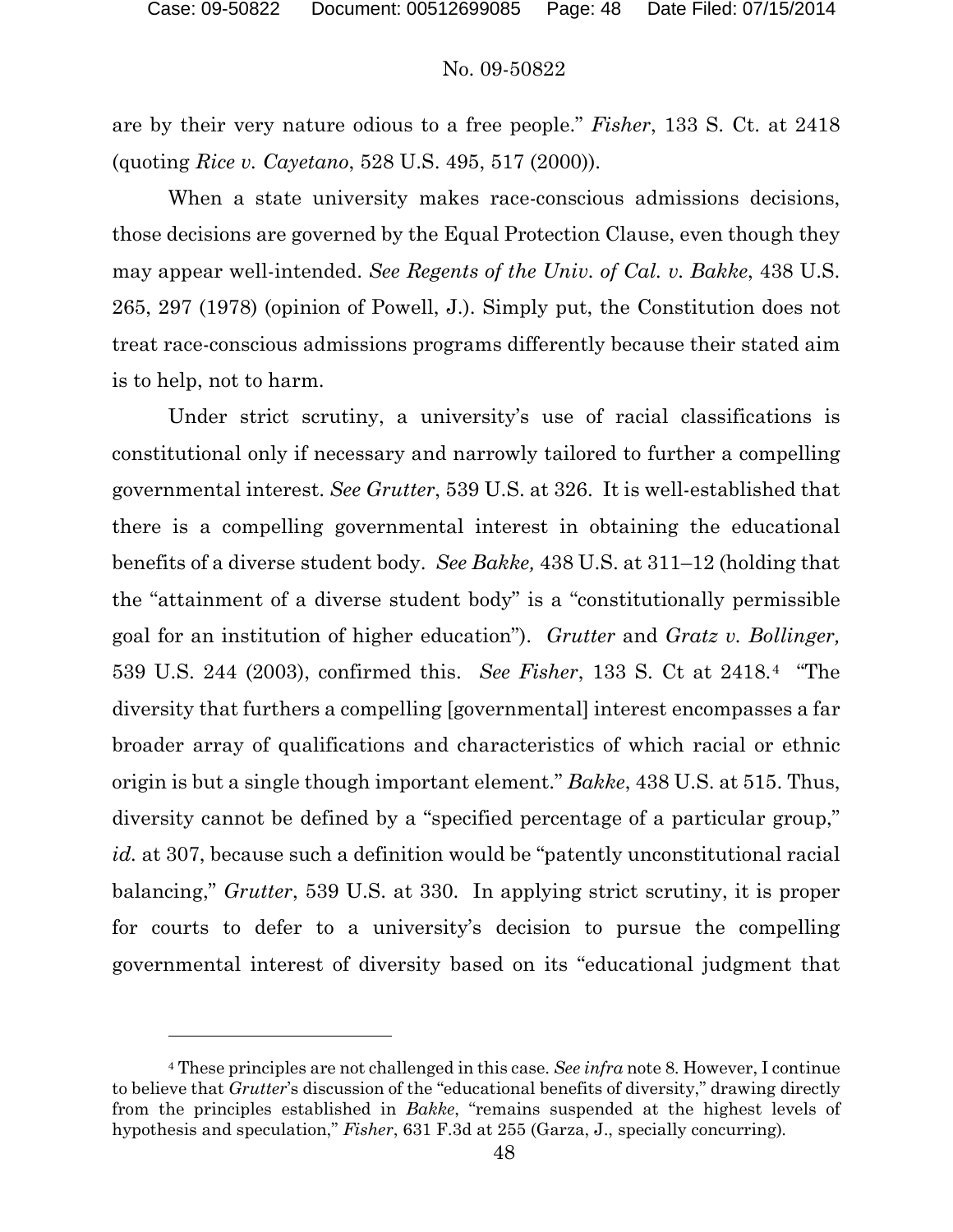are by their very nature odious to a free people." *Fisher*, 133 S. Ct. at 2418 (quoting *Rice v. Cayetano*, 528 U.S. 495, 517 (2000)).

When a state university makes race-conscious admissions decisions, those decisions are governed by the Equal Protection Clause, even though they may appear well-intended. *See Regents of the Univ. of Cal. v. Bakke*, 438 U.S. 265, 297 (1978) (opinion of Powell, J.). Simply put, the Constitution does not treat race-conscious admissions programs differently because their stated aim is to help, not to harm.

Under strict scrutiny, a university's use of racial classifications is constitutional only if necessary and narrowly tailored to further a compelling governmental interest. *See Grutter*, 539 U.S. at 326. It is well-established that there is a compelling governmental interest in obtaining the educational benefits of a diverse student body. *See Bakke,* 438 U.S. at 311–12 (holding that the "attainment of a diverse student body" is a "constitutionally permissible goal for an institution of higher education"). *Grutter* and *Gratz v. Bollinger,* 539 U.S. 244 (2003), confirmed this. *See Fisher*, 133 S. Ct at 2418.[4] "The diversity that furthers a compelling [governmental] interest encompasses a far broader array of qualifications and characteristics of which racial or ethnic origin is but a single though important element." *Bakke*, 438 U.S. at 515. Thus, diversity cannot be defined by a "specified percentage of a particular group," *id.* at 307, because such a definition would be "patently unconstitutional racial balancing," *Grutter*, 539 U.S. at 330. In applying strict scrutiny, it is proper for courts to defer to a university's decision to pursue the compelling governmental interest of diversity based on its "educational judgment that

---

[4] These principles are not challenged in this case. *See infra* note 8. However, I continue to believe that *Grutter*'s discussion of the "educational benefits of diversity," drawing directly from the principles established in *Bakke*, "remains suspended at the highest levels of hypothesis and speculation," *Fisher*, 631 F.3d at 255 (Garza, J., specially concurring).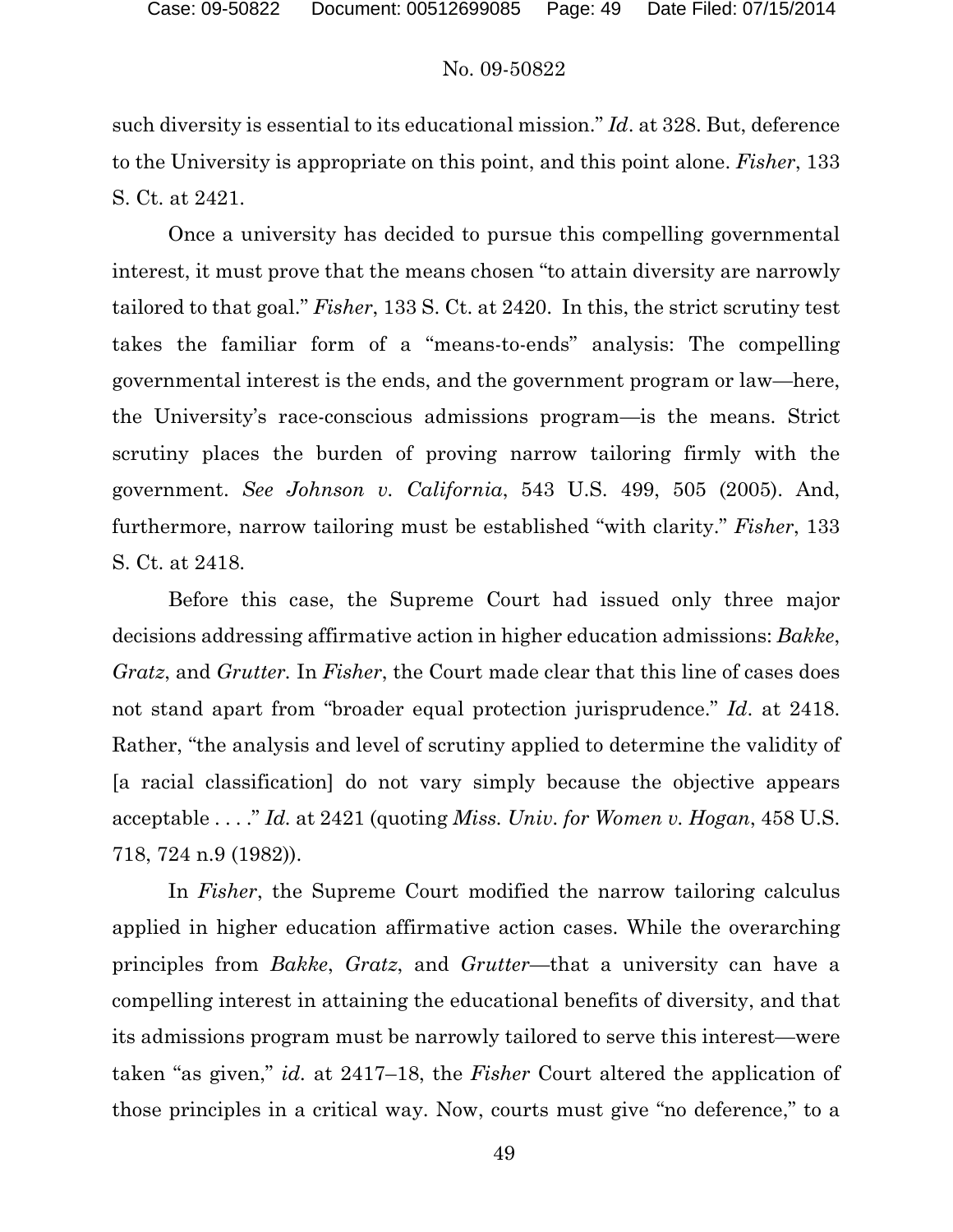such diversity is essential to its educational mission." *Id*. at 328. But, deference to the University is appropriate on this point, and this point alone. *Fisher*, 133 S. Ct. at 2421.

Once a university has decided to pursue this compelling governmental interest, it must prove that the means chosen "to attain diversity are narrowly tailored to that goal." *Fisher*, 133 S. Ct. at 2420. In this, the strict scrutiny test takes the familiar form of a "means-to-ends" analysis: The compelling governmental interest is the ends, and the government program or law—here, the University's race-conscious admissions program—is the means. Strict scrutiny places the burden of proving narrow tailoring firmly with the government. *See Johnson v. California*, 543 U.S. 499, 505 (2005). And, furthermore, narrow tailoring must be established "with clarity." *Fisher*, 133 S. Ct. at 2418.

Before this case, the Supreme Court had issued only three major decisions addressing affirmative action in higher education admissions: *Bakke*, *Gratz*, and *Grutter*. In *Fisher*, the Court made clear that this line of cases does not stand apart from "broader equal protection jurisprudence." *Id*. at 2418. Rather, "the analysis and level of scrutiny applied to determine the validity of [a racial classification] do not vary simply because the objective appears acceptable . . . ." *Id.* at 2421 (quoting *Miss. Univ. for Women v. Hogan*, 458 U.S. 718, 724 n.9 (1982)).

In *Fisher*, the Supreme Court modified the narrow tailoring calculus applied in higher education affirmative action cases. While the overarching principles from *Bakke*, *Gratz*, and *Grutter*—that a university can have a compelling interest in attaining the educational benefits of diversity, and that its admissions program must be narrowly tailored to serve this interest—were taken "as given," *id.* at 2417–18, the *Fisher* Court altered the application of those principles in a critical way. Now, courts must give "no deference," to a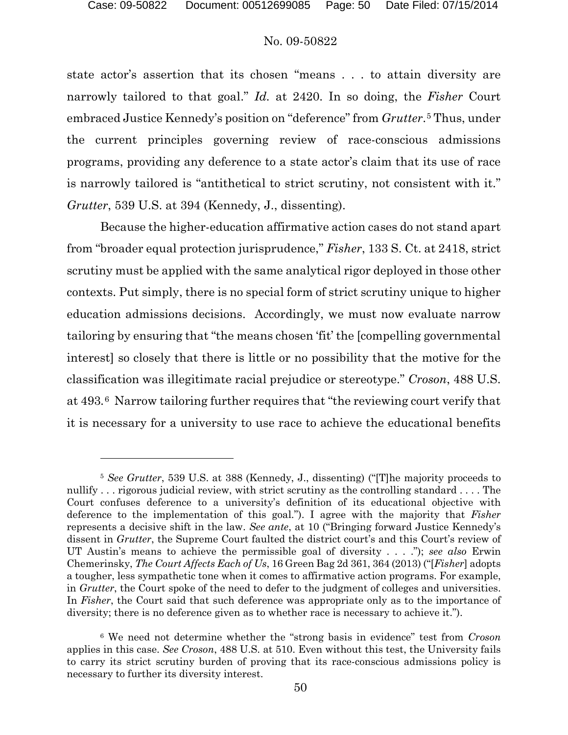state actor's assertion that its chosen "means . . . to attain diversity are narrowly tailored to that goal." *Id.* at 2420. In so doing, the *Fisher* Court embraced Justice Kennedy's position on "deference" from *Grutter*.[5] Thus, under the current principles governing review of race-conscious admissions programs, providing any deference to a state actor's claim that its use of race is narrowly tailored is "antithetical to strict scrutiny, not consistent with it." *Grutter*, 539 U.S. at 394 (Kennedy, J., dissenting).

Because the higher-education affirmative action cases do not stand apart from "broader equal protection jurisprudence," *Fisher*, 133 S. Ct. at 2418, strict scrutiny must be applied with the same analytical rigor deployed in those other contexts. Put simply, there is no special form of strict scrutiny unique to higher education admissions decisions. Accordingly, we must now evaluate narrow tailoring by ensuring that "the means chosen 'fit' the [compelling governmental interest] so closely that there is little or no possibility that the motive for the classification was illegitimate racial prejudice or stereotype." *Croson*, 488 U.S. at 493.[6] Narrow tailoring further requires that "the reviewing court verify that it is necessary for a university to use race to achieve the educational benefits

---

[5] *See Grutter*, 539 U.S. at 388 (Kennedy, J., dissenting) ("[T]he majority proceeds to nullify . . . rigorous judicial review, with strict scrutiny as the controlling standard . . . . The Court confuses deference to a university's definition of its educational objective with deference to the implementation of this goal."). I agree with the majority that *Fisher* represents a decisive shift in the law. *See ante*, at 10 ("Bringing forward Justice Kennedy's dissent in *Grutter*, the Supreme Court faulted the district court's and this Court's review of UT Austin's means to achieve the permissible goal of diversity . . . ."); *see also* Erwin Chemerinsky, *The Court Affects Each of Us*, 16 Green Bag 2d 361, 364 (2013) ("[*Fisher*] adopts a tougher, less sympathetic tone when it comes to affirmative action programs. For example, in *Grutter*, the Court spoke of the need to defer to the judgment of colleges and universities. In *Fisher*, the Court said that such deference was appropriate only as to the importance of diversity; there is no deference given as to whether race is necessary to achieve it.").

[6] We need not determine whether the "strong basis in evidence" test from *Croson* applies in this case. *See Croson*, 488 U.S. at 510. Even without this test, the University fails to carry its strict scrutiny burden of proving that its race-conscious admissions policy is necessary to further its diversity interest.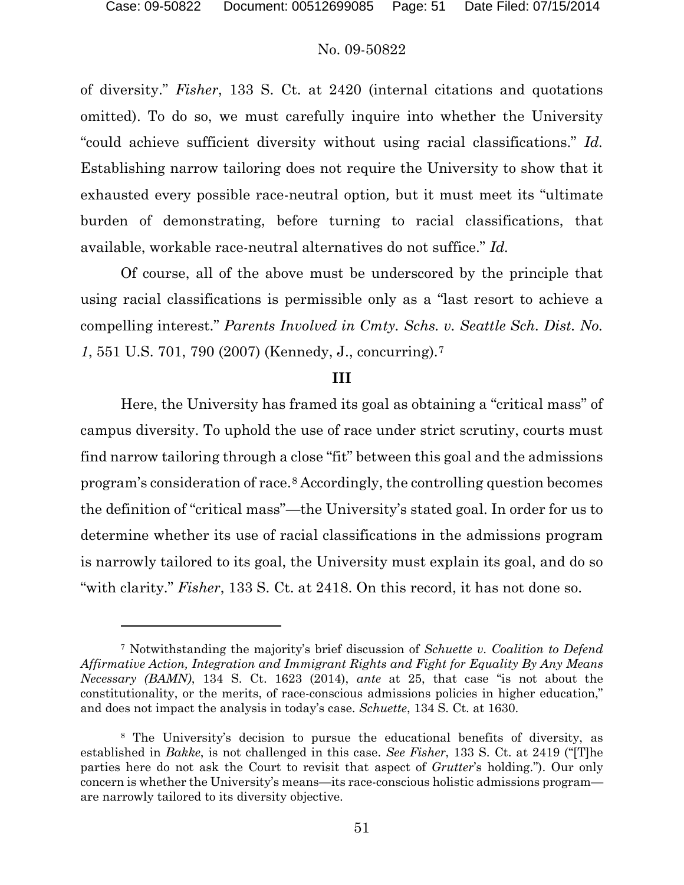of diversity." *Fisher*, 133 S. Ct. at 2420 (internal citations and quotations omitted). To do so, we must carefully inquire into whether the University "could achieve sufficient diversity without using racial classifications." *Id.* Establishing narrow tailoring does not require the University to show that it exhausted every possible race-neutral option, but it must meet its "ultimate burden of demonstrating, before turning to racial classifications, that available, workable race-neutral alternatives do not suffice." *Id.*

Of course, all of the above must be underscored by the principle that using racial classifications is permissible only as a "last resort to achieve a compelling interest." *Parents Involved in Cmty. Schs. v. Seattle Sch. Dist. No. 1*, 551 U.S. 701, 790 (2007) (Kennedy, J., concurring).[7]

## III

Here, the University has framed its goal as obtaining a "critical mass" of campus diversity. To uphold the use of race under strict scrutiny, courts must find narrow tailoring through a close "fit" between this goal and the admissions program's consideration of race.[8] Accordingly, the controlling question becomes the definition of "critical mass"—the University's stated goal. In order for us to determine whether its use of racial classifications in the admissions program is narrowly tailored to its goal, the University must explain its goal, and do so "with clarity." *Fisher*, 133 S. Ct. at 2418. On this record, it has not done so.

---

[7] Notwithstanding the majority's brief discussion of *Schuette v. Coalition to Defend Affirmative Action, Integration and Immigrant Rights and Fight for Equality By Any Means Necessary (BAMN)*, 134 S. Ct. 1623 (2014), *ante* at 25, that case "is not about the constitutionality, or the merits, of race-conscious admissions policies in higher education," and does not impact the analysis in today's case. *Schuette*, 134 S. Ct. at 1630.

[8] The University's decision to pursue the educational benefits of diversity, as established in *Bakke*, is not challenged in this case. *See Fisher*, 133 S. Ct. at 2419 ("[T]he parties here do not ask the Court to revisit that aspect of *Grutter*'s holding."). Our only concern is whether the University's means—its race-conscious holistic admissions program—are narrowly tailored to its diversity objective.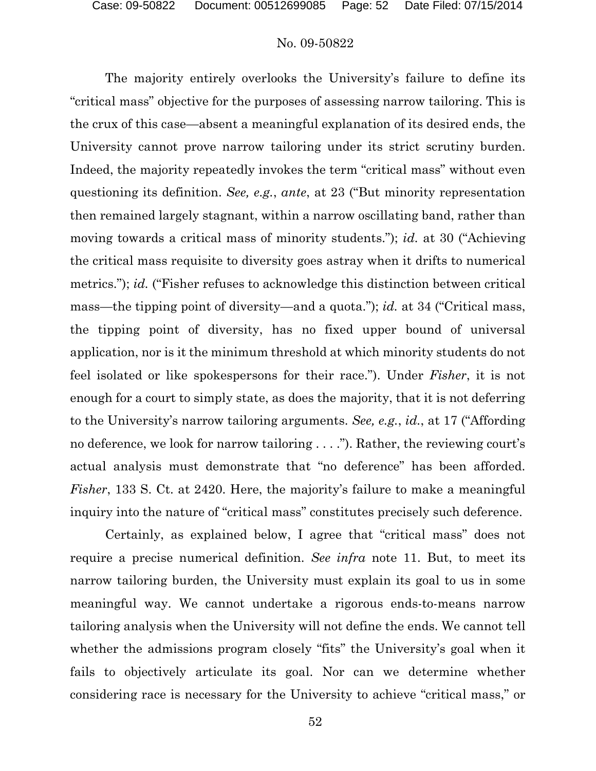The majority entirely overlooks the University's failure to define its "critical mass" objective for the purposes of assessing narrow tailoring. This is the crux of this case—absent a meaningful explanation of its desired ends, the University cannot prove narrow tailoring under its strict scrutiny burden. Indeed, the majority repeatedly invokes the term "critical mass" without even questioning its definition. *See, e.g.*, *ante*, at 23 ("But minority representation then remained largely stagnant, within a narrow oscillating band, rather than moving towards a critical mass of minority students."); *id.* at 30 ("Achieving the critical mass requisite to diversity goes astray when it drifts to numerical metrics."); *id.* ("Fisher refuses to acknowledge this distinction between critical mass—the tipping point of diversity—and a quota."); *id.* at 34 ("Critical mass, the tipping point of diversity, has no fixed upper bound of universal application, nor is it the minimum threshold at which minority students do not feel isolated or like spokespersons for their race."). Under *Fisher*, it is not enough for a court to simply state, as does the majority, that it is not deferring to the University's narrow tailoring arguments. *See, e.g.*, *id.*, at 17 ("Affording no deference, we look for narrow tailoring . . . ."). Rather, the reviewing court's actual analysis must demonstrate that "no deference" has been afforded. *Fisher*, 133 S. Ct. at 2420. Here, the majority's failure to make a meaningful inquiry into the nature of "critical mass" constitutes precisely such deference.

Certainly, as explained below, I agree that "critical mass" does not require a precise numerical definition. *See infra* note 11. But, to meet its narrow tailoring burden, the University must explain its goal to us in some meaningful way. We cannot undertake a rigorous ends-to-means narrow tailoring analysis when the University will not define the ends. We cannot tell whether the admissions program closely "fits" the University's goal when it fails to objectively articulate its goal. Nor can we determine whether considering race is necessary for the University to achieve "critical mass," or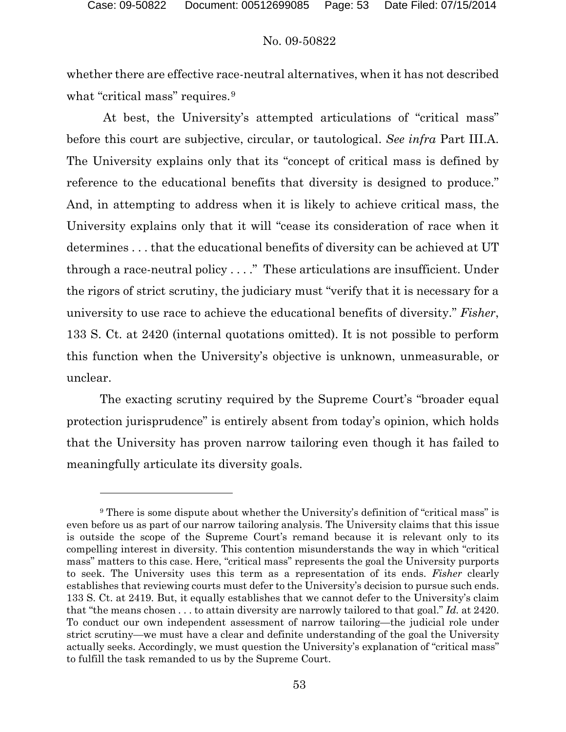whether there are effective race-neutral alternatives, when it has not described what "critical mass" requires.[9]

At best, the University's attempted articulations of "critical mass" before this court are subjective, circular, or tautological. *See infra* Part III.A. The University explains only that its "concept of critical mass is defined by reference to the educational benefits that diversity is designed to produce." And, in attempting to address when it is likely to achieve critical mass, the University explains only that it will "cease its consideration of race when it determines . . . that the educational benefits of diversity can be achieved at UT through a race-neutral policy . . . ." These articulations are insufficient. Under the rigors of strict scrutiny, the judiciary must "verify that it is necessary for a university to use race to achieve the educational benefits of diversity." *Fisher*, 133 S. Ct. at 2420 (internal quotations omitted). It is not possible to perform this function when the University's objective is unknown, unmeasurable, or unclear.

The exacting scrutiny required by the Supreme Court's "broader equal protection jurisprudence" is entirely absent from today's opinion, which holds that the University has proven narrow tailoring even though it has failed to meaningfully articulate its diversity goals.

---

[9] There is some dispute about whether the University's definition of "critical mass" is even before us as part of our narrow tailoring analysis. The University claims that this issue is outside the scope of the Supreme Court's remand because it is relevant only to its compelling interest in diversity. This contention misunderstands the way in which "critical mass" matters to this case. Here, "critical mass" represents the goal the University purports to seek. The University uses this term as a representation of its ends. *Fisher* clearly establishes that reviewing courts must defer to the University's decision to pursue such ends. 133 S. Ct. at 2419. But, it equally establishes that we cannot defer to the University's claim that "the means chosen . . . to attain diversity are narrowly tailored to that goal." *Id.* at 2420. To conduct our own independent assessment of narrow tailoring—the judicial role under strict scrutiny—we must have a clear and definite understanding of the goal the University actually seeks. Accordingly, we must question the University's explanation of "critical mass" to fulfill the task remanded to us by the Supreme Court.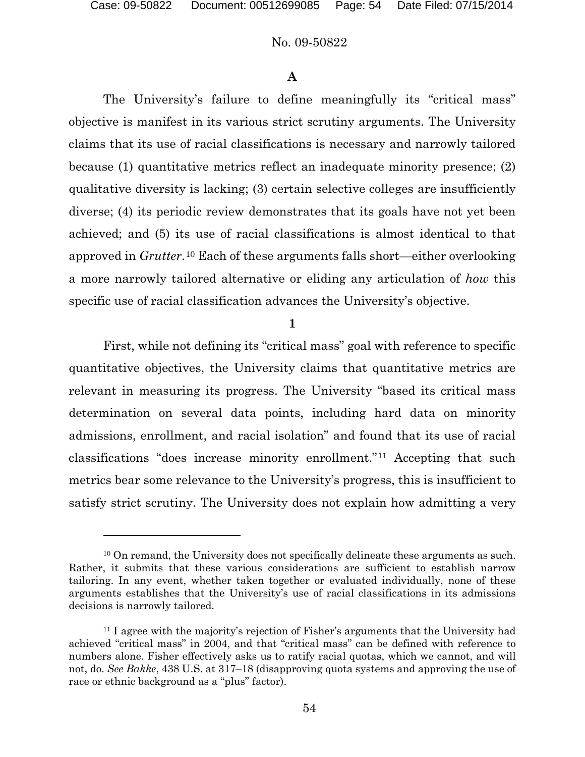### A

The University's failure to define meaningfully its "critical mass" objective is manifest in its various strict scrutiny arguments. The University claims that its use of racial classifications is necessary and narrowly tailored because (1) quantitative metrics reflect an inadequate minority presence; (2) qualitative diversity is lacking; (3) certain selective colleges are insufficiently diverse; (4) its periodic review demonstrates that its goals have not yet been achieved; and (5) its use of racial classifications is almost identical to that approved in *Grutter*.[10] Each of these arguments falls short—either overlooking a more narrowly tailored alternative or eliding any articulation of *how* this specific use of racial classification advances the University's objective.

#### 1

First, while not defining its "critical mass" goal with reference to specific quantitative objectives, the University claims that quantitative metrics are relevant in measuring its progress. The University "based its critical mass determination on several data points, including hard data on minority admissions, enrollment, and racial isolation" and found that its use of racial classifications "does increase minority enrollment."[11] Accepting that such metrics bear some relevance to the University's progress, this is insufficient to satisfy strict scrutiny. The University does not explain how admitting a very

---

[10] On remand, the University does not specifically delineate these arguments as such. Rather, it submits that these various considerations are sufficient to establish narrow tailoring. In any event, whether taken together or evaluated individually, none of these arguments establishes that the University's use of racial classifications in its admissions decisions is narrowly tailored.

[11] I agree with the majority's rejection of Fisher's arguments that the University had achieved "critical mass" in 2004, and that "critical mass" can be defined with reference to numbers alone. Fisher effectively asks us to ratify racial quotas, which we cannot, and will not, do. *See Bakke*, 438 U.S. at 317–18 (disapproving quota systems and approving the use of race or ethnic background as a "plus" factor).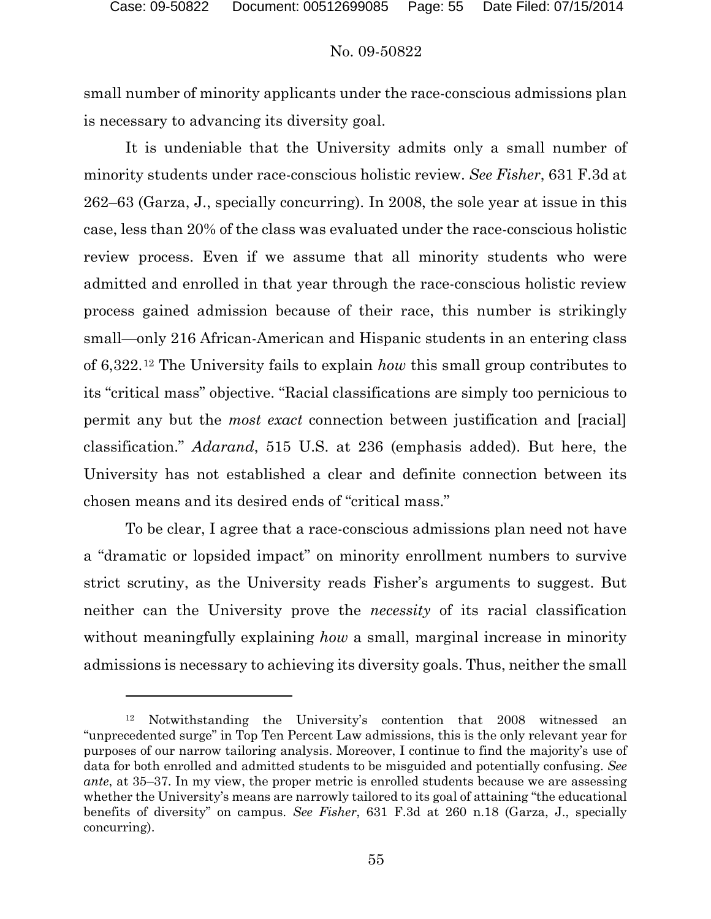small number of minority applicants under the race-conscious admissions plan is necessary to advancing its diversity goal.

It is undeniable that the University admits only a small number of minority students under race-conscious holistic review. *See Fisher*, 631 F.3d at 262–63 (Garza, J., specially concurring). In 2008, the sole year at issue in this case, less than 20% of the class was evaluated under the race-conscious holistic review process. Even if we assume that all minority students who were admitted and enrolled in that year through the race-conscious holistic review process gained admission because of their race, this number is strikingly small—only 216 African-American and Hispanic students in an entering class of 6,322.[12] The University fails to explain *how* this small group contributes to its "critical mass" objective. "Racial classifications are simply too pernicious to permit any but the *most exact* connection between justification and [racial] classification." *Adarand*, 515 U.S. at 236 (emphasis added). But here, the University has not established a clear and definite connection between its chosen means and its desired ends of "critical mass."

To be clear, I agree that a race-conscious admissions plan need not have a "dramatic or lopsided impact" on minority enrollment numbers to survive strict scrutiny, as the University reads Fisher's arguments to suggest. But neither can the University prove the *necessity* of its racial classification without meaningfully explaining *how* a small, marginal increase in minority admissions is necessary to achieving its diversity goals. Thus, neither the small

---

[12] Notwithstanding the University's contention that 2008 witnessed an "unprecedented surge" in Top Ten Percent Law admissions, this is the only relevant year for purposes of our narrow tailoring analysis. Moreover, I continue to find the majority's use of data for both enrolled and admitted students to be misguided and potentially confusing. *See ante*, at 35–37. In my view, the proper metric is enrolled students because we are assessing whether the University's means are narrowly tailored to its goal of attaining "the educational benefits of diversity" on campus. *See Fisher*, 631 F.3d at 260 n.18 (Garza, J., specially concurring).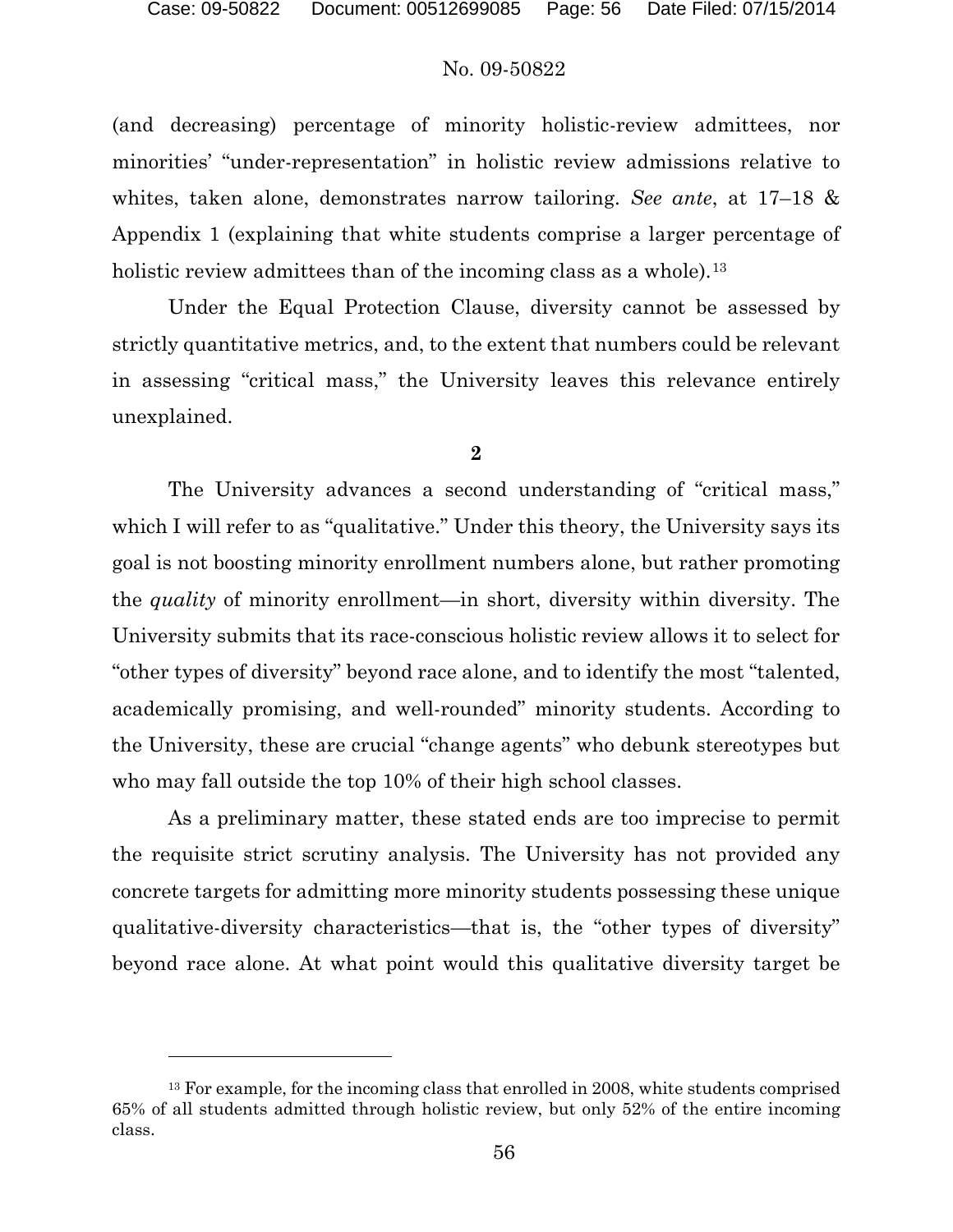(and decreasing) percentage of minority holistic-review admittees, nor minorities' "under-representation" in holistic review admissions relative to whites, taken alone, demonstrates narrow tailoring. *See ante*, at 17–18 & Appendix 1 (explaining that white students comprise a larger percentage of holistic review admittees than of the incoming class as a whole).[13]

Under the Equal Protection Clause, diversity cannot be assessed by strictly quantitative metrics, and, to the extent that numbers could be relevant in assessing "critical mass," the University leaves this relevance entirely unexplained.

**2**

The University advances a second understanding of "critical mass," which I will refer to as "qualitative." Under this theory, the University says its goal is not boosting minority enrollment numbers alone, but rather promoting the *quality* of minority enrollment—in short, diversity within diversity. The University submits that its race-conscious holistic review allows it to select for "other types of diversity" beyond race alone, and to identify the most "talented, academically promising, and well-rounded" minority students. According to the University, these are crucial "change agents" who debunk stereotypes but who may fall outside the top 10% of their high school classes.

As a preliminary matter, these stated ends are too imprecise to permit the requisite strict scrutiny analysis. The University has not provided any concrete targets for admitting more minority students possessing these unique qualitative-diversity characteristics—that is, the "other types of diversity" beyond race alone. At what point would this qualitative diversity target be

[13] For example, for the incoming class that enrolled in 2008, white students comprised 65% of all students admitted through holistic review, but only 52% of the entire incoming class.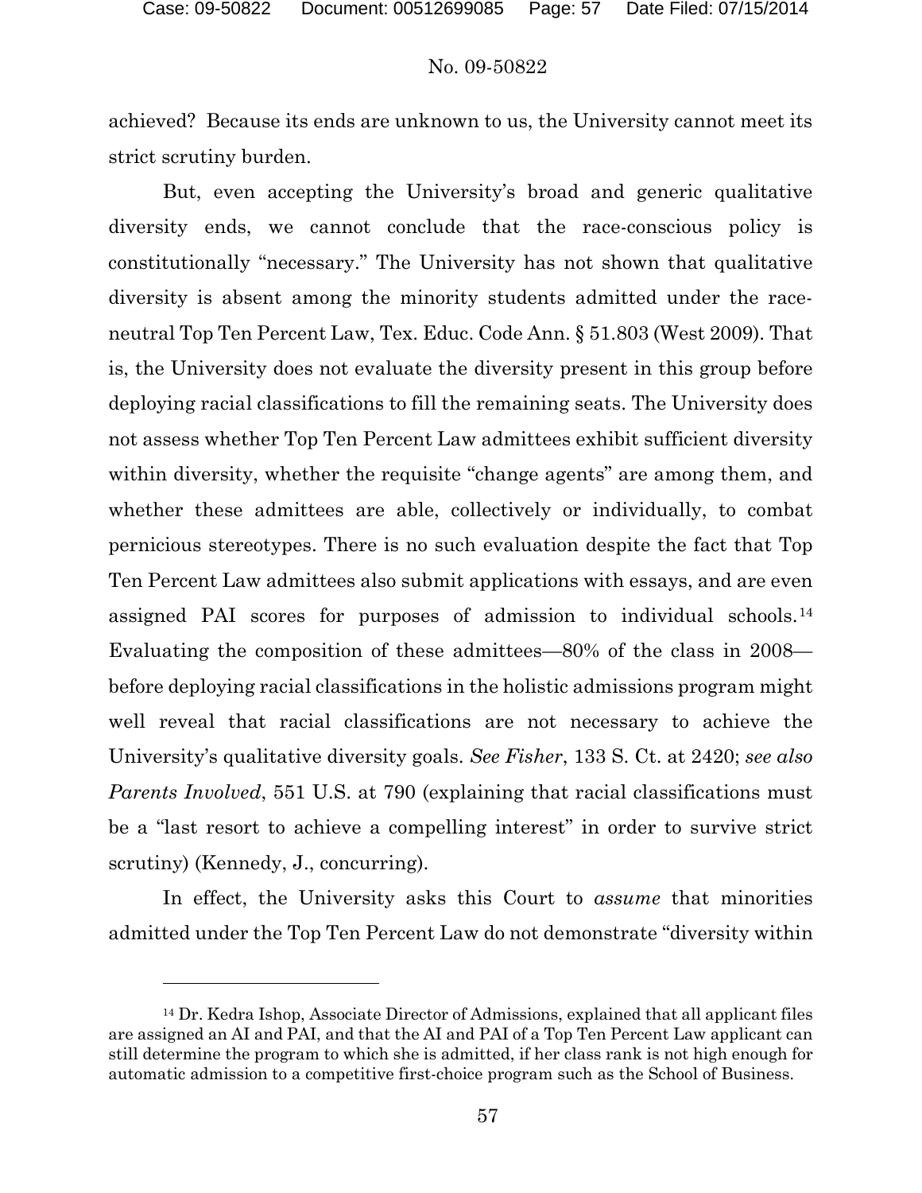achieved? Because its ends are unknown to us, the University cannot meet its strict scrutiny burden.

But, even accepting the University's broad and generic qualitative diversity ends, we cannot conclude that the race-conscious policy is constitutionally "necessary." The University has not shown that qualitative diversity is absent among the minority students admitted under the race-neutral Top Ten Percent Law, Tex. Educ. Code Ann. § 51.803 (West 2009). That is, the University does not evaluate the diversity present in this group before deploying racial classifications to fill the remaining seats. The University does not assess whether Top Ten Percent Law admittees exhibit sufficient diversity within diversity, whether the requisite "change agents" are among them, and whether these admittees are able, collectively or individually, to combat pernicious stereotypes. There is no such evaluation despite the fact that Top Ten Percent Law admittees also submit applications with essays, and are even assigned PAI scores for purposes of admission to individual schools.[14] Evaluating the composition of these admittees—80% of the class in 2008—before deploying racial classifications in the holistic admissions program might well reveal that racial classifications are not necessary to achieve the University's qualitative diversity goals. *See Fisher*, 133 S. Ct. at 2420; *see also Parents Involved*, 551 U.S. at 790 (explaining that racial classifications must be a "last resort to achieve a compelling interest" in order to survive strict scrutiny) (Kennedy, J., concurring).

In effect, the University asks this Court to *assume* that minorities admitted under the Top Ten Percent Law do not demonstrate "diversity within

[14] Dr. Kedra Ishop, Associate Director of Admissions, explained that all applicant files are assigned an AI and PAI, and that the AI and PAI of a Top Ten Percent Law applicant can still determine the program to which she is admitted, if her class rank is not high enough for automatic admission to a competitive first-choice program such as the School of Business.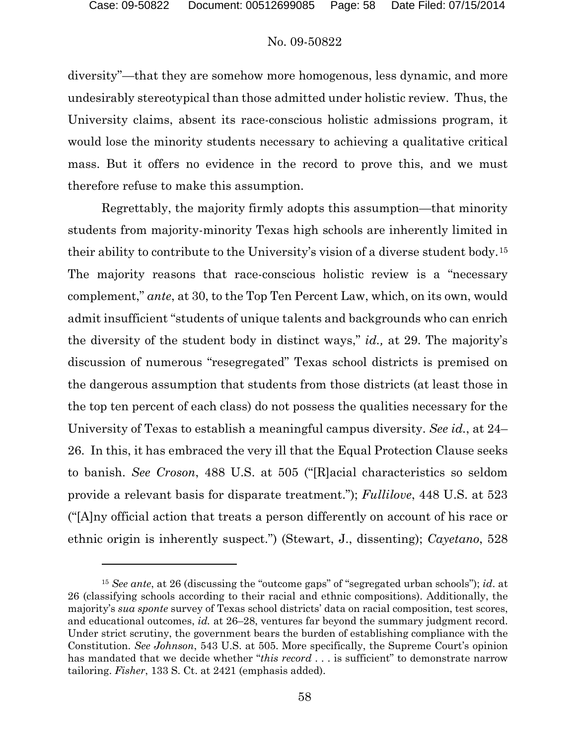diversity"—that they are somehow more homogenous, less dynamic, and more undesirably stereotypical than those admitted under holistic review. Thus, the University claims, absent its race-conscious holistic admissions program, it would lose the minority students necessary to achieving a qualitative critical mass. But it offers no evidence in the record to prove this, and we must therefore refuse to make this assumption.

Regrettably, the majority firmly adopts this assumption—that minority students from majority-minority Texas high schools are inherently limited in their ability to contribute to the University's vision of a diverse student body.[15] The majority reasons that race-conscious holistic review is a "necessary complement," *ante*, at 30, to the Top Ten Percent Law, which, on its own, would admit insufficient "students of unique talents and backgrounds who can enrich the diversity of the student body in distinct ways," *id.,* at 29. The majority's discussion of numerous "resegregated" Texas school districts is premised on the dangerous assumption that students from those districts (at least those in the top ten percent of each class) do not possess the qualities necessary for the University of Texas to establish a meaningful campus diversity. *See id.*, at 24–26. In this, it has embraced the very ill that the Equal Protection Clause seeks to banish. *See Croson*, 488 U.S. at 505 ("[R]acial characteristics so seldom provide a relevant basis for disparate treatment."); *Fullilove*, 448 U.S. at 523 ("[A]ny official action that treats a person differently on account of his race or ethnic origin is inherently suspect.") (Stewart, J., dissenting); *Cayetano*, 528

---

[15] *See ante*, at 26 (discussing the "outcome gaps" of "segregated urban schools"); *id*. at 26 (classifying schools according to their racial and ethnic compositions). Additionally, the majority's *sua sponte* survey of Texas school districts' data on racial composition, test scores, and educational outcomes, *id.* at 26–28, ventures far beyond the summary judgment record. Under strict scrutiny, the government bears the burden of establishing compliance with the Constitution. *See Johnson*, 543 U.S. at 505. More specifically, the Supreme Court's opinion has mandated that we decide whether "*this record* . . . is sufficient" to demonstrate narrow tailoring. *Fisher*, 133 S. Ct. at 2421 (emphasis added).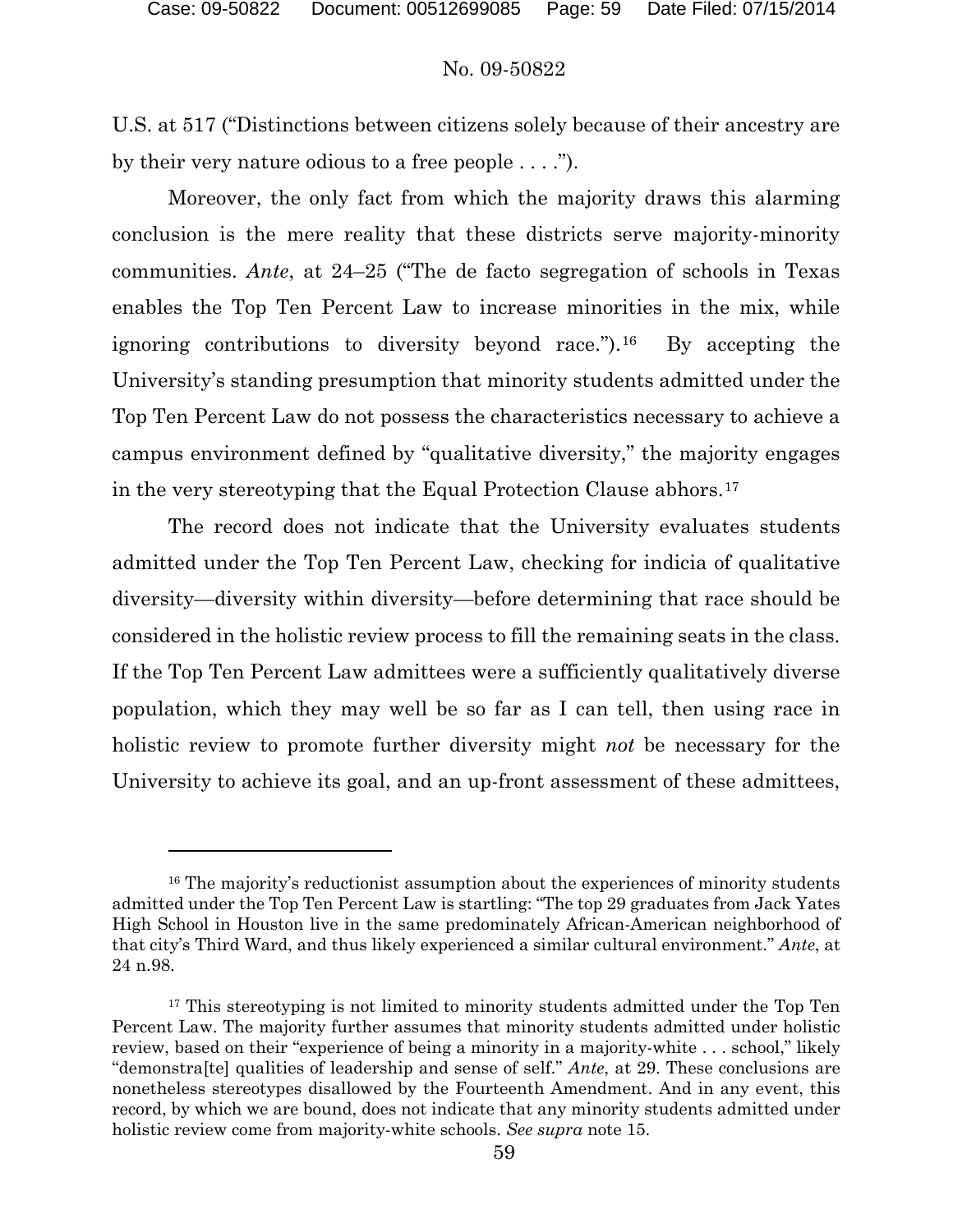U.S. at 517 ("Distinctions between citizens solely because of their ancestry are by their very nature odious to a free people . . . .").

Moreover, the only fact from which the majority draws this alarming conclusion is the mere reality that these districts serve majority-minority communities. *Ante*, at 24–25 ("The de facto segregation of schools in Texas enables the Top Ten Percent Law to increase minorities in the mix, while ignoring contributions to diversity beyond race.").[16] By accepting the University's standing presumption that minority students admitted under the Top Ten Percent Law do not possess the characteristics necessary to achieve a campus environment defined by "qualitative diversity," the majority engages in the very stereotyping that the Equal Protection Clause abhors.[17]

The record does not indicate that the University evaluates students admitted under the Top Ten Percent Law, checking for indicia of qualitative diversity—diversity within diversity—before determining that race should be considered in the holistic review process to fill the remaining seats in the class. If the Top Ten Percent Law admittees were a sufficiently qualitatively diverse population, which they may well be so far as I can tell, then using race in holistic review to promote further diversity might *not* be necessary for the University to achieve its goal, and an up-front assessment of these admittees,

---

[16] The majority's reductionist assumption about the experiences of minority students admitted under the Top Ten Percent Law is startling: "The top 29 graduates from Jack Yates High School in Houston live in the same predominately African-American neighborhood of that city's Third Ward, and thus likely experienced a similar cultural environment." *Ante*, at 24 n.98.

[17] This stereotyping is not limited to minority students admitted under the Top Ten Percent Law. The majority further assumes that minority students admitted under holistic review, based on their "experience of being a minority in a majority-white . . . school," likely "demonstra[te] qualities of leadership and sense of self." *Ante*, at 29. These conclusions are nonetheless stereotypes disallowed by the Fourteenth Amendment. And in any event, this record, by which we are bound, does not indicate that any minority students admitted under holistic review come from majority-white schools. *See supra* note 15.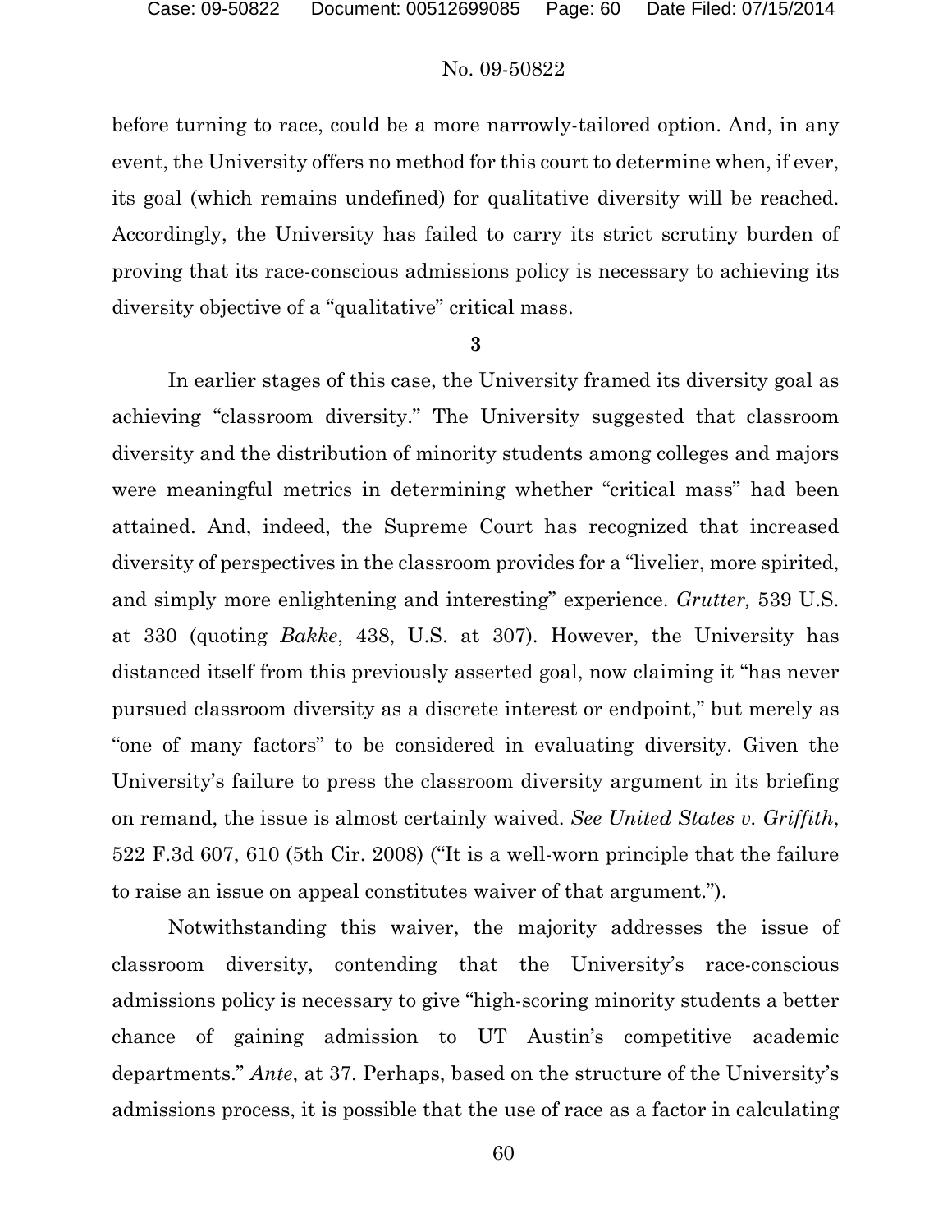before turning to race, could be a more narrowly-tailored option. And, in any event, the University offers no method for this court to determine when, if ever, its goal (which remains undefined) for qualitative diversity will be reached. Accordingly, the University has failed to carry its strict scrutiny burden of proving that its race-conscious admissions policy is necessary to achieving its diversity objective of a "qualitative" critical mass.

**3**

In earlier stages of this case, the University framed its diversity goal as achieving "classroom diversity." The University suggested that classroom diversity and the distribution of minority students among colleges and majors were meaningful metrics in determining whether "critical mass" had been attained. And, indeed, the Supreme Court has recognized that increased diversity of perspectives in the classroom provides for a "livelier, more spirited, and simply more enlightening and interesting" experience. *Grutter,* 539 U.S. at 330 (quoting *Bakke*, 438, U.S. at 307). However, the University has distanced itself from this previously asserted goal, now claiming it "has never pursued classroom diversity as a discrete interest or endpoint," but merely as "one of many factors" to be considered in evaluating diversity. Given the University's failure to press the classroom diversity argument in its briefing on remand, the issue is almost certainly waived. *See United States v. Griffith*, 522 F.3d 607, 610 (5th Cir. 2008) ("It is a well-worn principle that the failure to raise an issue on appeal constitutes waiver of that argument.").

Notwithstanding this waiver, the majority addresses the issue of classroom diversity, contending that the University's race-conscious admissions policy is necessary to give "high-scoring minority students a better chance of gaining admission to UT Austin's competitive academic departments." *Ante*, at 37. Perhaps, based on the structure of the University's admissions process, it is possible that the use of race as a factor in calculating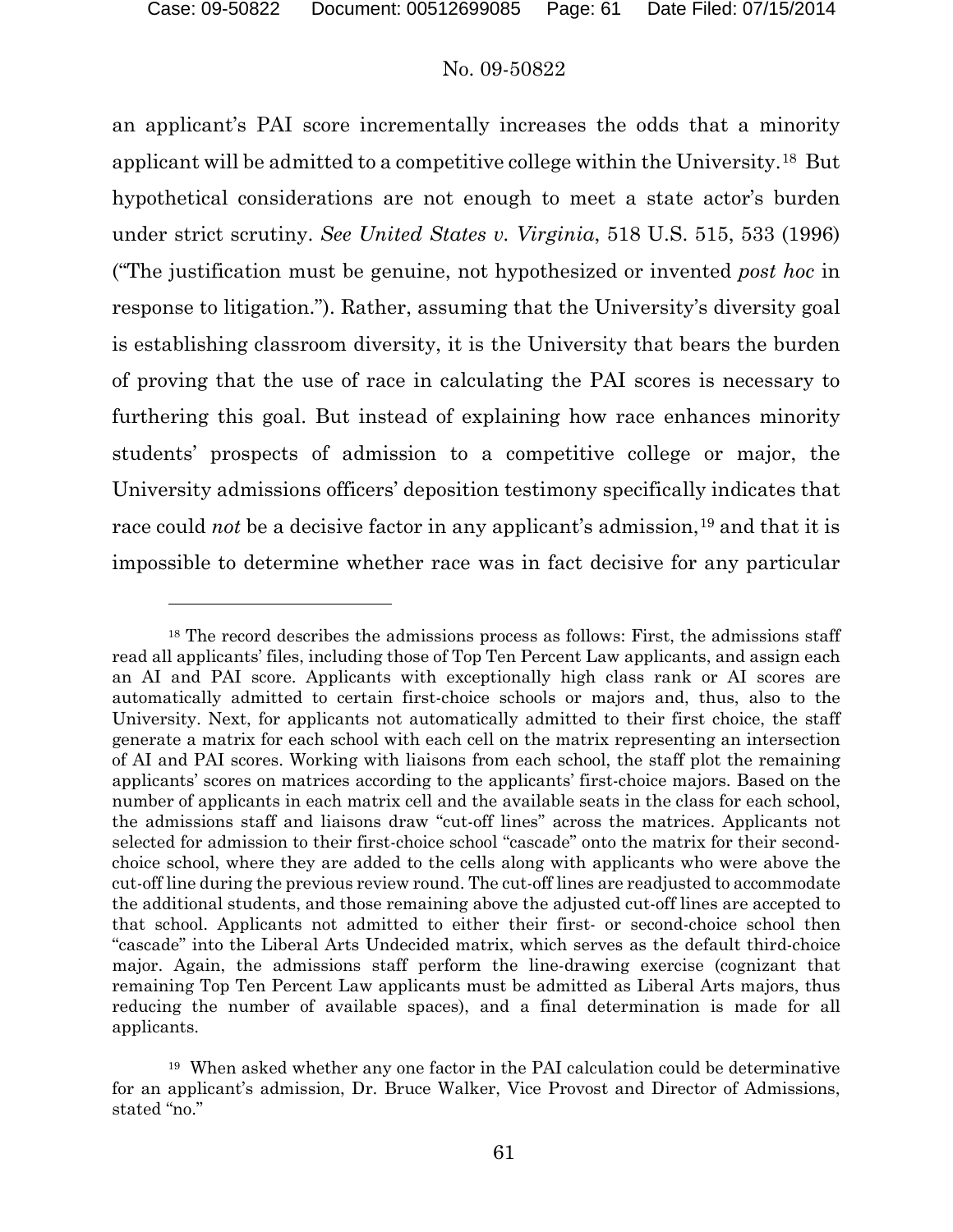an applicant's PAI score incrementally increases the odds that a minority applicant will be admitted to a competitive college within the University.[18] But hypothetical considerations are not enough to meet a state actor's burden under strict scrutiny. *See United States v. Virginia*, 518 U.S. 515, 533 (1996) ("The justification must be genuine, not hypothesized or invented *post hoc* in response to litigation."). Rather, assuming that the University's diversity goal is establishing classroom diversity, it is the University that bears the burden of proving that the use of race in calculating the PAI scores is necessary to furthering this goal. But instead of explaining how race enhances minority students' prospects of admission to a competitive college or major, the University admissions officers' deposition testimony specifically indicates that race could *not* be a decisive factor in any applicant's admission,[19] and that it is impossible to determine whether race was in fact decisive for any particular

---

[18] The record describes the admissions process as follows: First, the admissions staff read all applicants' files, including those of Top Ten Percent Law applicants, and assign each an AI and PAI score. Applicants with exceptionally high class rank or AI scores are automatically admitted to certain first-choice schools or majors and, thus, also to the University. Next, for applicants not automatically admitted to their first choice, the staff generate a matrix for each school with each cell on the matrix representing an intersection of AI and PAI scores. Working with liaisons from each school, the staff plot the remaining applicants' scores on matrices according to the applicants' first-choice majors. Based on the number of applicants in each matrix cell and the available seats in the class for each school, the admissions staff and liaisons draw "cut-off lines" across the matrices. Applicants not selected for admission to their first-choice school "cascade" onto the matrix for their second-choice school, where they are added to the cells along with applicants who were above the cut-off line during the previous review round. The cut-off lines are readjusted to accommodate the additional students, and those remaining above the adjusted cut-off lines are accepted to that school. Applicants not admitted to either their first- or second-choice school then "cascade" into the Liberal Arts Undecided matrix, which serves as the default third-choice major. Again, the admissions staff perform the line-drawing exercise (cognizant that remaining Top Ten Percent Law applicants must be admitted as Liberal Arts majors, thus reducing the number of available spaces), and a final determination is made for all applicants.

[19] When asked whether any one factor in the PAI calculation could be determinative for an applicant's admission, Dr. Bruce Walker, Vice Provost and Director of Admissions, stated "no."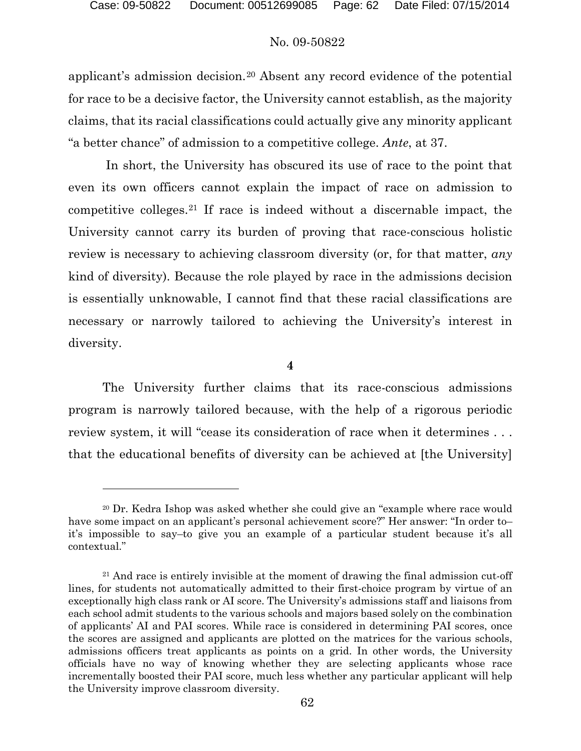applicant's admission decision.[20] Absent any record evidence of the potential for race to be a decisive factor, the University cannot establish, as the majority claims, that its racial classifications could actually give any minority applicant "a better chance" of admission to a competitive college. *Ante*, at 37.

In short, the University has obscured its use of race to the point that even its own officers cannot explain the impact of race on admission to competitive colleges.[21] If race is indeed without a discernable impact, the University cannot carry its burden of proving that race-conscious holistic review is necessary to achieving classroom diversity (or, for that matter, *any* kind of diversity). Because the role played by race in the admissions decision is essentially unknowable, I cannot find that these racial classifications are necessary or narrowly tailored to achieving the University's interest in diversity.

**4**

The University further claims that its race-conscious admissions program is narrowly tailored because, with the help of a rigorous periodic review system, it will "cease its consideration of race when it determines . . . that the educational benefits of diversity can be achieved at [the University]

---

[20] Dr. Kedra Ishop was asked whether she could give an "example where race would have some impact on an applicant's personal achievement score?" Her answer: "In order to–it's impossible to say–to give you an example of a particular student because it's all contextual."

[21] And race is entirely invisible at the moment of drawing the final admission cut-off lines, for students not automatically admitted to their first-choice program by virtue of an exceptionally high class rank or AI score. The University's admissions staff and liaisons from each school admit students to the various schools and majors based solely on the combination of applicants' AI and PAI scores. While race is considered in determining PAI scores, once the scores are assigned and applicants are plotted on the matrices for the various schools, admissions officers treat applicants as points on a grid. In other words, the University officials have no way of knowing whether they are selecting applicants whose race incrementally boosted their PAI score, much less whether any particular applicant will help the University improve classroom diversity.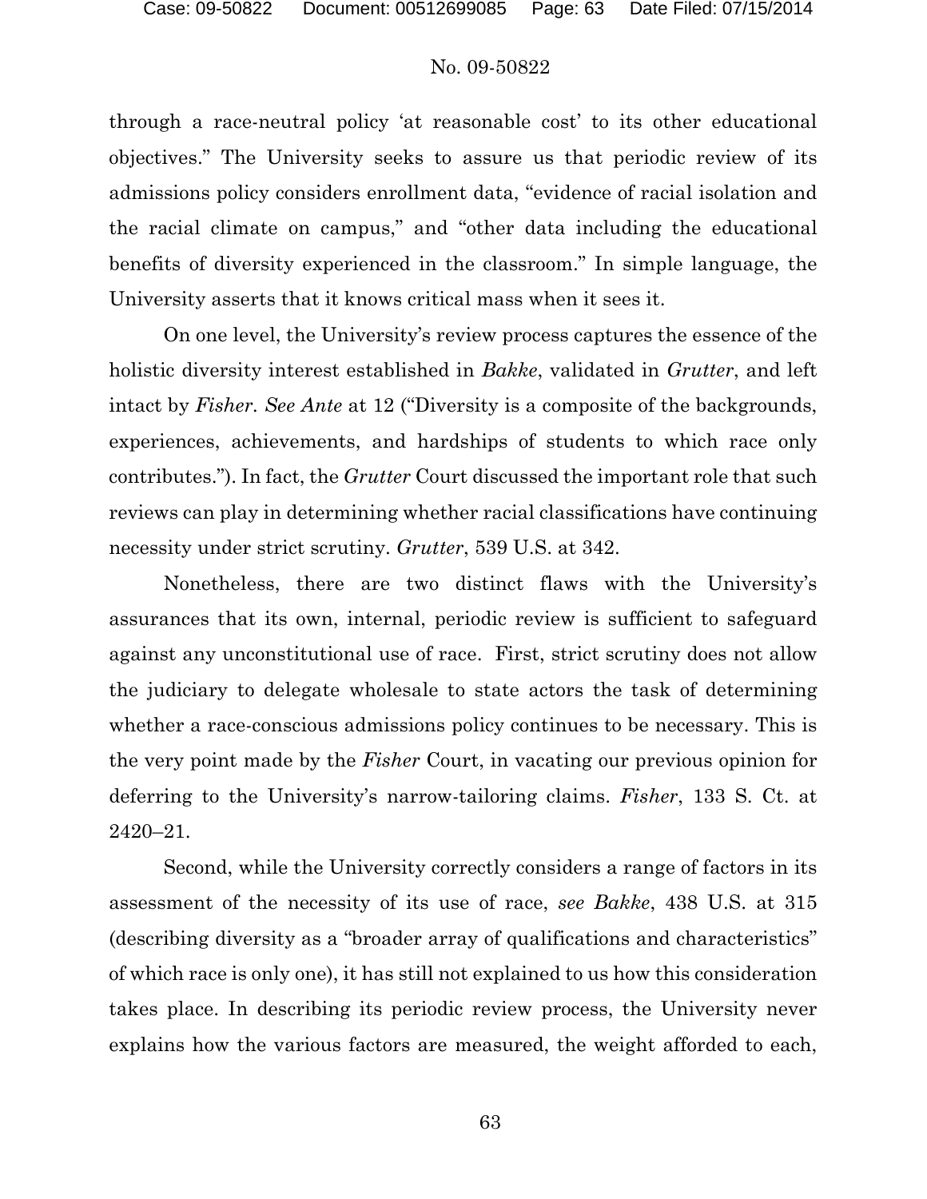through a race-neutral policy 'at reasonable cost' to its other educational objectives." The University seeks to assure us that periodic review of its admissions policy considers enrollment data, "evidence of racial isolation and the racial climate on campus," and "other data including the educational benefits of diversity experienced in the classroom." In simple language, the University asserts that it knows critical mass when it sees it.

On one level, the University's review process captures the essence of the holistic diversity interest established in *Bakke*, validated in *Grutter*, and left intact by *Fisher*. *See Ante* at 12 ("Diversity is a composite of the backgrounds, experiences, achievements, and hardships of students to which race only contributes."). In fact, the *Grutter* Court discussed the important role that such reviews can play in determining whether racial classifications have continuing necessity under strict scrutiny. *Grutter*, 539 U.S. at 342.

Nonetheless, there are two distinct flaws with the University's assurances that its own, internal, periodic review is sufficient to safeguard against any unconstitutional use of race. First, strict scrutiny does not allow the judiciary to delegate wholesale to state actors the task of determining whether a race-conscious admissions policy continues to be necessary. This is the very point made by the *Fisher* Court, in vacating our previous opinion for deferring to the University's narrow-tailoring claims. *Fisher*, 133 S. Ct. at 2420–21.

Second, while the University correctly considers a range of factors in its assessment of the necessity of its use of race, *see Bakke*, 438 U.S. at 315 (describing diversity as a "broader array of qualifications and characteristics" of which race is only one), it has still not explained to us how this consideration takes place. In describing its periodic review process, the University never explains how the various factors are measured, the weight afforded to each,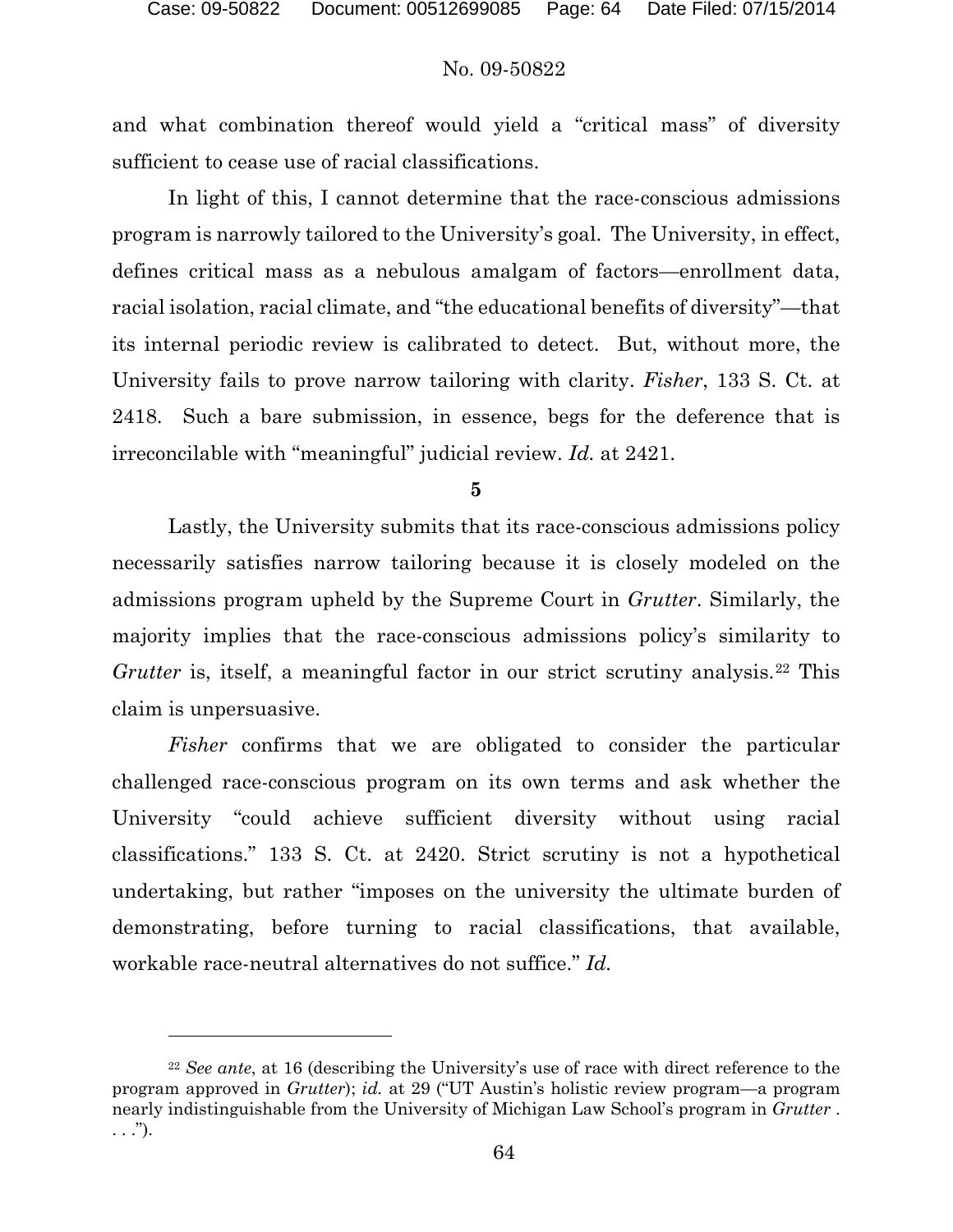and what combination thereof would yield a "critical mass" of diversity sufficient to cease use of racial classifications.

In light of this, I cannot determine that the race-conscious admissions program is narrowly tailored to the University's goal. The University, in effect, defines critical mass as a nebulous amalgam of factors—enrollment data, racial isolation, racial climate, and "the educational benefits of diversity"—that its internal periodic review is calibrated to detect. But, without more, the University fails to prove narrow tailoring with clarity. *Fisher*, 133 S. Ct. at 2418. Such a bare submission, in essence, begs for the deference that is irreconcilable with "meaningful" judicial review. *Id.* at 2421.

**5**

Lastly, the University submits that its race-conscious admissions policy necessarily satisfies narrow tailoring because it is closely modeled on the admissions program upheld by the Supreme Court in *Grutter*. Similarly, the majority implies that the race-conscious admissions policy's similarity to *Grutter* is, itself, a meaningful factor in our strict scrutiny analysis.[22] This claim is unpersuasive.

*Fisher* confirms that we are obligated to consider the particular challenged race-conscious program on its own terms and ask whether the University "could achieve sufficient diversity without using racial classifications." 133 S. Ct. at 2420. Strict scrutiny is not a hypothetical undertaking, but rather "imposes on the university the ultimate burden of demonstrating, before turning to racial classifications, that available, workable race-neutral alternatives do not suffice." *Id.*

---

[22] *See ante*, at 16 (describing the University's use of race with direct reference to the program approved in *Grutter*); *id.* at 29 ("UT Austin's holistic review program—a program nearly indistinguishable from the University of Michigan Law School's program in *Grutter* . . . .").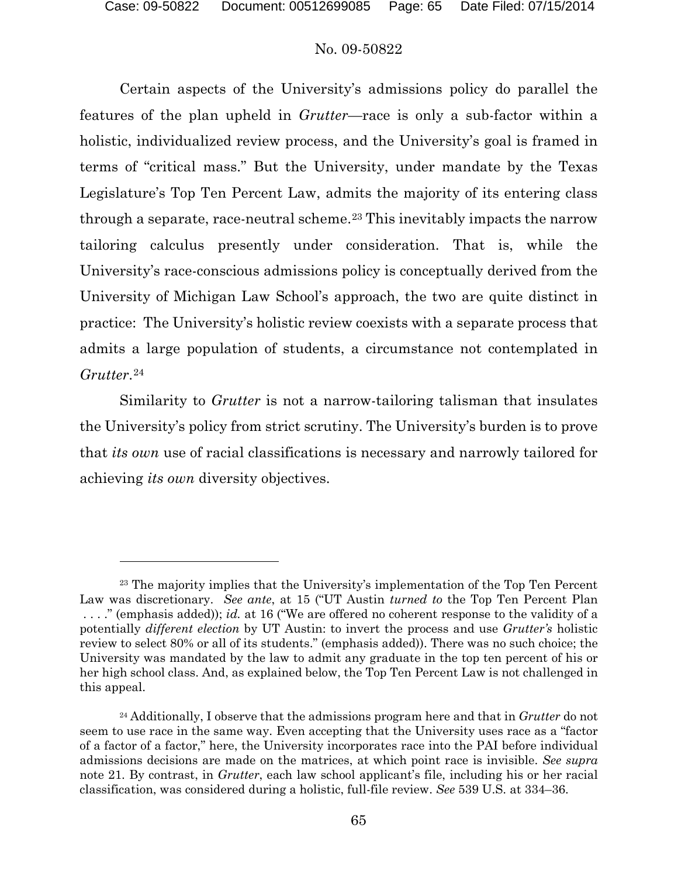Certain aspects of the University's admissions policy do parallel the features of the plan upheld in *Grutter*—race is only a sub-factor within a holistic, individualized review process, and the University's goal is framed in terms of "critical mass." But the University, under mandate by the Texas Legislature's Top Ten Percent Law, admits the majority of its entering class through a separate, race-neutral scheme.[23] This inevitably impacts the narrow tailoring calculus presently under consideration. That is, while the University's race-conscious admissions policy is conceptually derived from the University of Michigan Law School's approach, the two are quite distinct in practice: The University's holistic review coexists with a separate process that admits a large population of students, a circumstance not contemplated in *Grutter*.[24]

Similarity to *Grutter* is not a narrow-tailoring talisman that insulates the University's policy from strict scrutiny. The University's burden is to prove that *its own* use of racial classifications is necessary and narrowly tailored for achieving *its own* diversity objectives.

---

[23] The majority implies that the University's implementation of the Top Ten Percent Law was discretionary. *See ante*, at 15 ("UT Austin *turned to* the Top Ten Percent Plan . . . ." (emphasis added)); *id.* at 16 ("We are offered no coherent response to the validity of a potentially *different election* by UT Austin: to invert the process and use *Grutter's* holistic review to select 80% or all of its students." (emphasis added)). There was no such choice; the University was mandated by the law to admit any graduate in the top ten percent of his or her high school class. And, as explained below, the Top Ten Percent Law is not challenged in this appeal.

[24] Additionally, I observe that the admissions program here and that in *Grutter* do not seem to use race in the same way. Even accepting that the University uses race as a "factor of a factor of a factor," here, the University incorporates race into the PAI before individual admissions decisions are made on the matrices, at which point race is invisible. *See supra* note 21. By contrast, in *Grutter*, each law school applicant's file, including his or her racial classification, was considered during a holistic, full-file review. *See* 539 U.S. at 334–36.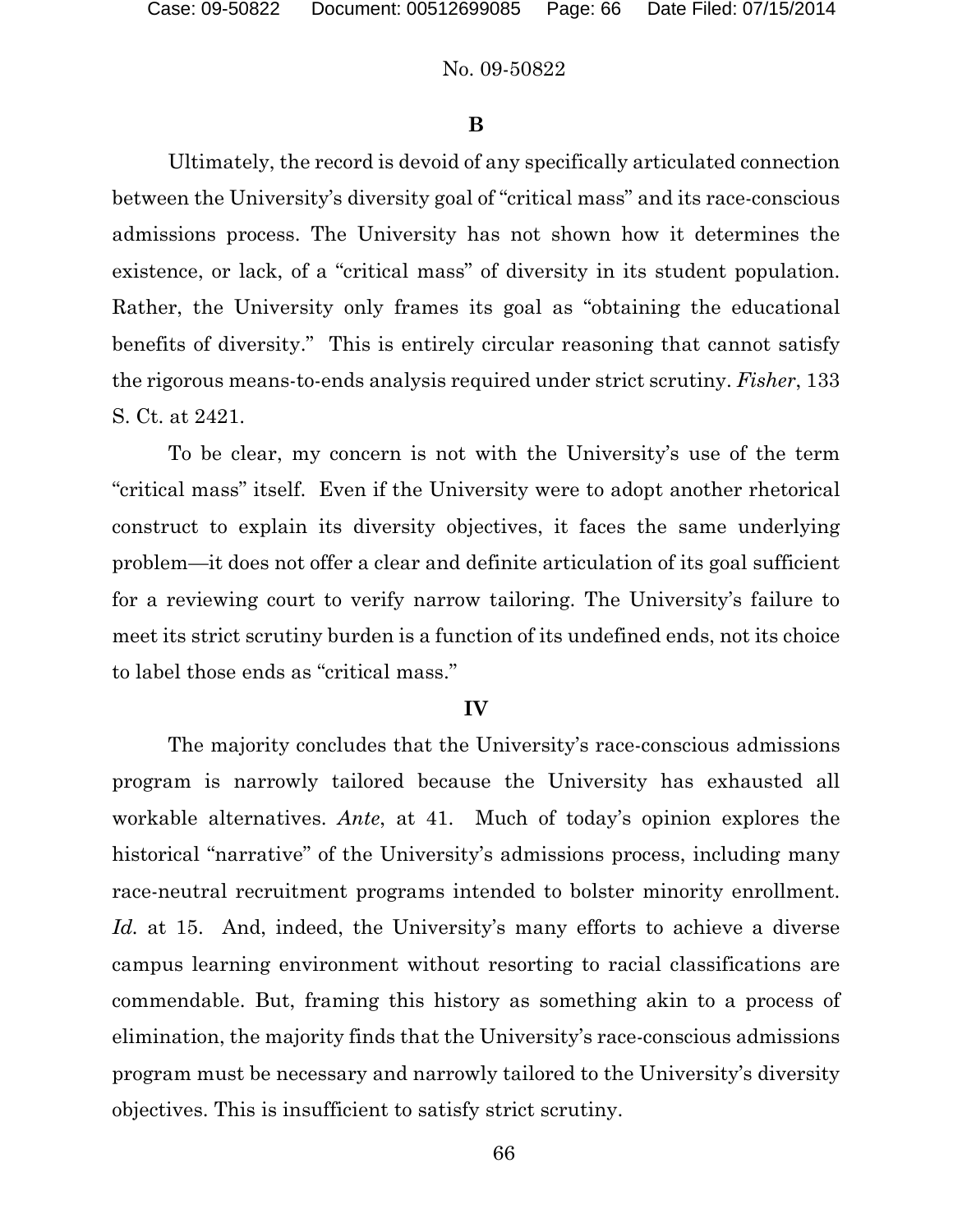**B**

Ultimately, the record is devoid of any specifically articulated connection between the University's diversity goal of "critical mass" and its race-conscious admissions process. The University has not shown how it determines the existence, or lack, of a "critical mass" of diversity in its student population. Rather, the University only frames its goal as "obtaining the educational benefits of diversity." This is entirely circular reasoning that cannot satisfy the rigorous means-to-ends analysis required under strict scrutiny. *Fisher*, 133 S. Ct. at 2421.

To be clear, my concern is not with the University's use of the term "critical mass" itself. Even if the University were to adopt another rhetorical construct to explain its diversity objectives, it faces the same underlying problem—it does not offer a clear and definite articulation of its goal sufficient for a reviewing court to verify narrow tailoring. The University's failure to meet its strict scrutiny burden is a function of its undefined ends, not its choice to label those ends as "critical mass."

**IV**

The majority concludes that the University's race-conscious admissions program is narrowly tailored because the University has exhausted all workable alternatives. *Ante*, at 41. Much of today's opinion explores the historical "narrative" of the University's admissions process, including many race-neutral recruitment programs intended to bolster minority enrollment. *Id.* at 15. And, indeed, the University's many efforts to achieve a diverse campus learning environment without resorting to racial classifications are commendable. But, framing this history as something akin to a process of elimination, the majority finds that the University's race-conscious admissions program must be necessary and narrowly tailored to the University's diversity objectives. This is insufficient to satisfy strict scrutiny.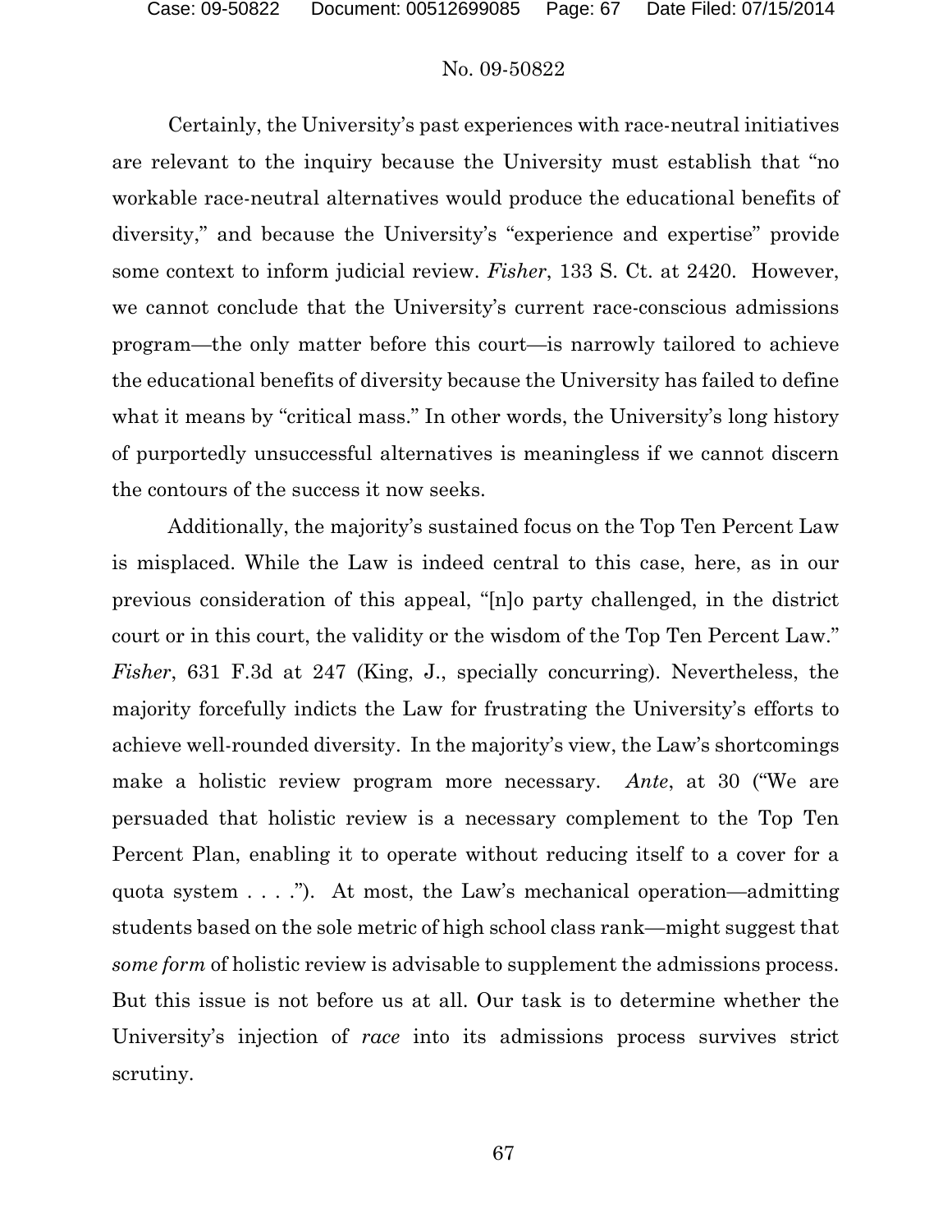Certainly, the University's past experiences with race-neutral initiatives are relevant to the inquiry because the University must establish that "no workable race-neutral alternatives would produce the educational benefits of diversity," and because the University's "experience and expertise" provide some context to inform judicial review. *Fisher*, 133 S. Ct. at 2420. However, we cannot conclude that the University's current race-conscious admissions program—the only matter before this court—is narrowly tailored to achieve the educational benefits of diversity because the University has failed to define what it means by "critical mass." In other words, the University's long history of purportedly unsuccessful alternatives is meaningless if we cannot discern the contours of the success it now seeks.

Additionally, the majority's sustained focus on the Top Ten Percent Law is misplaced. While the Law is indeed central to this case, here, as in our previous consideration of this appeal, "[n]o party challenged, in the district court or in this court, the validity or the wisdom of the Top Ten Percent Law." *Fisher*, 631 F.3d at 247 (King, J., specially concurring). Nevertheless, the majority forcefully indicts the Law for frustrating the University's efforts to achieve well-rounded diversity. In the majority's view, the Law's shortcomings make a holistic review program more necessary. *Ante*, at 30 ("We are persuaded that holistic review is a necessary complement to the Top Ten Percent Plan, enabling it to operate without reducing itself to a cover for a quota system . . . ."). At most, the Law's mechanical operation—admitting students based on the sole metric of high school class rank—might suggest that *some form* of holistic review is advisable to supplement the admissions process. But this issue is not before us at all. Our task is to determine whether the University's injection of *race* into its admissions process survives strict scrutiny.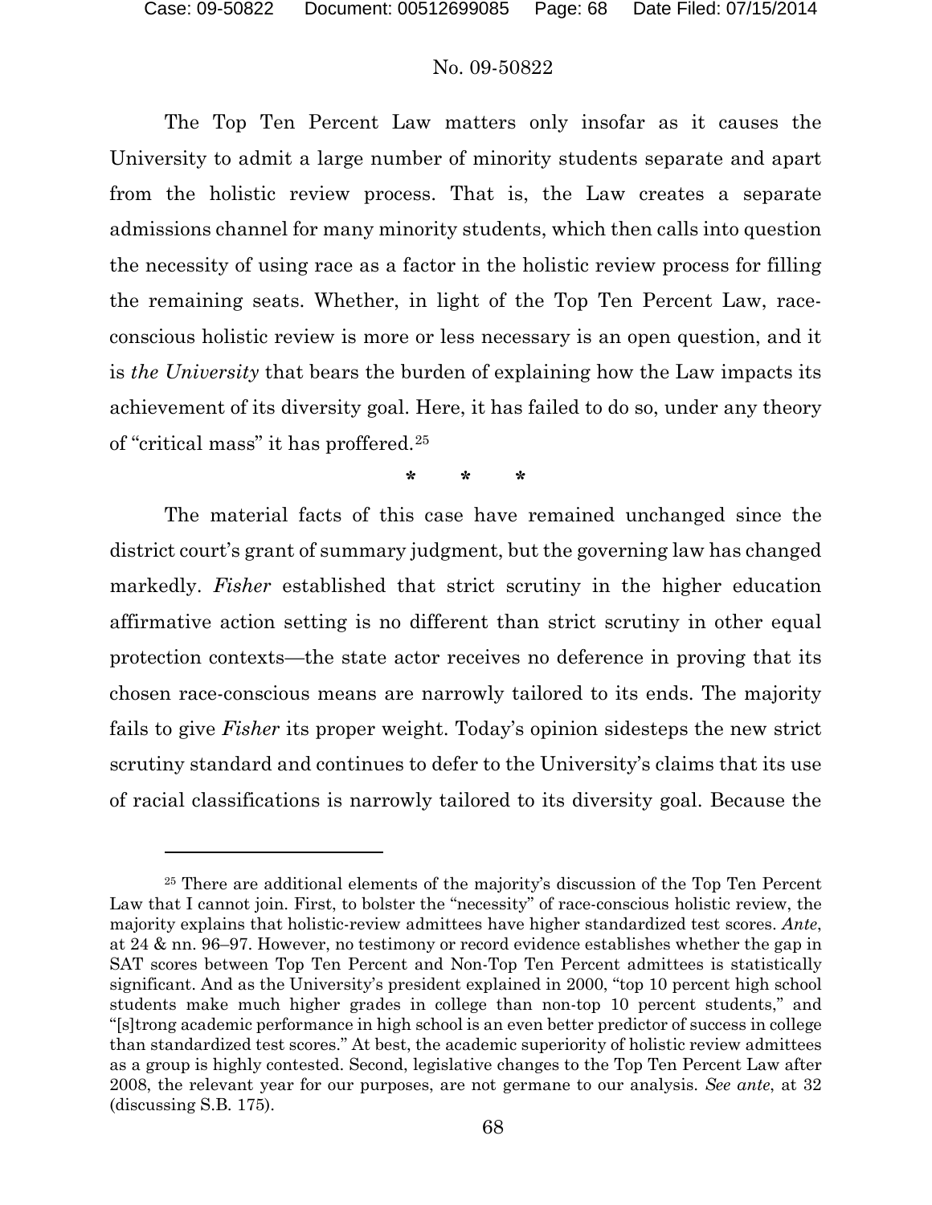The Top Ten Percent Law matters only insofar as it causes the University to admit a large number of minority students separate and apart from the holistic review process. That is, the Law creates a separate admissions channel for many minority students, which then calls into question the necessity of using race as a factor in the holistic review process for filling the remaining seats. Whether, in light of the Top Ten Percent Law, race-conscious holistic review is more or less necessary is an open question, and it is *the University* that bears the burden of explaining how the Law impacts its achievement of its diversity goal. Here, it has failed to do so, under any theory of "critical mass" it has proffered.[25]

\* \* \*

The material facts of this case have remained unchanged since the district court's grant of summary judgment, but the governing law has changed markedly. *Fisher* established that strict scrutiny in the higher education affirmative action setting is no different than strict scrutiny in other equal protection contexts—the state actor receives no deference in proving that its chosen race-conscious means are narrowly tailored to its ends. The majority fails to give *Fisher* its proper weight. Today's opinion sidesteps the new strict scrutiny standard and continues to defer to the University's claims that its use of racial classifications is narrowly tailored to its diversity goal. Because the

---

[25] There are additional elements of the majority's discussion of the Top Ten Percent Law that I cannot join. First, to bolster the "necessity" of race-conscious holistic review, the majority explains that holistic-review admittees have higher standardized test scores. *Ante*, at 24 & nn. 96–97. However, no testimony or record evidence establishes whether the gap in SAT scores between Top Ten Percent and Non-Top Ten Percent admittees is statistically significant. And as the University's president explained in 2000, "top 10 percent high school students make much higher grades in college than non-top 10 percent students," and "[s]trong academic performance in high school is an even better predictor of success in college than standardized test scores." At best, the academic superiority of holistic review admittees as a group is highly contested. Second, legislative changes to the Top Ten Percent Law after 2008, the relevant year for our purposes, are not germane to our analysis. *See ante*, at 32 (discussing S.B. 175).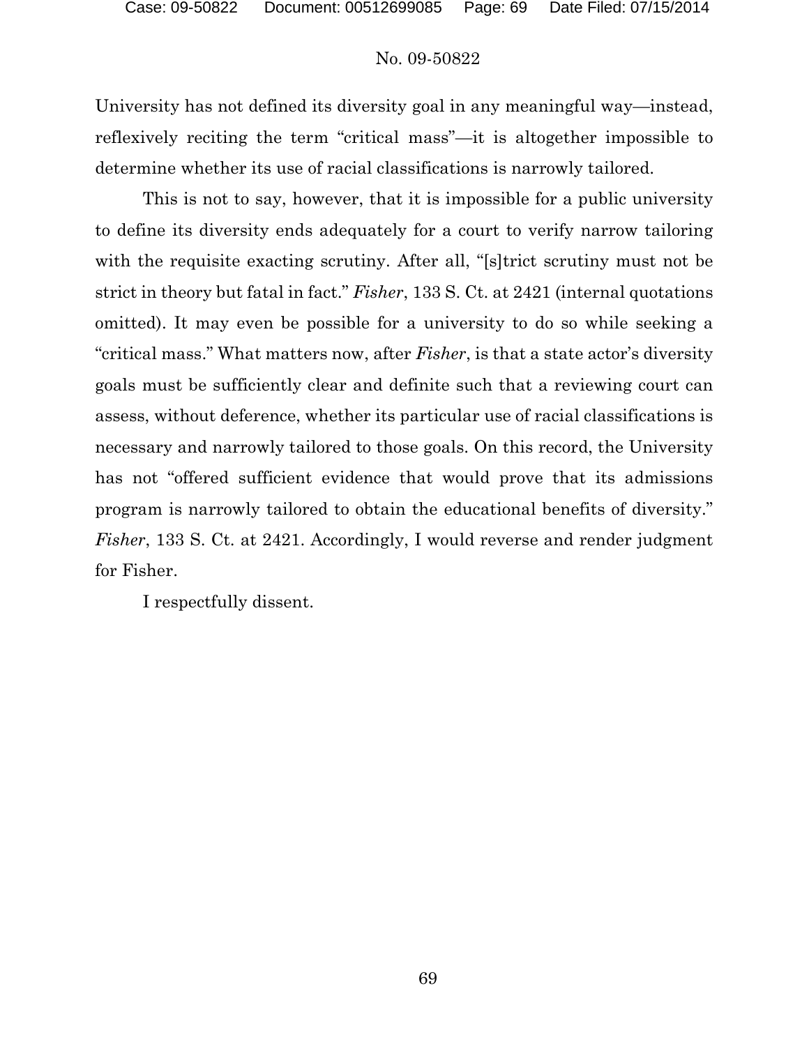University has not defined its diversity goal in any meaningful way—instead, reflexively reciting the term "critical mass"—it is altogether impossible to determine whether its use of racial classifications is narrowly tailored.

This is not to say, however, that it is impossible for a public university to define its diversity ends adequately for a court to verify narrow tailoring with the requisite exacting scrutiny. After all, "[s]trict scrutiny must not be strict in theory but fatal in fact." *Fisher*, 133 S. Ct. at 2421 (internal quotations omitted). It may even be possible for a university to do so while seeking a "critical mass." What matters now, after *Fisher*, is that a state actor's diversity goals must be sufficiently clear and definite such that a reviewing court can assess, without deference, whether its particular use of racial classifications is necessary and narrowly tailored to those goals. On this record, the University has not "offered sufficient evidence that would prove that its admissions program is narrowly tailored to obtain the educational benefits of diversity." *Fisher*, 133 S. Ct. at 2421. Accordingly, I would reverse and render judgment for Fisher.

I respectfully dissent.